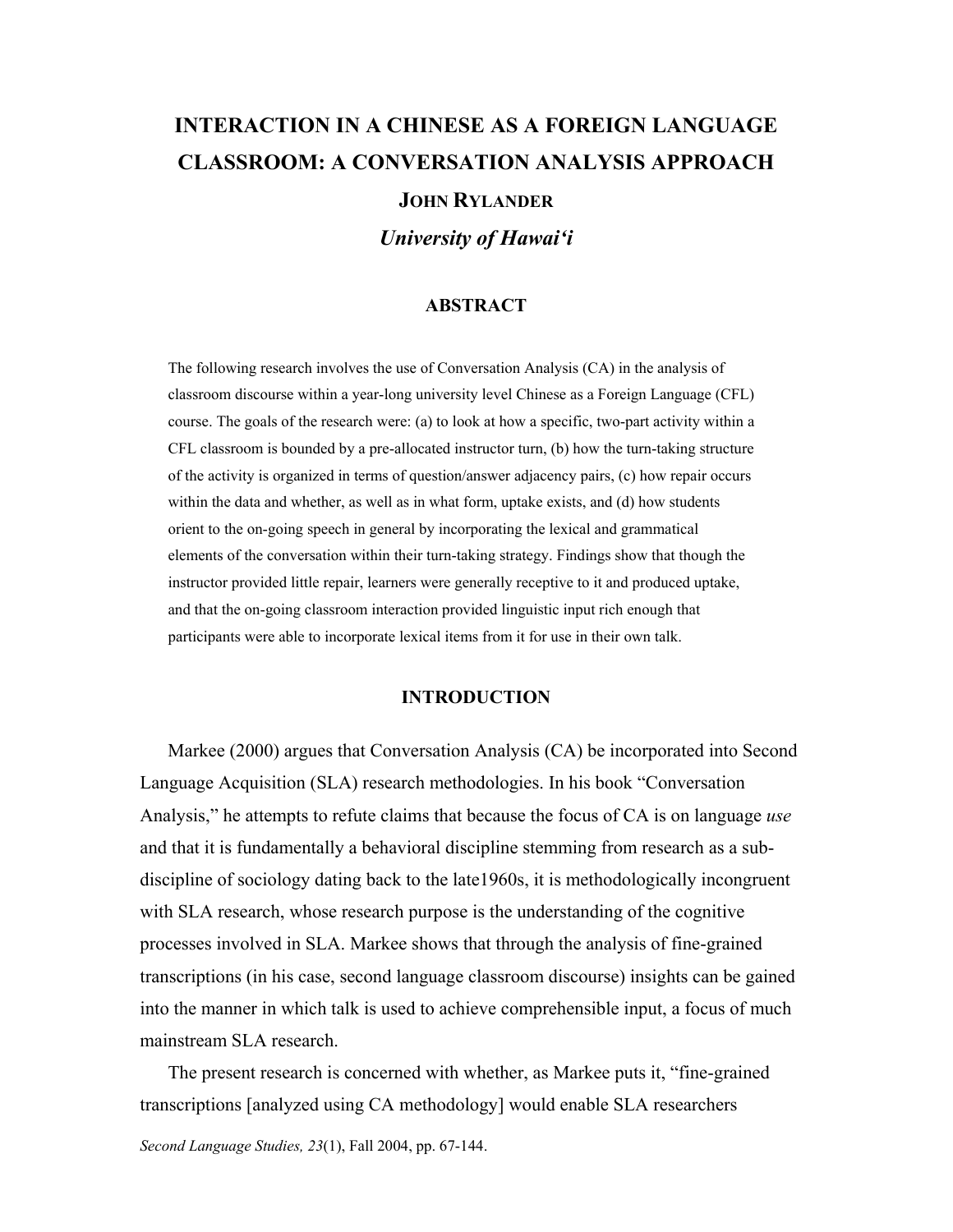# INTERACTION IN A CHINESE AS A FOREIGN LANGUAGE CLASSROOM: A CONVERSATION ANALYSIS APPROACH

**JOHN RYLANDER**

***University of Hawai'i***

## ABSTRACT

The following research involves the use of Conversation Analysis (CA) in the analysis of classroom discourse within a year-long university level Chinese as a Foreign Language (CFL) course. The goals of the research were: (a) to look at how a specific, two-part activity within a CFL classroom is bounded by a pre-allocated instructor turn, (b) how the turn-taking structure of the activity is organized in terms of question/answer adjacency pairs, (c) how repair occurs within the data and whether, as well as in what form, uptake exists, and (d) how students orient to the on-going speech in general by incorporating the lexical and grammatical elements of the conversation within their turn-taking strategy. Findings show that though the instructor provided little repair, learners were generally receptive to it and produced uptake, and that the on-going classroom interaction provided linguistic input rich enough that participants were able to incorporate lexical items from it for use in their own talk.

## INTRODUCTION

Markee (2000) argues that Conversation Analysis (CA) be incorporated into Second Language Acquisition (SLA) research methodologies. In his book "Conversation Analysis," he attempts to refute claims that because the focus of CA is on language *use* and that it is fundamentally a behavioral discipline stemming from research as a sub-discipline of sociology dating back to the late1960s, it is methodologically incongruent with SLA research, whose research purpose is the understanding of the cognitive processes involved in SLA. Markee shows that through the analysis of fine-grained transcriptions (in his case, second language classroom discourse) insights can be gained into the manner in which talk is used to achieve comprehensible input, a focus of much mainstream SLA research.

The present research is concerned with whether, as Markee puts it, "fine-grained transcriptions [analyzed using CA methodology] would enable SLA researchers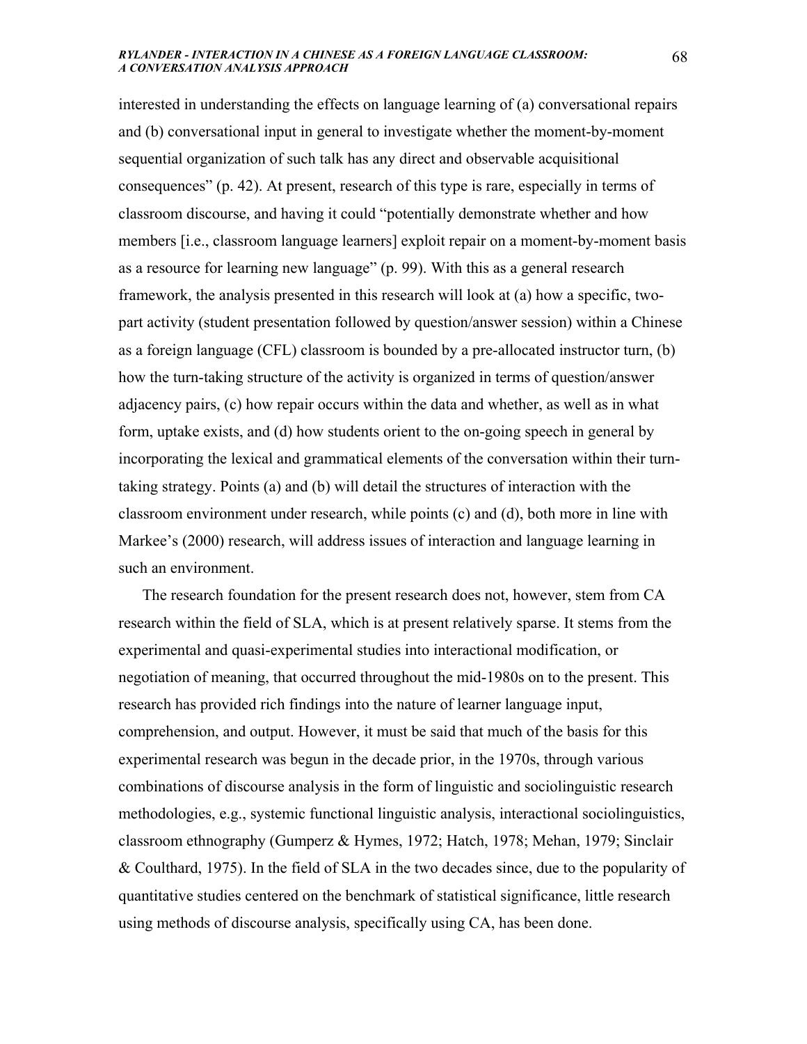interested in understanding the effects on language learning of (a) conversational repairs and (b) conversational input in general to investigate whether the moment-by-moment sequential organization of such talk has any direct and observable acquisitional consequences" (p. 42). At present, research of this type is rare, especially in terms of classroom discourse, and having it could "potentially demonstrate whether and how members [i.e., classroom language learners] exploit repair on a moment-by-moment basis as a resource for learning new language" (p. 99). With this as a general research framework, the analysis presented in this research will look at (a) how a specific, two-part activity (student presentation followed by question/answer session) within a Chinese as a foreign language (CFL) classroom is bounded by a pre-allocated instructor turn, (b) how the turn-taking structure of the activity is organized in terms of question/answer adjacency pairs, (c) how repair occurs within the data and whether, as well as in what form, uptake exists, and (d) how students orient to the on-going speech in general by incorporating the lexical and grammatical elements of the conversation within their turn-taking strategy. Points (a) and (b) will detail the structures of interaction with the classroom environment under research, while points (c) and (d), both more in line with Markee's (2000) research, will address issues of interaction and language learning in such an environment.

The research foundation for the present research does not, however, stem from CA research within the field of SLA, which is at present relatively sparse. It stems from the experimental and quasi-experimental studies into interactional modification, or negotiation of meaning, that occurred throughout the mid-1980s on to the present. This research has provided rich findings into the nature of learner language input, comprehension, and output. However, it must be said that much of the basis for this experimental research was begun in the decade prior, in the 1970s, through various combinations of discourse analysis in the form of linguistic and sociolinguistic research methodologies, e.g., systemic functional linguistic analysis, interactional sociolinguistics, classroom ethnography (Gumperz & Hymes, 1972; Hatch, 1978; Mehan, 1979; Sinclair & Coulthard, 1975). In the field of SLA in the two decades since, due to the popularity of quantitative studies centered on the benchmark of statistical significance, little research using methods of discourse analysis, specifically using CA, has been done.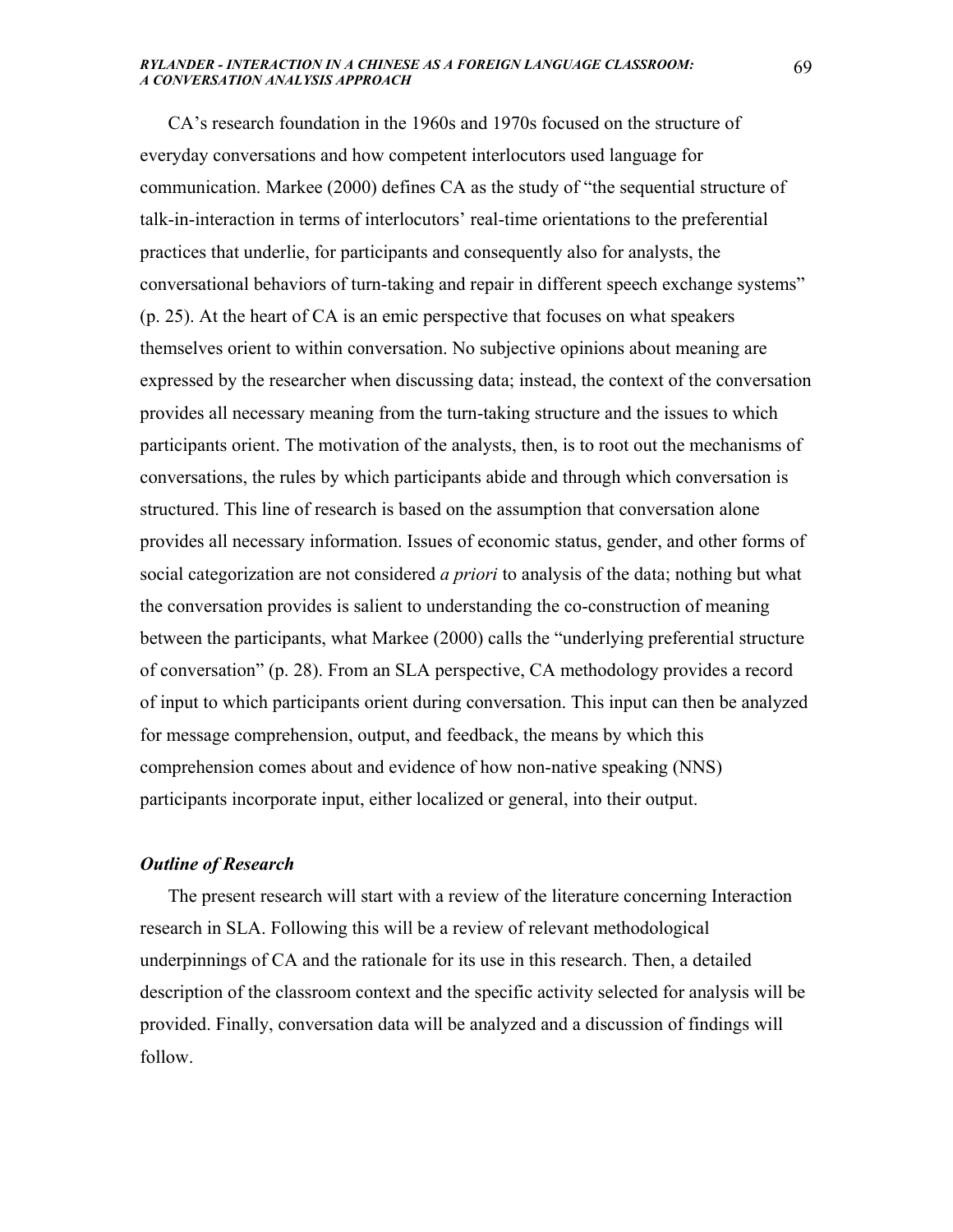CA's research foundation in the 1960s and 1970s focused on the structure of everyday conversations and how competent interlocutors used language for communication. Markee (2000) defines CA as the study of "the sequential structure of talk-in-interaction in terms of interlocutors' real-time orientations to the preferential practices that underlie, for participants and consequently also for analysts, the conversational behaviors of turn-taking and repair in different speech exchange systems" (p. 25). At the heart of CA is an emic perspective that focuses on what speakers themselves orient to within conversation. No subjective opinions about meaning are expressed by the researcher when discussing data; instead, the context of the conversation provides all necessary meaning from the turn-taking structure and the issues to which participants orient. The motivation of the analysts, then, is to root out the mechanisms of conversations, the rules by which participants abide and through which conversation is structured. This line of research is based on the assumption that conversation alone provides all necessary information. Issues of economic status, gender, and other forms of social categorization are not considered *a priori* to analysis of the data; nothing but what the conversation provides is salient to understanding the co-construction of meaning between the participants, what Markee (2000) calls the "underlying preferential structure of conversation" (p. 28). From an SLA perspective, CA methodology provides a record of input to which participants orient during conversation. This input can then be analyzed for message comprehension, output, and feedback, the means by which this comprehension comes about and evidence of how non-native speaking (NNS) participants incorporate input, either localized or general, into their output.

### *Outline of Research*

The present research will start with a review of the literature concerning Interaction research in SLA. Following this will be a review of relevant methodological underpinnings of CA and the rationale for its use in this research. Then, a detailed description of the classroom context and the specific activity selected for analysis will be provided. Finally, conversation data will be analyzed and a discussion of findings will follow.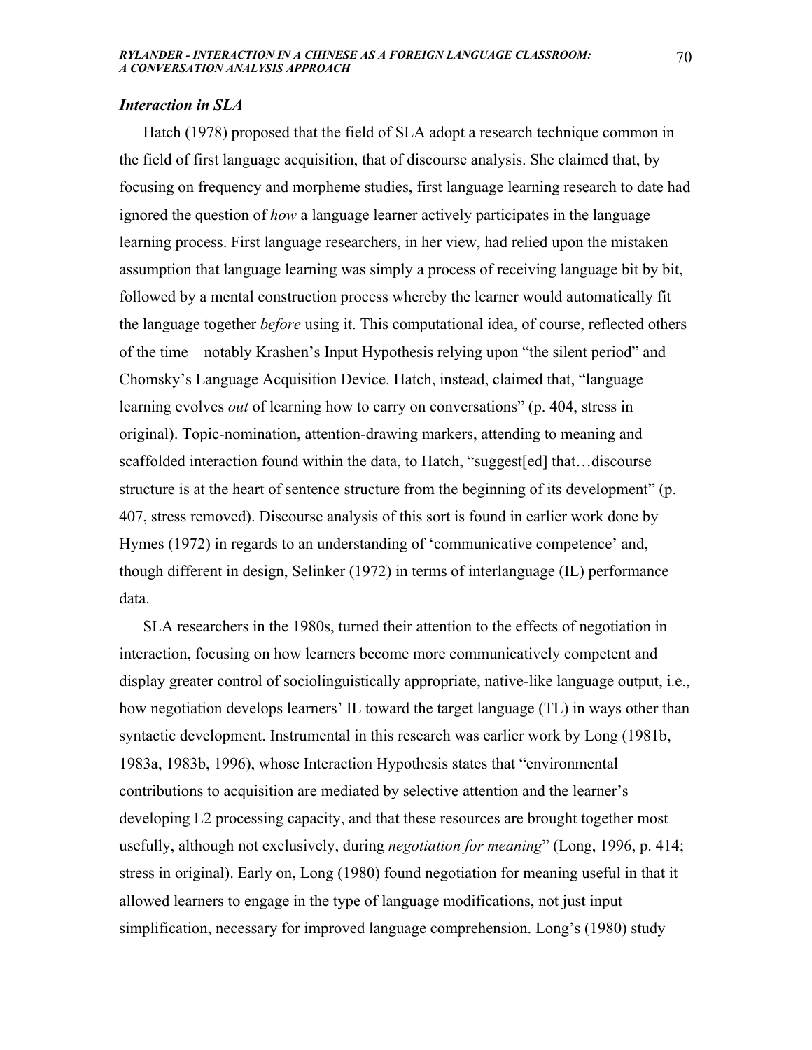### *Interaction in SLA*

Hatch (1978) proposed that the field of SLA adopt a research technique common in the field of first language acquisition, that of discourse analysis. She claimed that, by focusing on frequency and morpheme studies, first language learning research to date had ignored the question of *how* a language learner actively participates in the language learning process. First language researchers, in her view, had relied upon the mistaken assumption that language learning was simply a process of receiving language bit by bit, followed by a mental construction process whereby the learner would automatically fit the language together *before* using it. This computational idea, of course, reflected others of the time—notably Krashen's Input Hypothesis relying upon "the silent period" and Chomsky's Language Acquisition Device. Hatch, instead, claimed that, "language learning evolves *out* of learning how to carry on conversations" (p. 404, stress in original). Topic-nomination, attention-drawing markers, attending to meaning and scaffolded interaction found within the data, to Hatch, "suggest[ed] that…discourse structure is at the heart of sentence structure from the beginning of its development" (p. 407, stress removed). Discourse analysis of this sort is found in earlier work done by Hymes (1972) in regards to an understanding of 'communicative competence' and, though different in design, Selinker (1972) in terms of interlanguage (IL) performance data.

SLA researchers in the 1980s, turned their attention to the effects of negotiation in interaction, focusing on how learners become more communicatively competent and display greater control of sociolinguistically appropriate, native-like language output, i.e., how negotiation develops learners' IL toward the target language (TL) in ways other than syntactic development. Instrumental in this research was earlier work by Long (1981b, 1983a, 1983b, 1996), whose Interaction Hypothesis states that "environmental contributions to acquisition are mediated by selective attention and the learner's developing L2 processing capacity, and that these resources are brought together most usefully, although not exclusively, during *negotiation for meaning*" (Long, 1996, p. 414; stress in original). Early on, Long (1980) found negotiation for meaning useful in that it allowed learners to engage in the type of language modifications, not just input simplification, necessary for improved language comprehension. Long's (1980) study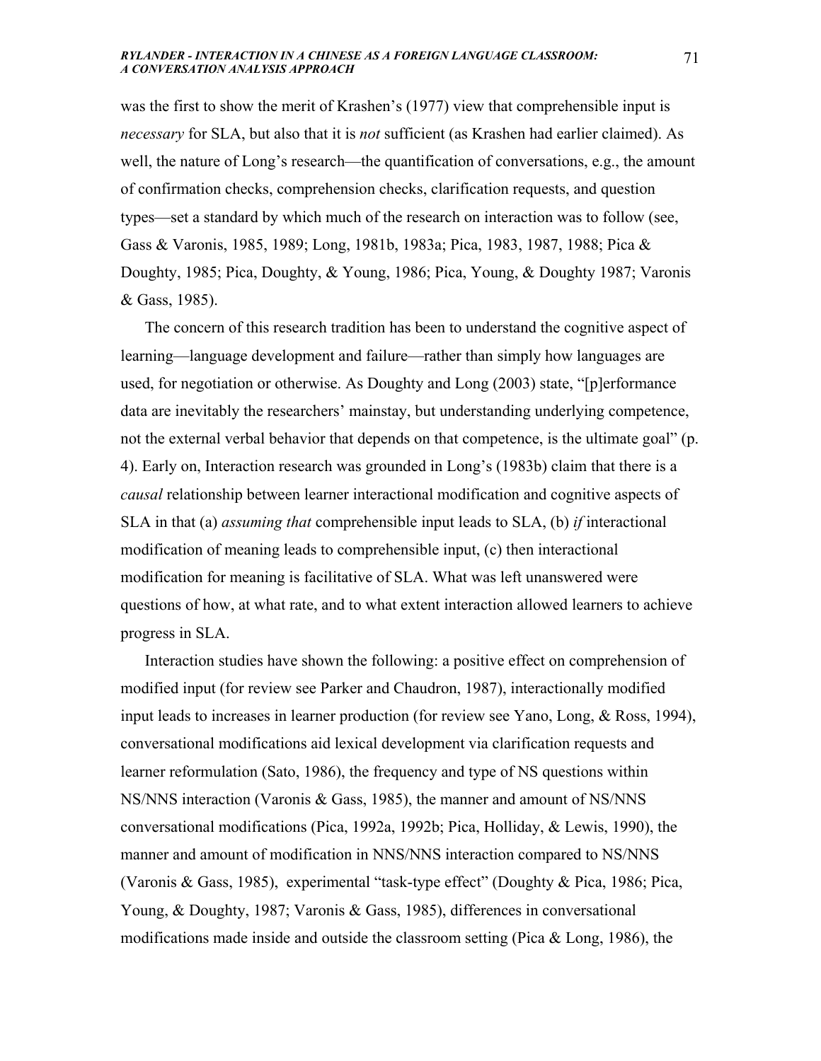was the first to show the merit of Krashen's (1977) view that comprehensible input is *necessary* for SLA, but also that it is *not* sufficient (as Krashen had earlier claimed). As well, the nature of Long's research—the quantification of conversations, e.g., the amount of confirmation checks, comprehension checks, clarification requests, and question types—set a standard by which much of the research on interaction was to follow (see, Gass & Varonis, 1985, 1989; Long, 1981b, 1983a; Pica, 1983, 1987, 1988; Pica & Doughty, 1985; Pica, Doughty, & Young, 1986; Pica, Young, & Doughty 1987; Varonis & Gass, 1985).

The concern of this research tradition has been to understand the cognitive aspect of learning—language development and failure—rather than simply how languages are used, for negotiation or otherwise. As Doughty and Long (2003) state, "[p]erformance data are inevitably the researchers' mainstay, but understanding underlying competence, not the external verbal behavior that depends on that competence, is the ultimate goal" (p. 4). Early on, Interaction research was grounded in Long's (1983b) claim that there is a *causal* relationship between learner interactional modification and cognitive aspects of SLA in that (a) *assuming that* comprehensible input leads to SLA, (b) *if* interactional modification of meaning leads to comprehensible input, (c) then interactional modification for meaning is facilitative of SLA. What was left unanswered were questions of how, at what rate, and to what extent interaction allowed learners to achieve progress in SLA.

Interaction studies have shown the following: a positive effect on comprehension of modified input (for review see Parker and Chaudron, 1987), interactionally modified input leads to increases in learner production (for review see Yano, Long, & Ross, 1994), conversational modifications aid lexical development via clarification requests and learner reformulation (Sato, 1986), the frequency and type of NS questions within NS/NNS interaction (Varonis & Gass, 1985), the manner and amount of NS/NNS conversational modifications (Pica, 1992a, 1992b; Pica, Holliday, & Lewis, 1990), the manner and amount of modification in NNS/NNS interaction compared to NS/NNS (Varonis & Gass, 1985), experimental "task-type effect" (Doughty & Pica, 1986; Pica, Young, & Doughty, 1987; Varonis & Gass, 1985), differences in conversational modifications made inside and outside the classroom setting (Pica & Long, 1986), the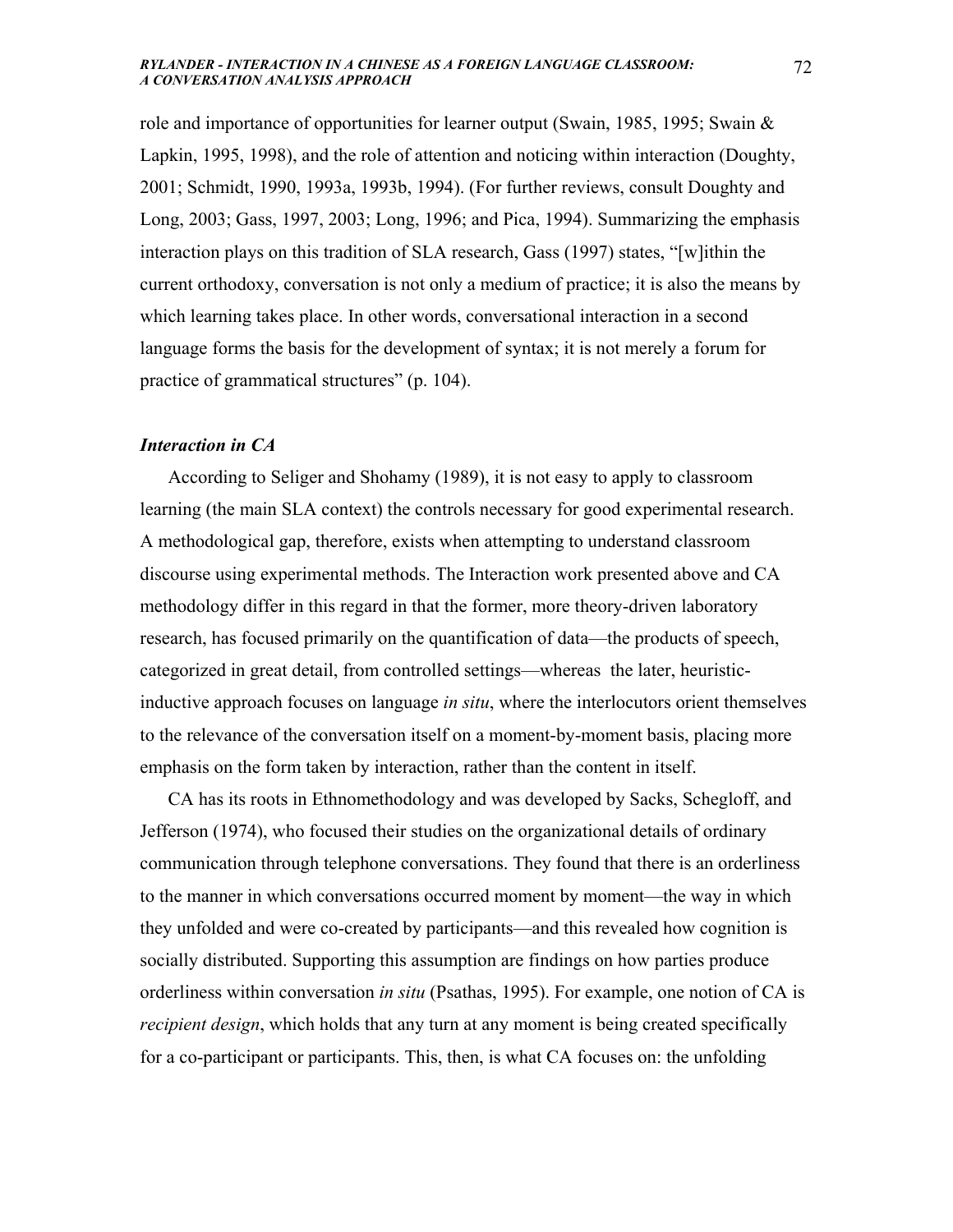role and importance of opportunities for learner output (Swain, 1985, 1995; Swain & Lapkin, 1995, 1998), and the role of attention and noticing within interaction (Doughty, 2001; Schmidt, 1990, 1993a, 1993b, 1994). (For further reviews, consult Doughty and Long, 2003; Gass, 1997, 2003; Long, 1996; and Pica, 1994). Summarizing the emphasis interaction plays on this tradition of SLA research, Gass (1997) states, "[w]ithin the current orthodoxy, conversation is not only a medium of practice; it is also the means by which learning takes place. In other words, conversational interaction in a second language forms the basis for the development of syntax; it is not merely a forum for practice of grammatical structures" (p. 104).

### *Interaction in CA*

According to Seliger and Shohamy (1989), it is not easy to apply to classroom learning (the main SLA context) the controls necessary for good experimental research. A methodological gap, therefore, exists when attempting to understand classroom discourse using experimental methods. The Interaction work presented above and CA methodology differ in this regard in that the former, more theory-driven laboratory research, has focused primarily on the quantification of data—the products of speech, categorized in great detail, from controlled settings—whereas the later, heuristic-inductive approach focuses on language *in situ*, where the interlocutors orient themselves to the relevance of the conversation itself on a moment-by-moment basis, placing more emphasis on the form taken by interaction, rather than the content in itself.

CA has its roots in Ethnomethodology and was developed by Sacks, Schegloff, and Jefferson (1974), who focused their studies on the organizational details of ordinary communication through telephone conversations. They found that there is an orderliness to the manner in which conversations occurred moment by moment—the way in which they unfolded and were co-created by participants—and this revealed how cognition is socially distributed. Supporting this assumption are findings on how parties produce orderliness within conversation *in situ* (Psathas, 1995). For example, one notion of CA is *recipient design*, which holds that any turn at any moment is being created specifically for a co-participant or participants. This, then, is what CA focuses on: the unfolding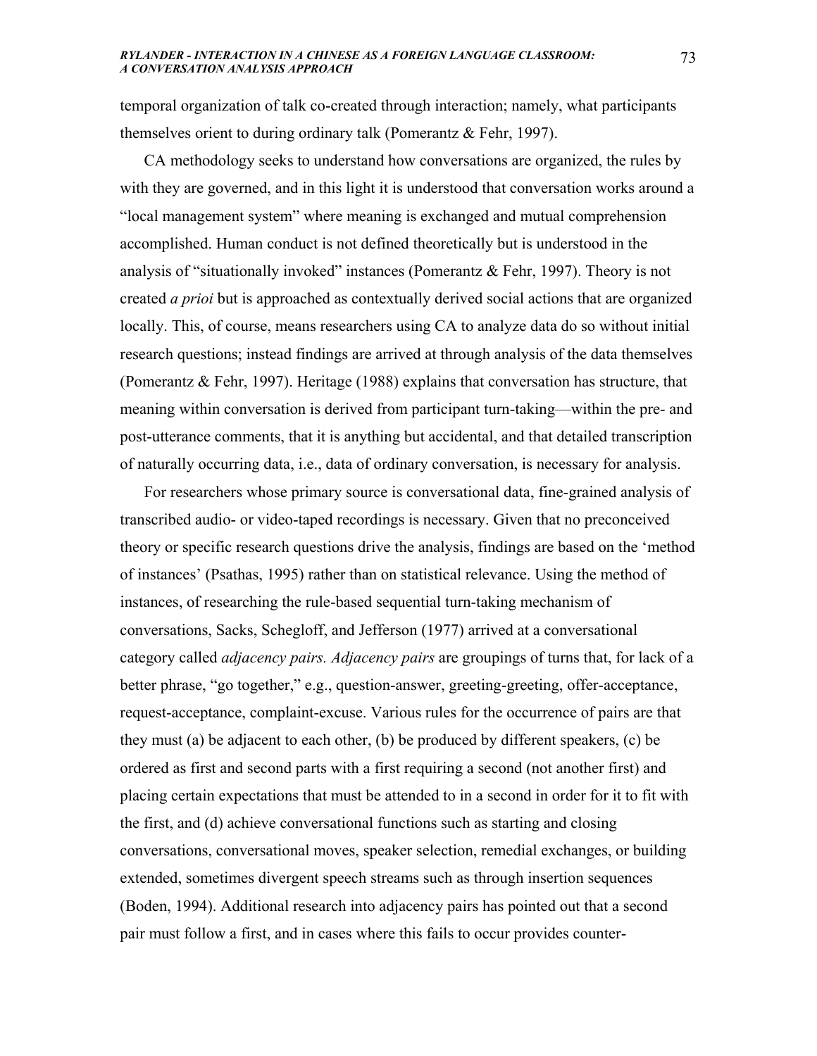temporal organization of talk co-created through interaction; namely, what participants themselves orient to during ordinary talk (Pomerantz & Fehr, 1997).

CA methodology seeks to understand how conversations are organized, the rules by with they are governed, and in this light it is understood that conversation works around a "local management system" where meaning is exchanged and mutual comprehension accomplished. Human conduct is not defined theoretically but is understood in the analysis of "situationally invoked" instances (Pomerantz & Fehr, 1997). Theory is not created *a prioi* but is approached as contextually derived social actions that are organized locally. This, of course, means researchers using CA to analyze data do so without initial research questions; instead findings are arrived at through analysis of the data themselves (Pomerantz & Fehr, 1997). Heritage (1988) explains that conversation has structure, that meaning within conversation is derived from participant turn-taking—within the pre- and post-utterance comments, that it is anything but accidental, and that detailed transcription of naturally occurring data, i.e., data of ordinary conversation, is necessary for analysis.

For researchers whose primary source is conversational data, fine-grained analysis of transcribed audio- or video-taped recordings is necessary. Given that no preconceived theory or specific research questions drive the analysis, findings are based on the 'method of instances' (Psathas, 1995) rather than on statistical relevance. Using the method of instances, of researching the rule-based sequential turn-taking mechanism of conversations, Sacks, Schegloff, and Jefferson (1977) arrived at a conversational category called *adjacency pairs. Adjacency pairs* are groupings of turns that, for lack of a better phrase, "go together," e.g., question-answer, greeting-greeting, offer-acceptance, request-acceptance, complaint-excuse. Various rules for the occurrence of pairs are that they must (a) be adjacent to each other, (b) be produced by different speakers, (c) be ordered as first and second parts with a first requiring a second (not another first) and placing certain expectations that must be attended to in a second in order for it to fit with the first, and (d) achieve conversational functions such as starting and closing conversations, conversational moves, speaker selection, remedial exchanges, or building extended, sometimes divergent speech streams such as through insertion sequences (Boden, 1994). Additional research into adjacency pairs has pointed out that a second pair must follow a first, and in cases where this fails to occur provides counter-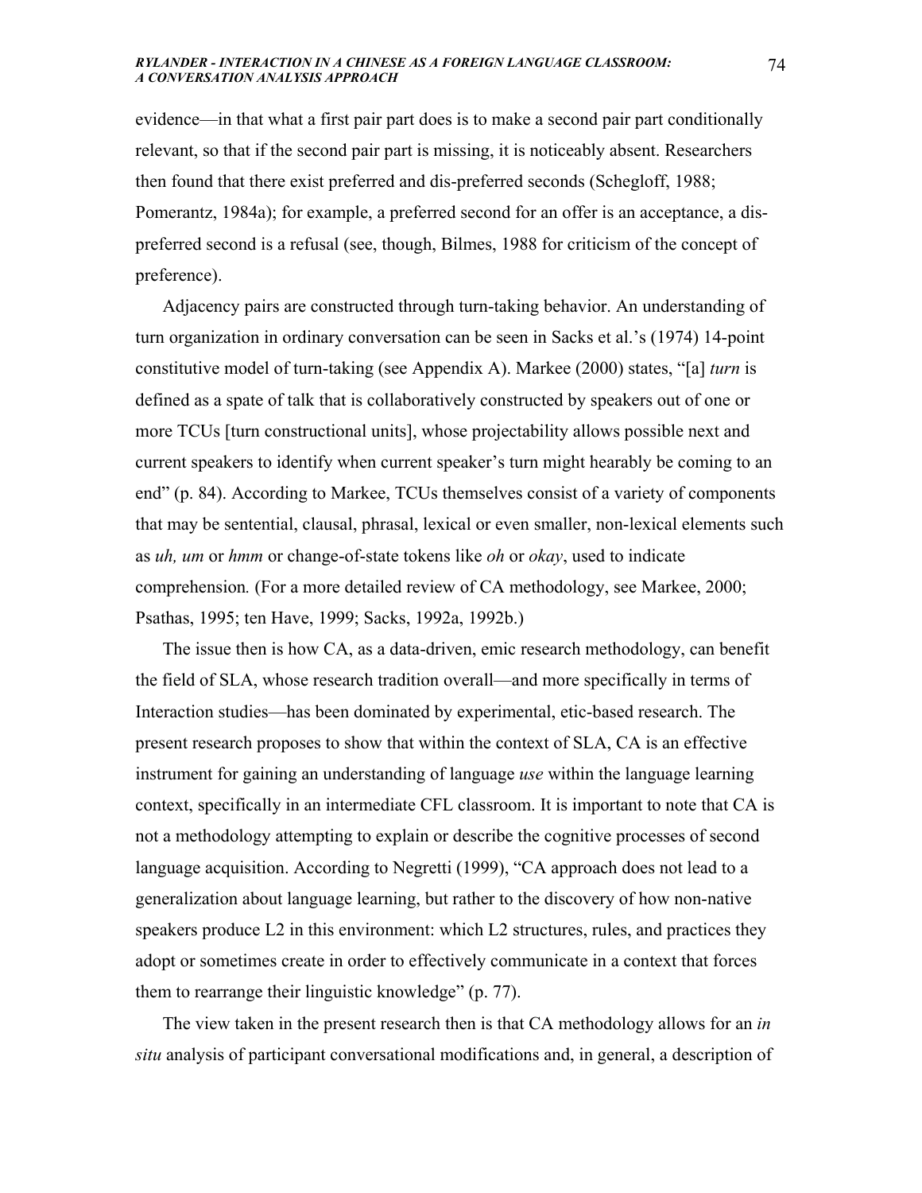evidence—in that what a first pair part does is to make a second pair part conditionally relevant, so that if the second pair part is missing, it is noticeably absent. Researchers then found that there exist preferred and dis-preferred seconds (Schegloff, 1988; Pomerantz, 1984a); for example, a preferred second for an offer is an acceptance, a dis-preferred second is a refusal (see, though, Bilmes, 1988 for criticism of the concept of preference).

Adjacency pairs are constructed through turn-taking behavior. An understanding of turn organization in ordinary conversation can be seen in Sacks et al.'s (1974) 14-point constitutive model of turn-taking (see Appendix A). Markee (2000) states, "[a] *turn* is defined as a spate of talk that is collaboratively constructed by speakers out of one or more TCUs [turn constructional units], whose projectability allows possible next and current speakers to identify when current speaker's turn might hearably be coming to an end" (p. 84). According to Markee, TCUs themselves consist of a variety of components that may be sentential, clausal, phrasal, lexical or even smaller, non-lexical elements such as *uh, um* or *hmm* or change-of-state tokens like *oh* or *okay*, used to indicate comprehension. (For a more detailed review of CA methodology, see Markee, 2000; Psathas, 1995; ten Have, 1999; Sacks, 1992a, 1992b.)

The issue then is how CA, as a data-driven, emic research methodology, can benefit the field of SLA, whose research tradition overall—and more specifically in terms of Interaction studies—has been dominated by experimental, etic-based research. The present research proposes to show that within the context of SLA, CA is an effective instrument for gaining an understanding of language *use* within the language learning context, specifically in an intermediate CFL classroom. It is important to note that CA is not a methodology attempting to explain or describe the cognitive processes of second language acquisition. According to Negretti (1999), "CA approach does not lead to a generalization about language learning, but rather to the discovery of how non-native speakers produce L2 in this environment: which L2 structures, rules, and practices they adopt or sometimes create in order to effectively communicate in a context that forces them to rearrange their linguistic knowledge" (p. 77).

The view taken in the present research then is that CA methodology allows for an *in situ* analysis of participant conversational modifications and, in general, a description of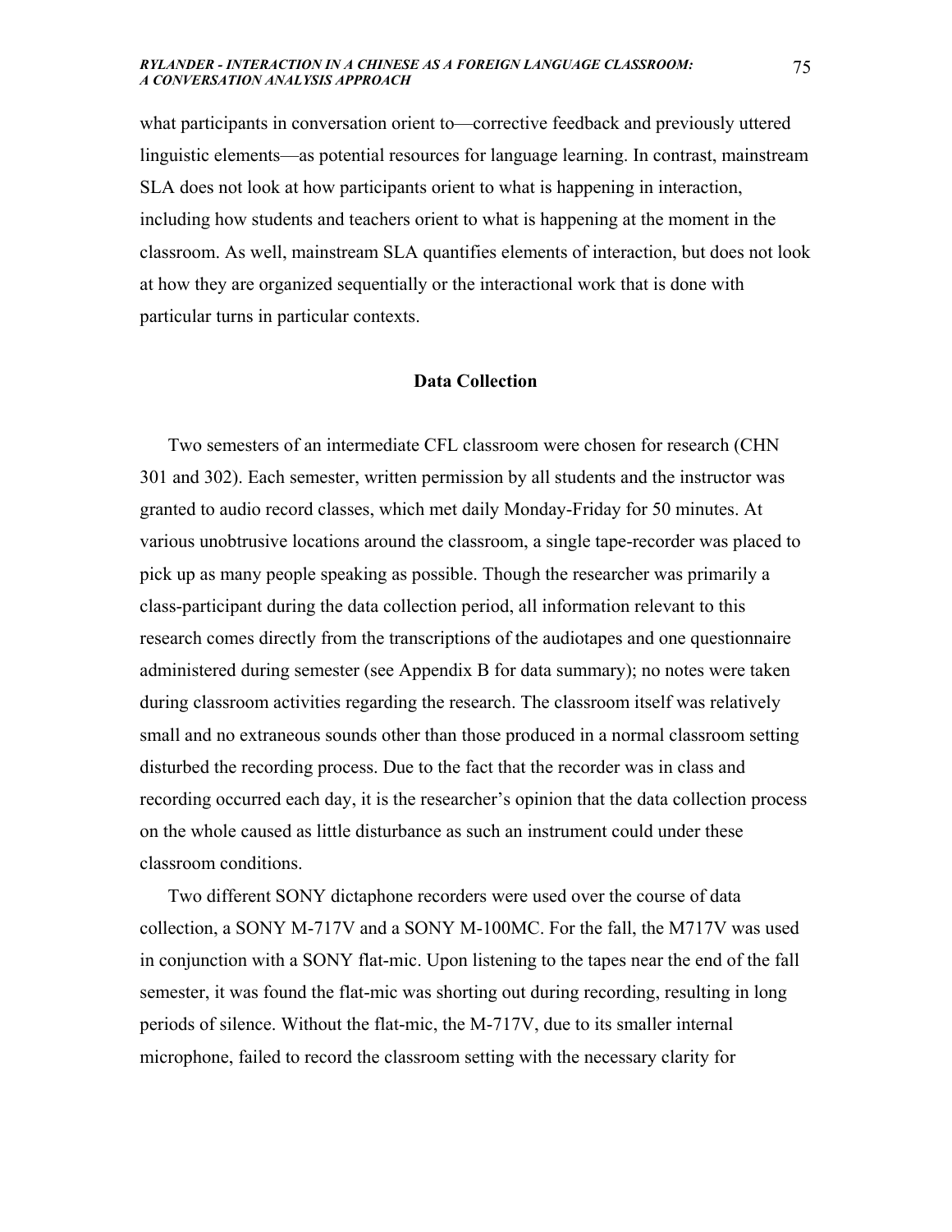what participants in conversation orient to—corrective feedback and previously uttered linguistic elements—as potential resources for language learning. In contrast, mainstream SLA does not look at how participants orient to what is happening in interaction, including how students and teachers orient to what is happening at the moment in the classroom. As well, mainstream SLA quantifies elements of interaction, but does not look at how they are organized sequentially or the interactional work that is done with particular turns in particular contexts.

## Data Collection

Two semesters of an intermediate CFL classroom were chosen for research (CHN 301 and 302). Each semester, written permission by all students and the instructor was granted to audio record classes, which met daily Monday-Friday for 50 minutes. At various unobtrusive locations around the classroom, a single tape-recorder was placed to pick up as many people speaking as possible. Though the researcher was primarily a class-participant during the data collection period, all information relevant to this research comes directly from the transcriptions of the audiotapes and one questionnaire administered during semester (see Appendix B for data summary); no notes were taken during classroom activities regarding the research. The classroom itself was relatively small and no extraneous sounds other than those produced in a normal classroom setting disturbed the recording process. Due to the fact that the recorder was in class and recording occurred each day, it is the researcher's opinion that the data collection process on the whole caused as little disturbance as such an instrument could under these classroom conditions.

Two different SONY dictaphone recorders were used over the course of data collection, a SONY M-717V and a SONY M-100MC. For the fall, the M717V was used in conjunction with a SONY flat-mic. Upon listening to the tapes near the end of the fall semester, it was found the flat-mic was shorting out during recording, resulting in long periods of silence. Without the flat-mic, the M-717V, due to its smaller internal microphone, failed to record the classroom setting with the necessary clarity for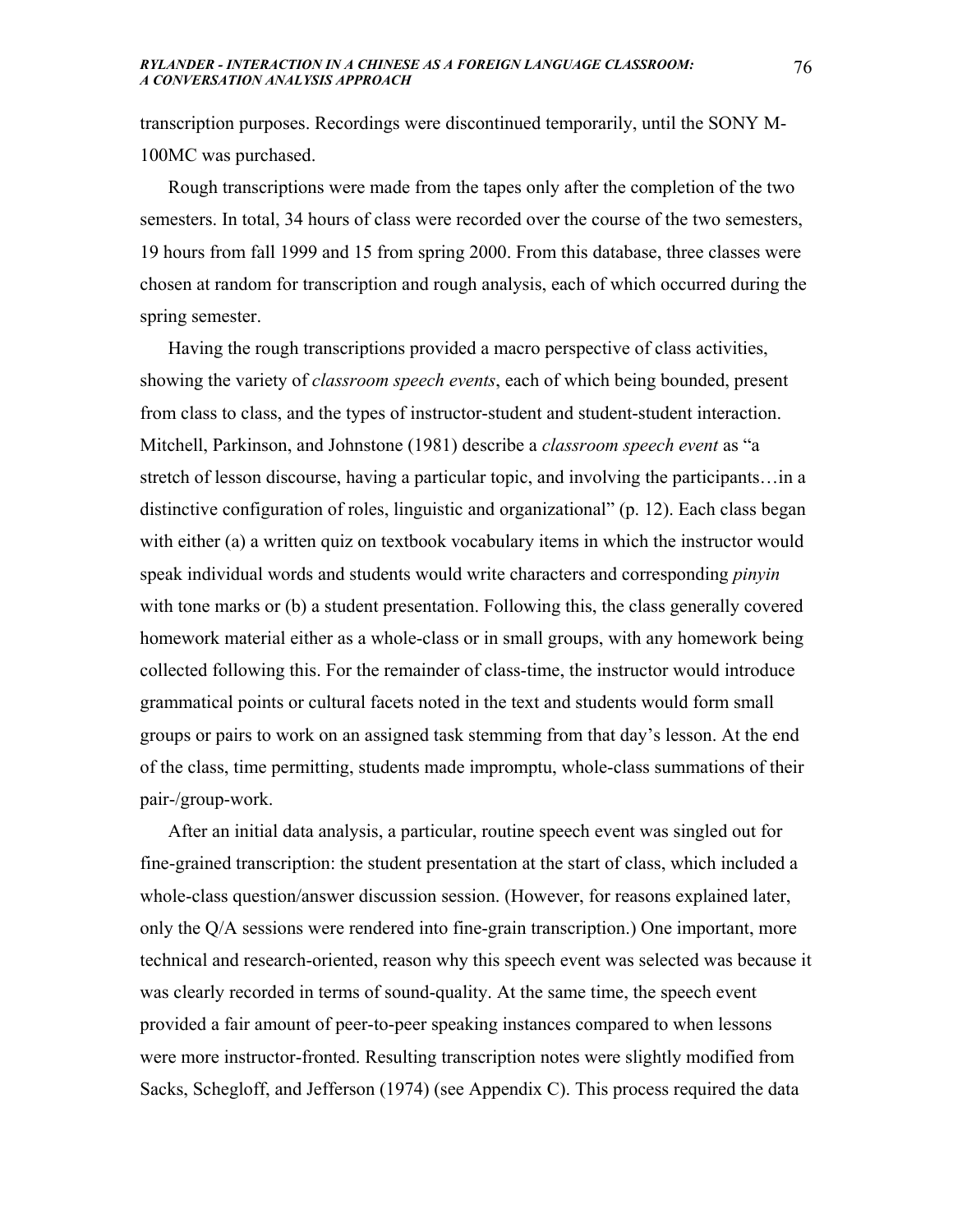transcription purposes. Recordings were discontinued temporarily, until the SONY M-100MC was purchased.

Rough transcriptions were made from the tapes only after the completion of the two semesters. In total, 34 hours of class were recorded over the course of the two semesters, 19 hours from fall 1999 and 15 from spring 2000. From this database, three classes were chosen at random for transcription and rough analysis, each of which occurred during the spring semester.

Having the rough transcriptions provided a macro perspective of class activities, showing the variety of *classroom speech events*, each of which being bounded, present from class to class, and the types of instructor-student and student-student interaction. Mitchell, Parkinson, and Johnstone (1981) describe a *classroom speech event* as "a stretch of lesson discourse, having a particular topic, and involving the participants…in a distinctive configuration of roles, linguistic and organizational" (p. 12). Each class began with either (a) a written quiz on textbook vocabulary items in which the instructor would speak individual words and students would write characters and corresponding *pinyin* with tone marks or (b) a student presentation. Following this, the class generally covered homework material either as a whole-class or in small groups, with any homework being collected following this. For the remainder of class-time, the instructor would introduce grammatical points or cultural facets noted in the text and students would form small groups or pairs to work on an assigned task stemming from that day's lesson. At the end of the class, time permitting, students made impromptu, whole-class summations of their pair-/group-work.

After an initial data analysis, a particular, routine speech event was singled out for fine-grained transcription: the student presentation at the start of class, which included a whole-class question/answer discussion session. (However, for reasons explained later, only the Q/A sessions were rendered into fine-grain transcription.) One important, more technical and research-oriented, reason why this speech event was selected was because it was clearly recorded in terms of sound-quality. At the same time, the speech event provided a fair amount of peer-to-peer speaking instances compared to when lessons were more instructor-fronted. Resulting transcription notes were slightly modified from Sacks, Schegloff, and Jefferson (1974) (see Appendix C). This process required the data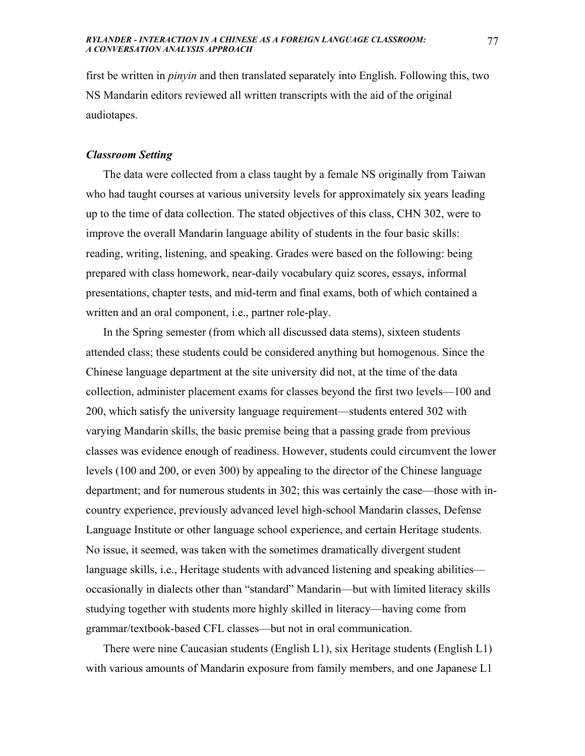first be written in *pinyin* and then translated separately into English. Following this, two NS Mandarin editors reviewed all written transcripts with the aid of the original audiotapes.

### *Classroom Setting*

The data were collected from a class taught by a female NS originally from Taiwan who had taught courses at various university levels for approximately six years leading up to the time of data collection. The stated objectives of this class, CHN 302, were to improve the overall Mandarin language ability of students in the four basic skills: reading, writing, listening, and speaking. Grades were based on the following: being prepared with class homework, near-daily vocabulary quiz scores, essays, informal presentations, chapter tests, and mid-term and final exams, both of which contained a written and an oral component, i.e., partner role-play.

In the Spring semester (from which all discussed data stems), sixteen students attended class; these students could be considered anything but homogenous. Since the Chinese language department at the site university did not, at the time of the data collection, administer placement exams for classes beyond the first two levels—100 and 200, which satisfy the university language requirement—students entered 302 with varying Mandarin skills, the basic premise being that a passing grade from previous classes was evidence enough of readiness. However, students could circumvent the lower levels (100 and 200, or even 300) by appealing to the director of the Chinese language department; and for numerous students in 302; this was certainly the case—those with in-country experience, previously advanced level high-school Mandarin classes, Defense Language Institute or other language school experience, and certain Heritage students. No issue, it seemed, was taken with the sometimes dramatically divergent student language skills, i.e., Heritage students with advanced listening and speaking abilities—occasionally in dialects other than "standard" Mandarin—but with limited literacy skills studying together with students more highly skilled in literacy—having come from grammar/textbook-based CFL classes—but not in oral communication.

There were nine Caucasian students (English L1), six Heritage students (English L1) with various amounts of Mandarin exposure from family members, and one Japanese L1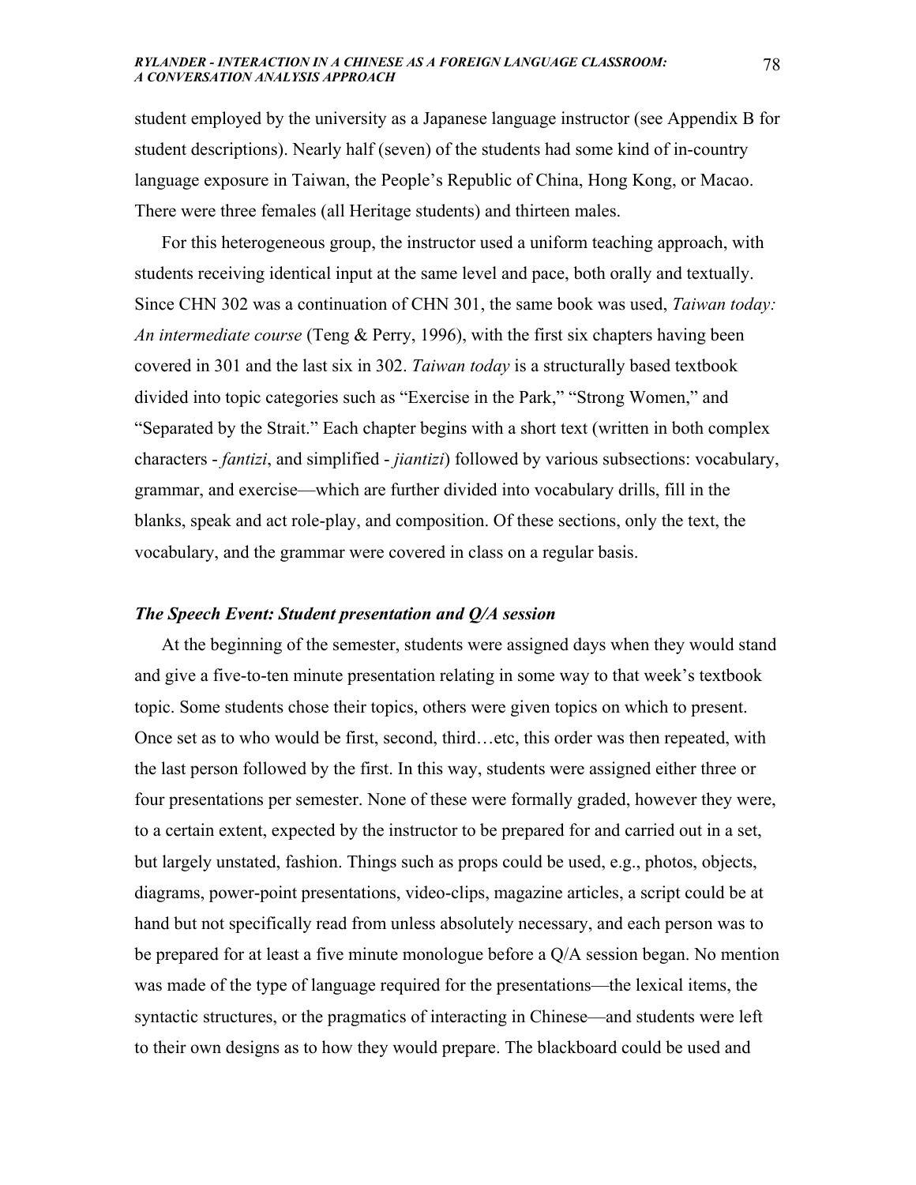student employed by the university as a Japanese language instructor (see Appendix B for student descriptions). Nearly half (seven) of the students had some kind of in-country language exposure in Taiwan, the People's Republic of China, Hong Kong, or Macao. There were three females (all Heritage students) and thirteen males.

For this heterogeneous group, the instructor used a uniform teaching approach, with students receiving identical input at the same level and pace, both orally and textually. Since CHN 302 was a continuation of CHN 301, the same book was used, *Taiwan today: An intermediate course* (Teng & Perry, 1996), with the first six chapters having been covered in 301 and the last six in 302. *Taiwan today* is a structurally based textbook divided into topic categories such as "Exercise in the Park," "Strong Women," and "Separated by the Strait." Each chapter begins with a short text (written in both complex characters - *fantizi*, and simplified - *jiantizi*) followed by various subsections: vocabulary, grammar, and exercise—which are further divided into vocabulary drills, fill in the blanks, speak and act role-play, and composition. Of these sections, only the text, the vocabulary, and the grammar were covered in class on a regular basis.

### *The Speech Event: Student presentation and Q/A session*

At the beginning of the semester, students were assigned days when they would stand and give a five-to-ten minute presentation relating in some way to that week's textbook topic. Some students chose their topics, others were given topics on which to present. Once set as to who would be first, second, third…etc, this order was then repeated, with the last person followed by the first. In this way, students were assigned either three or four presentations per semester. None of these were formally graded, however they were, to a certain extent, expected by the instructor to be prepared for and carried out in a set, but largely unstated, fashion. Things such as props could be used, e.g., photos, objects, diagrams, power-point presentations, video-clips, magazine articles, a script could be at hand but not specifically read from unless absolutely necessary, and each person was to be prepared for at least a five minute monologue before a Q/A session began. No mention was made of the type of language required for the presentations—the lexical items, the syntactic structures, or the pragmatics of interacting in Chinese—and students were left to their own designs as to how they would prepare. The blackboard could be used and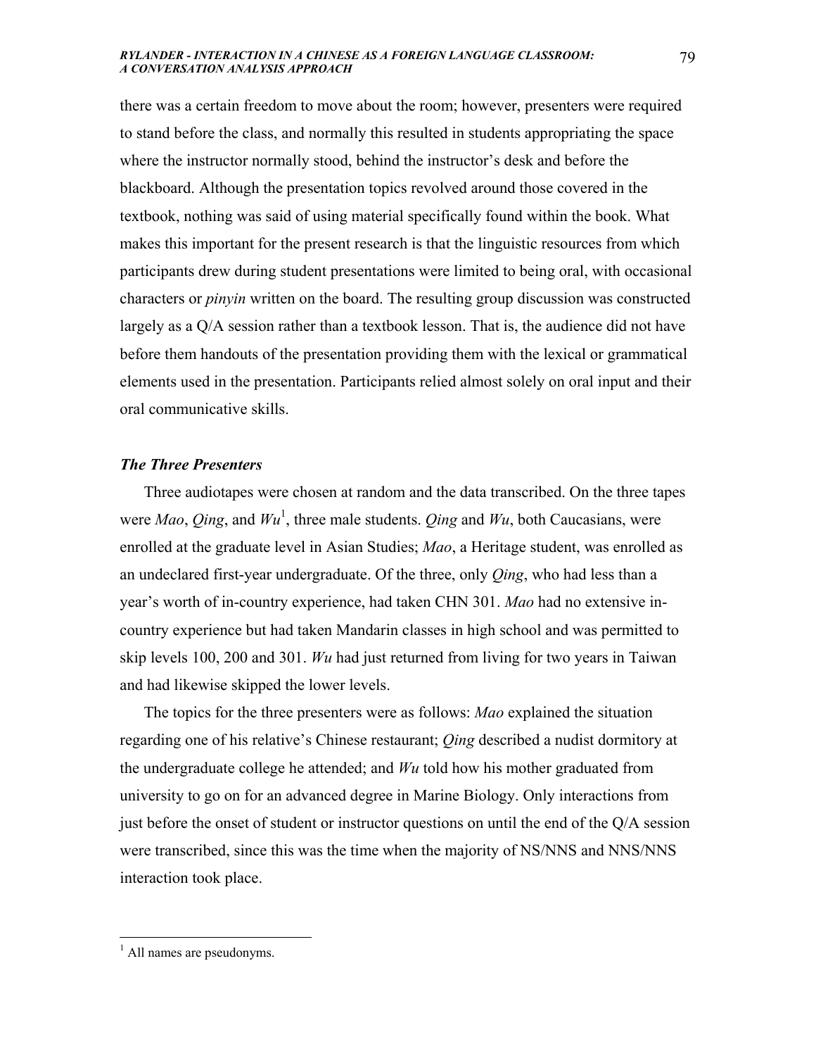there was a certain freedom to move about the room; however, presenters were required to stand before the class, and normally this resulted in students appropriating the space where the instructor normally stood, behind the instructor's desk and before the blackboard. Although the presentation topics revolved around those covered in the textbook, nothing was said of using material specifically found within the book. What makes this important for the present research is that the linguistic resources from which participants drew during student presentations were limited to being oral, with occasional characters or *pinyin* written on the board. The resulting group discussion was constructed largely as a Q/A session rather than a textbook lesson. That is, the audience did not have before them handouts of the presentation providing them with the lexical or grammatical elements used in the presentation. Participants relied almost solely on oral input and their oral communicative skills.

### *The Three Presenters*

Three audiotapes were chosen at random and the data transcribed. On the three tapes were *Mao*, *Qing*, and *Wu*[1], three male students. *Qing* and *Wu*, both Caucasians, were enrolled at the graduate level in Asian Studies; *Mao*, a Heritage student, was enrolled as an undeclared first-year undergraduate. Of the three, only *Qing*, who had less than a year's worth of in-country experience, had taken CHN 301. *Mao* had no extensive in-country experience but had taken Mandarin classes in high school and was permitted to skip levels 100, 200 and 301. *Wu* had just returned from living for two years in Taiwan and had likewise skipped the lower levels.

The topics for the three presenters were as follows: *Mao* explained the situation regarding one of his relative's Chinese restaurant; *Qing* described a nudist dormitory at the undergraduate college he attended; and *Wu* told how his mother graduated from university to go on for an advanced degree in Marine Biology. Only interactions from just before the onset of student or instructor questions on until the end of the Q/A session were transcribed, since this was the time when the majority of NS/NNS and NNS/NNS interaction took place.

---

[1] All names are pseudonyms.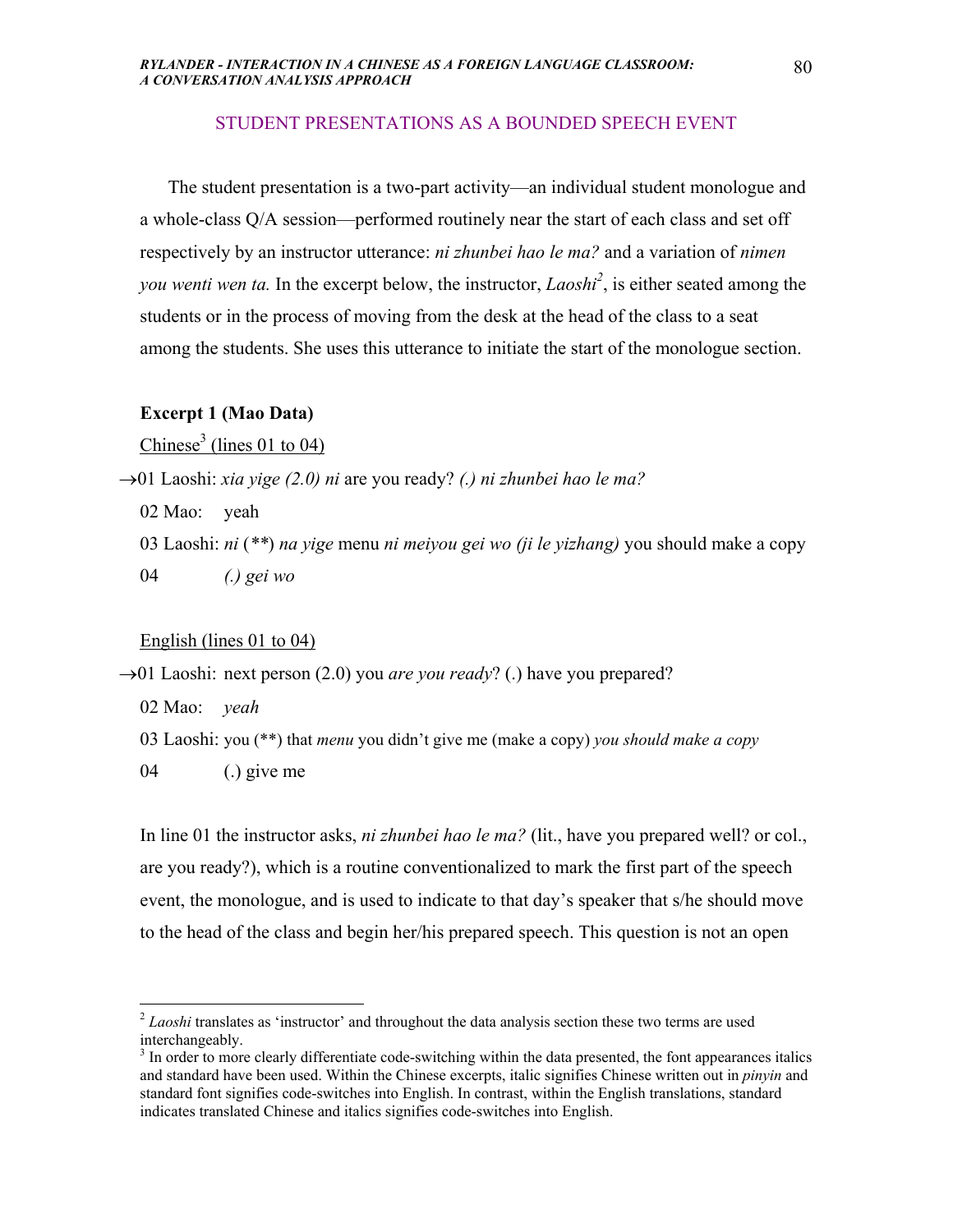## STUDENT PRESENTATIONS AS A BOUNDED SPEECH EVENT

The student presentation is a two-part activity—an individual student monologue and a whole-class Q/A session—performed routinely near the start of each class and set off respectively by an instructor utterance: *ni zhunbei hao le ma?* and a variation of *nimen you wenti wen ta.* In the excerpt below, the instructor, *Laoshi*[2], is either seated among the students or in the process of moving from the desk at the head of the class to a seat among the students. She uses this utterance to initiate the start of the monologue section.

**Excerpt 1 (Mao Data)**

Chinese[3] (lines 01 to 04)

→01 Laoshi: *xia yige (2.0) ni* are you ready? *(.) ni zhunbei hao le ma?*
 02 Mao: yeah
 03 Laoshi: *ni* (\*\*) *na yige* menu *ni meiyou gei wo (ji le yizhang)* you should make a copy
 04 *(.) gei wo*

English (lines 01 to 04)

→01 Laoshi: next person (2.0) you *are you ready*? (.) have you prepared?
 02 Mao: *yeah*
 03 Laoshi: you (\*\*) that *menu* you didn't give me (make a copy) *you should make a copy*
 04 (.) give me

In line 01 the instructor asks, *ni zhunbei hao le ma?* (lit., have you prepared well? or col., are you ready?), which is a routine conventionalized to mark the first part of the speech event, the monologue, and is used to indicate to that day's speaker that s/he should move to the head of the class and begin her/his prepared speech. This question is not an open

---

[2] *Laoshi* translates as 'instructor' and throughout the data analysis section these two terms are used interchangeably.

[3] In order to more clearly differentiate code-switching within the data presented, the font appearances italics and standard have been used. Within the Chinese excerpts, italic signifies Chinese written out in *pinyin* and standard font signifies code-switches into English. In contrast, within the English translations, standard indicates translated Chinese and italics signifies code-switches into English.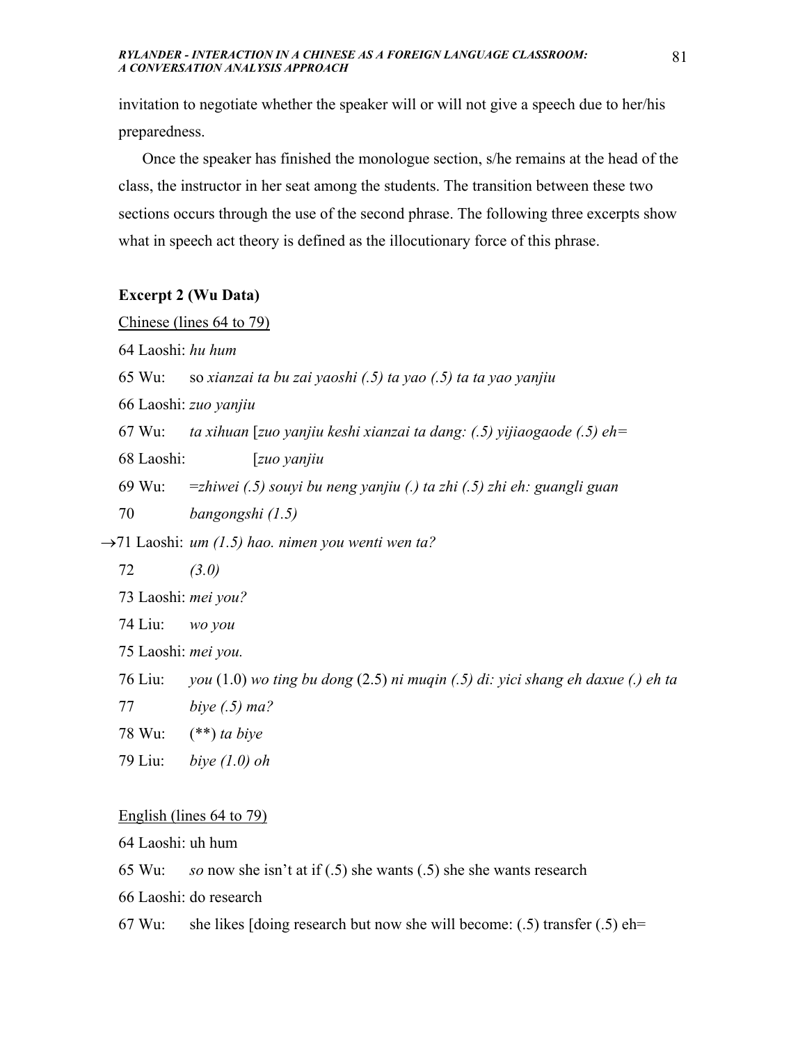invitation to negotiate whether the speaker will or will not give a speech due to her/his preparedness.

Once the speaker has finished the monologue section, s/he remains at the head of the class, the instructor in her seat among the students. The transition between these two sections occurs through the use of the second phrase. The following three excerpts show what in speech act theory is defined as the illocutionary force of this phrase.

**Excerpt 2 (Wu Data)**

Chinese (lines 64 to 79)

64 Laoshi: *hu hum*

65 Wu: so *xianzai ta bu zai yaoshi (.5) ta yao (.5) ta ta yao yanjiu*

66 Laoshi: *zuo yanjiu*

67 Wu: *ta xihuan [zuo yanjiu keshi xianzai ta dang: (.5) yijiaogaode (.5) eh=*

68 Laoshi: *[zuo yanjiu*

69 Wu: *=zhiwei (.5) souyi bu neng yanjiu (.) ta zhi (.5) zhi eh: guangli guan*

70 *bangongshi (1.5)*

→71 Laoshi: *um (1.5) hao. nimen you wenti wen ta?*

72 *(3.0)*

73 Laoshi: *mei you?*

74 Liu: *wo you*

75 Laoshi: *mei you.*

76 Liu: *you* (1.0) *wo ting bu dong* (2.5) *ni muqin (.5) di: yici shang eh daxue (.) eh ta*

77 *biye (.5) ma?*

78 Wu: (\*\*) *ta biye*

79 Liu: *biye (1.0) oh*

English (lines 64 to 79)

64 Laoshi: uh hum

65 Wu: *so* now she isn't at if (.5) she wants (.5) she she wants research

66 Laoshi: do research

67 Wu: she likes [doing research but now she will become: (.5) transfer (.5) eh=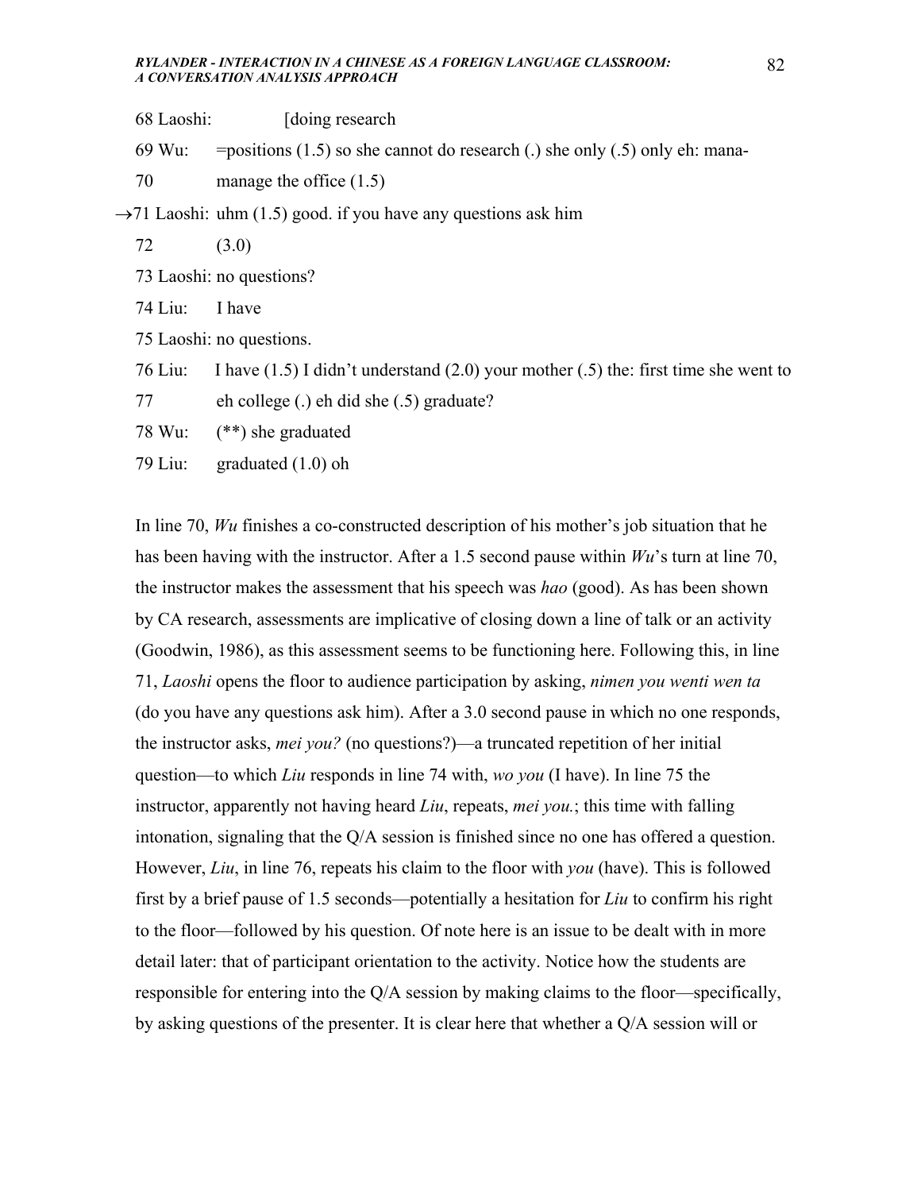68 Laoshi: [doing research

69 Wu: =positions (1.5) so she cannot do research (.) she only (.5) only eh: mana-

70 manage the office (1.5)

→71 Laoshi: uhm (1.5) good. if you have any questions ask him

72 (3.0)

73 Laoshi: no questions?

74 Liu: I have

75 Laoshi: no questions.

76 Liu: I have (1.5) I didn't understand (2.0) your mother (.5) the: first time she went to

77 eh college (.) eh did she (.5) graduate?

78 Wu: (**) she graduated

79 Liu: graduated (1.0) oh

In line 70, *Wu* finishes a co-constructed description of his mother's job situation that he has been having with the instructor. After a 1.5 second pause within *Wu*'s turn at line 70, the instructor makes the assessment that his speech was *hao* (good). As has been shown by CA research, assessments are implicative of closing down a line of talk or an activity (Goodwin, 1986), as this assessment seems to be functioning here. Following this, in line 71, *Laoshi* opens the floor to audience participation by asking, *nimen you wenti wen ta* (do you have any questions ask him). After a 3.0 second pause in which no one responds, the instructor asks, *mei you?* (no questions?)—a truncated repetition of her initial question—to which *Liu* responds in line 74 with, *wo you* (I have). In line 75 the instructor, apparently not having heard *Liu*, repeats, *mei you.*; this time with falling intonation, signaling that the Q/A session is finished since no one has offered a question. However, *Liu*, in line 76, repeats his claim to the floor with *you* (have). This is followed first by a brief pause of 1.5 seconds—potentially a hesitation for *Liu* to confirm his right to the floor—followed by his question. Of note here is an issue to be dealt with in more detail later: that of participant orientation to the activity. Notice how the students are responsible for entering into the Q/A session by making claims to the floor—specifically, by asking questions of the presenter. It is clear here that whether a Q/A session will or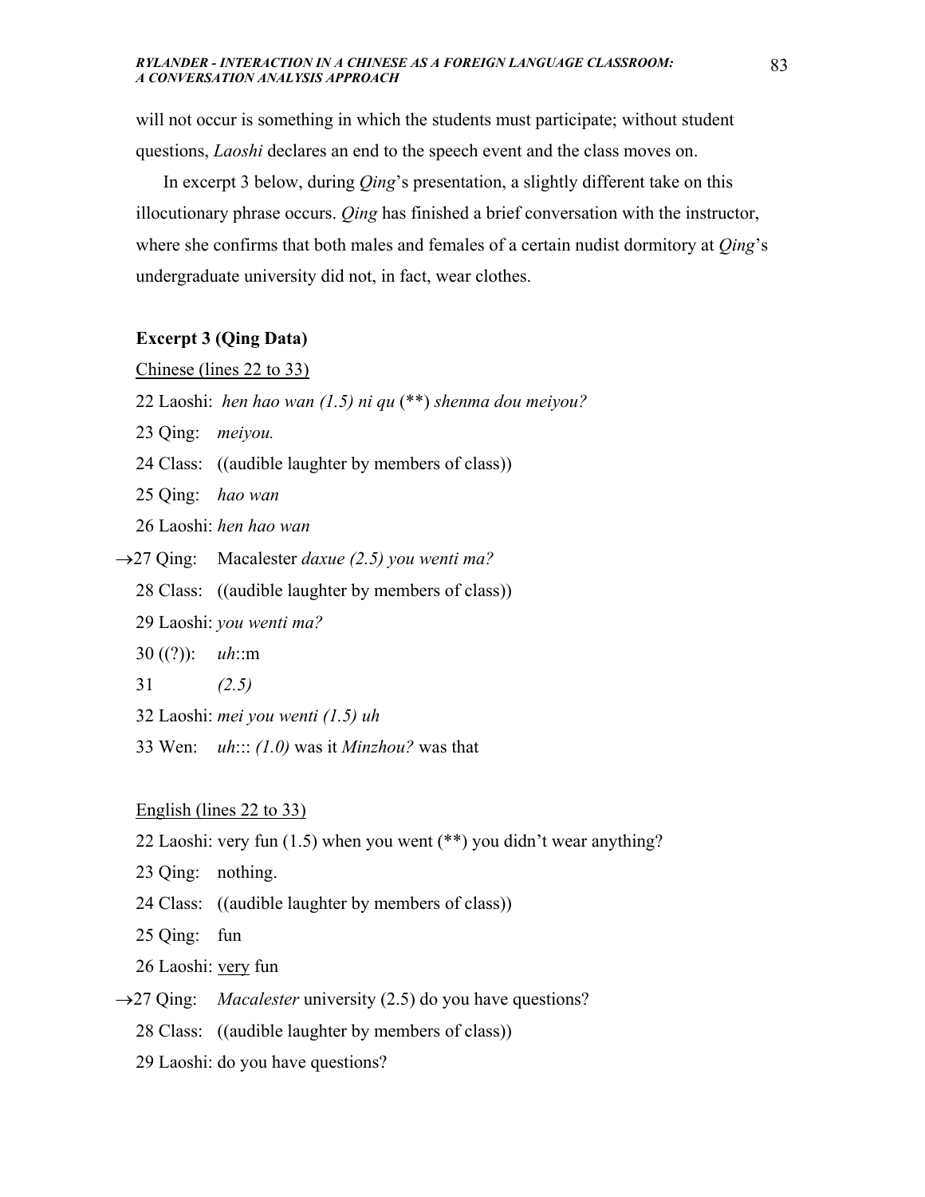will not occur is something in which the students must participate; without student questions, *Laoshi* declares an end to the speech event and the class moves on.

In excerpt 3 below, during *Qing*'s presentation, a slightly different take on this illocutionary phrase occurs. *Qing* has finished a brief conversation with the instructor, where she confirms that both males and females of a certain nudist dormitory at *Qing*'s undergraduate university did not, in fact, wear clothes.

**Excerpt 3 (Qing Data)**

<u>Chinese (lines 22 to 33)</u>

22 Laoshi: *hen hao wan (1.5) ni qu* (**) *shenma dou meiyou?*

23 Qing: *meiyou.*

24 Class: ((audible laughter by members of class))

25 Qing: *hao wan*

26 Laoshi: *hen hao wan*

→27 Qing: Macalester *daxue (2.5) you wenti ma?*

28 Class: ((audible laughter by members of class))

29 Laoshi: *you wenti ma?*

30 ((?)): *uh*::m

31 *(2.5)*

32 Laoshi: *mei you wenti (1.5) uh*

33 Wen: *uh*::: *(1.0)* was it *Minzhou?* was that

<u>English (lines 22 to 33)</u>

22 Laoshi: very fun (1.5) when you went (**) you didn't wear anything?

23 Qing: nothing.

24 Class: ((audible laughter by members of class))

25 Qing: fun

26 Laoshi: <u>very</u> fun

→27 Qing: *Macalester* university (2.5) do you have questions?

28 Class: ((audible laughter by members of class))

29 Laoshi: do you have questions?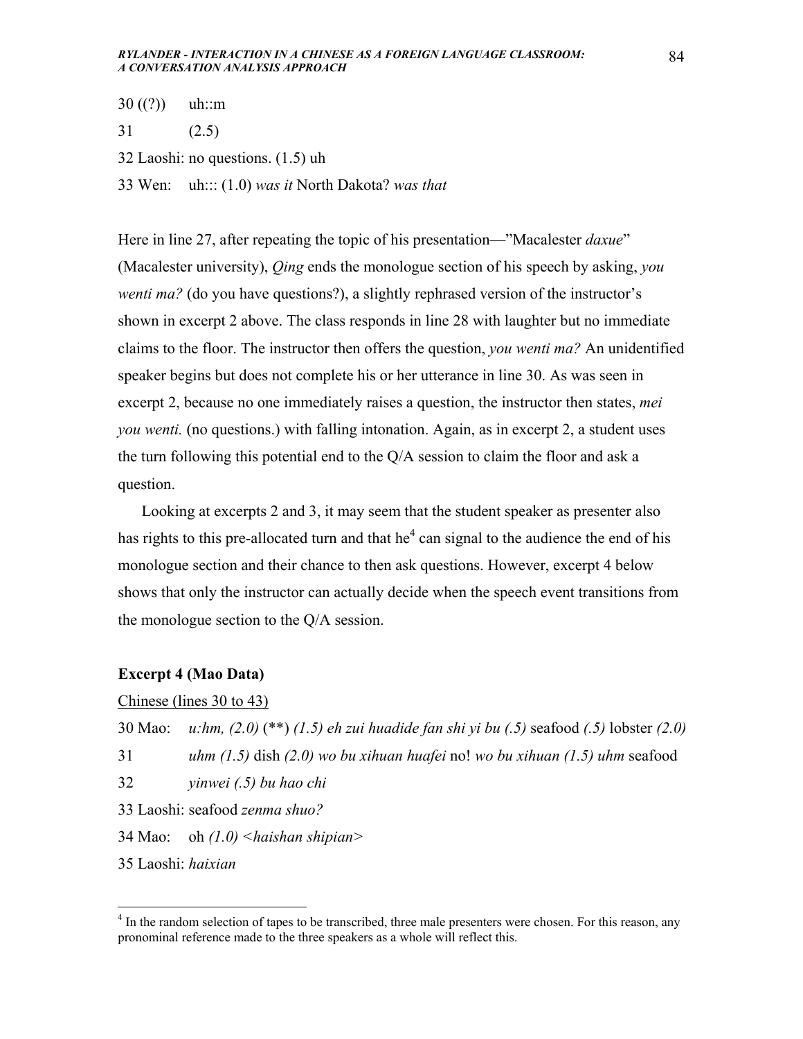30 ((?))	uh::m

31	(2.5)

32 Laoshi: no questions. (1.5) uh

33 Wen:	uh::: (1.0) *was it* North Dakota? *was that*

Here in line 27, after repeating the topic of his presentation—"Macalester *daxue*" (Macalester university), *Qing* ends the monologue section of his speech by asking, *you wenti ma?* (do you have questions?), a slightly rephrased version of the instructor's shown in excerpt 2 above. The class responds in line 28 with laughter but no immediate claims to the floor. The instructor then offers the question, *you wenti ma?* An unidentified speaker begins but does not complete his or her utterance in line 30. As was seen in excerpt 2, because no one immediately raises a question, the instructor then states, *mei you wenti.* (no questions.) with falling intonation. Again, as in excerpt 2, a student uses the turn following this potential end to the Q/A session to claim the floor and ask a question.

Looking at excerpts 2 and 3, it may seem that the student speaker as presenter also has rights to this pre-allocated turn and that he[4] can signal to the audience the end of his monologue section and their chance to then ask questions. However, excerpt 4 below shows that only the instructor can actually decide when the speech event transitions from the monologue section to the Q/A session.

**Excerpt 4 (Mao Data)**

Chinese (lines 30 to 43)

30 Mao:	*u:hm, (2.0)* (**) *(1.5) eh zui huadide fan shi yi bu (.5)* seafood *(.5)* lobster *(2.0)*

31	*uhm (1.5)* dish *(2.0) wo bu xihuan huafei* no! *wo bu xihuan (1.5) uhm* seafood

32	*yinwei (.5) bu hao chi*

33 Laoshi: seafood *zenma shuo?*

34 Mao:	oh *(1.0) <haishan shipian>*

35 Laoshi: *haixian*

[4] In the random selection of tapes to be transcribed, three male presenters were chosen. For this reason, any pronominal reference made to the three speakers as a whole will reflect this.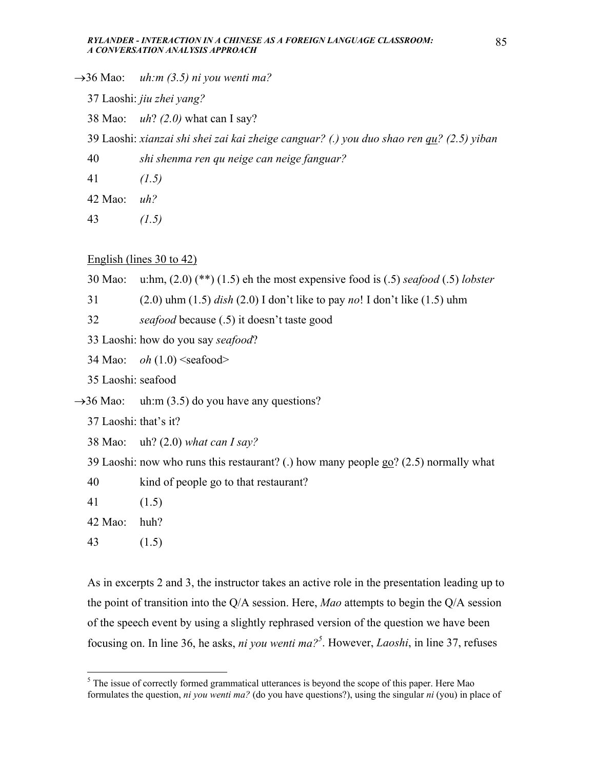→36 Mao: *uh:m (3.5) ni you wenti ma?*

37 Laoshi: *jiu zhei yang?*

38 Mao: *uh*? *(2.0)* what can I say?

39 Laoshi: *xianzai shi shei zai kai zheige canguar? (.) you duo shao ren* *<u>qu</u>? (2.5) yiban*

40 *shi shenma ren qu neige can neige fanguar?*

41 *(1.5)*

42 Mao: *uh?*

43 *(1.5)*

<u>English (lines 30 to 42)</u>

30 Mao: u:hm, (2.0) (**) (1.5) eh the most expensive food is (.5) *seafood* (.5) *lobster*

31 (2.0) uhm (1.5) *dish* (2.0) I don't like to pay *no*! I don't like (1.5) uhm

32 *seafood* because (.5) it doesn't taste good

33 Laoshi: how do you say *seafood*?

34 Mao: *oh* (1.0) <seafood>

35 Laoshi: seafood

→36 Mao: uh:m (3.5) do you have any questions?

37 Laoshi: that's it?

38 Mao: uh? (2.0) *what can I say?*

39 Laoshi: now who runs this restaurant? (.) how many people <u>go</u>? (2.5) normally what

40 kind of people go to that restaurant?

41 (1.5)

42 Mao: huh?

43 (1.5)

As in excerpts 2 and 3, the instructor takes an active role in the presentation leading up to the point of transition into the Q/A session. Here, *Mao* attempts to begin the Q/A session of the speech event by using a slightly rephrased version of the question we have been focusing on. In line 36, he asks, *ni you wenti ma?*[5]. However, *Laoshi*, in line 37, refuses

[5] The issue of correctly formed grammatical utterances is beyond the scope of this paper. Here Mao formulates the question, *ni you wenti ma?* (do you have questions?), using the singular *ni* (you) in place of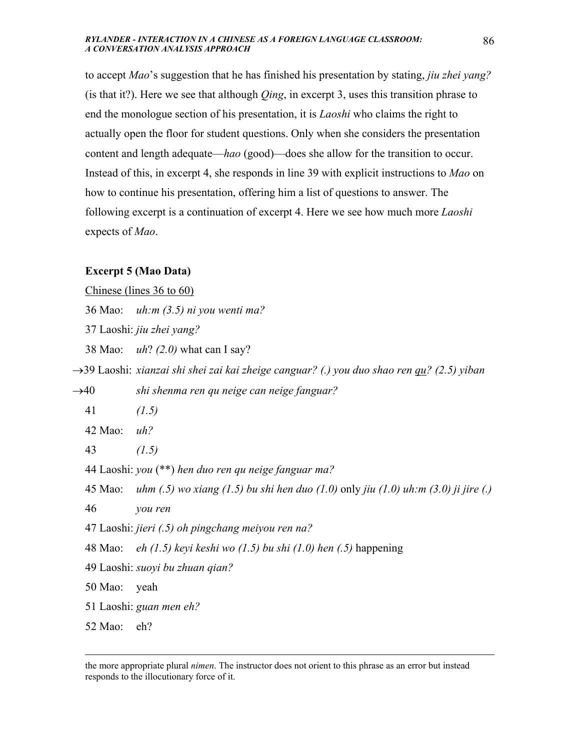to accept *Mao*'s suggestion that he has finished his presentation by stating, *jiu zhei yang?* (is that it?). Here we see that although *Qing*, in excerpt 3, uses this transition phrase to end the monologue section of his presentation, it is *Laoshi* who claims the right to actually open the floor for student questions. Only when she considers the presentation content and length adequate—*hao* (good)—does she allow for the transition to occur. Instead of this, in excerpt 4, she responds in line 39 with explicit instructions to *Mao* on how to continue his presentation, offering him a list of questions to answer. The following excerpt is a continuation of excerpt 4. Here we see how much more *Laoshi* expects of *Mao*.

**Excerpt 5 (Mao Data)**

<u>Chinese (lines 36 to 60)</u>

36 Mao: *uh:m (3.5) ni you wenti ma?*

37 Laoshi: *jiu zhei yang?*

38 Mao: *uh*? *(2.0)* what can I say?

→39 Laoshi: *xianzai shi shei zai kai zheige canguar? (.) you duo shao ren <u>qu</u>? (2.5) yiban*

→40 *shi shenma ren qu neige can neige fanguar?*

41 *(1.5)*

42 Mao: *uh?*

43 *(1.5)*

44 Laoshi: *you* (\*\*) *hen duo ren qu neige fanguar ma?*

45 Mao: *uhm (.5) wo xiang (1.5) bu shi hen duo (1.0)* only *jiu (1.0) uh:m (3.0) ji jire (.)*

46 *you ren*

47 Laoshi: *jieri (.5) oh pingchang meiyou ren na?*

48 Mao: *eh (1.5) keyi keshi wo (1.5) bu shi (1.0) hen (.5)* happening

49 Laoshi: *suoyi bu zhuan qian?*

50 Mao: yeah

51 Laoshi: *guan men eh?*

52 Mao: eh?

---

the more appropriate plural *nimen*. The instructor does not orient to this phrase as an error but instead responds to the illocutionary force of it.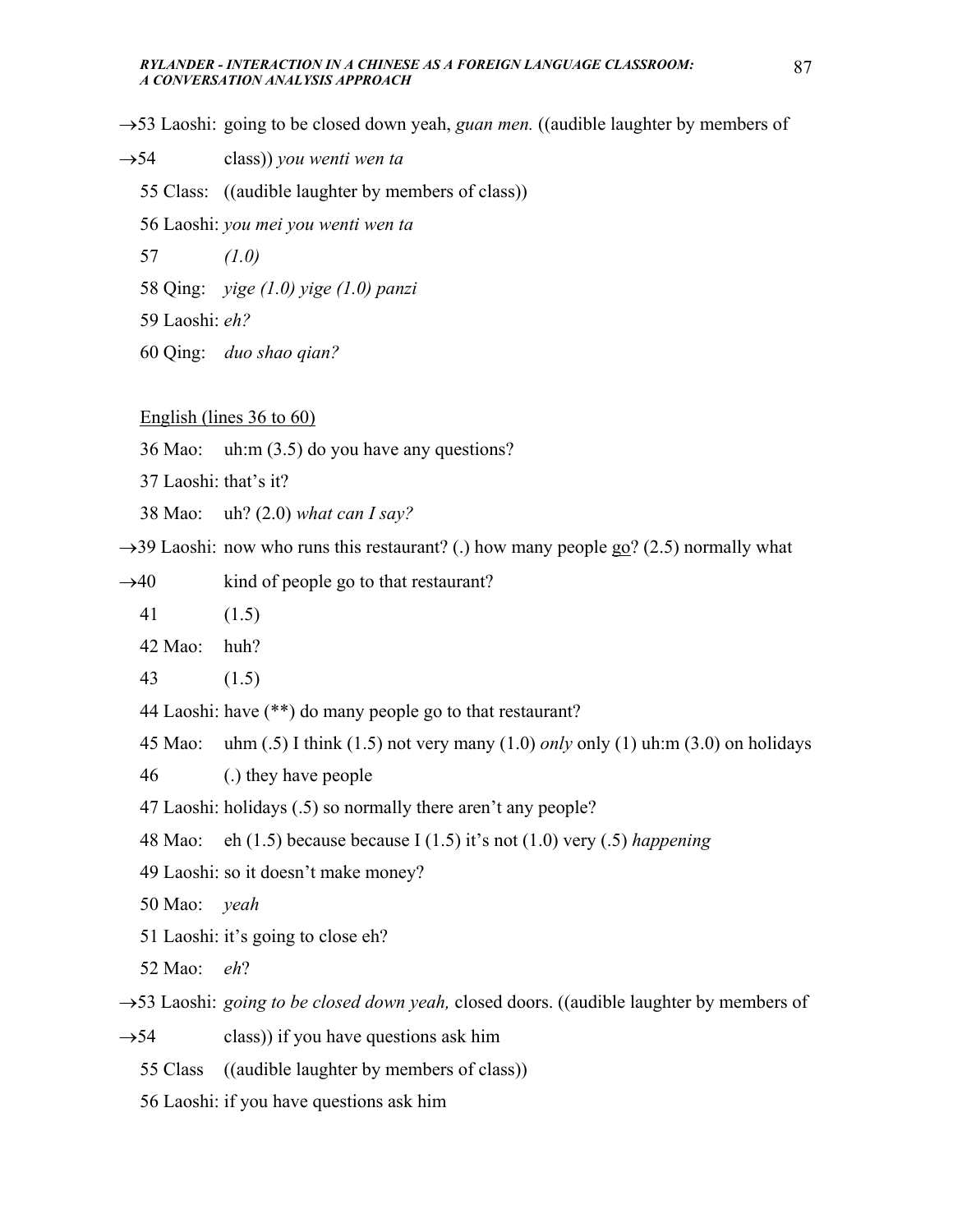→53 Laoshi: going to be closed down yeah, *guan men.* ((audible laughter by members of

→54 class)) *you wenti wen ta*

55 Class: ((audible laughter by members of class))

56 Laoshi: *you mei you wenti wen ta*

57 *(1.0)*

58 Qing: *yige (1.0) yige (1.0) panzi*

59 Laoshi: *eh?*

60 Qing: *duo shao qian?*

<u>English (lines 36 to 60)</u>

36 Mao: uh:m (3.5) do you have any questions?

37 Laoshi: that's it?

38 Mao: uh? (2.0) *what can I say?*

→39 Laoshi: now who runs this restaurant? (.) how many people <u>go</u>? (2.5) normally what

→40 kind of people go to that restaurant?

41 (1.5)

42 Mao: huh?

43 (1.5)

44 Laoshi: have (**) do many people go to that restaurant?

45 Mao: uhm (.5) I think (1.5) not very many (1.0) *only* only (1) uh:m (3.0) on holidays

46 (.) they have people

47 Laoshi: holidays (.5) so normally there aren't any people?

48 Mao: eh (1.5) because because I (1.5) it's not (1.0) very (.5) *happening*

49 Laoshi: so it doesn't make money?

50 Mao: *yeah*

51 Laoshi: it's going to close eh?

52 Mao: *eh*?

→53 Laoshi: *going to be closed down yeah,* closed doors. ((audible laughter by members of

→54 class)) if you have questions ask him

55 Class ((audible laughter by members of class))

56 Laoshi: if you have questions ask him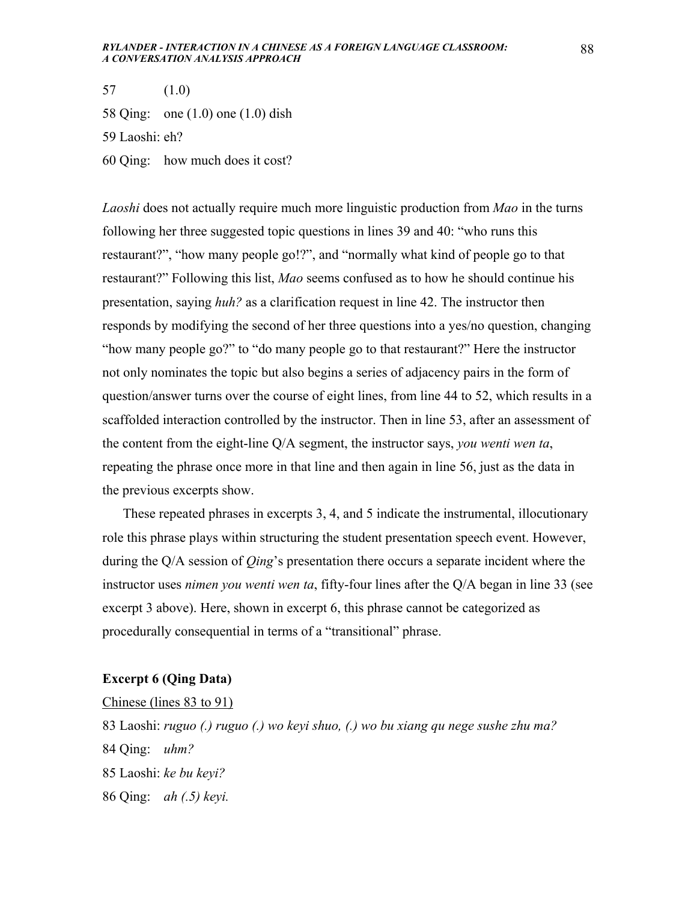57 (1.0)

58 Qing: one (1.0) one (1.0) dish

59 Laoshi: eh?

60 Qing: how much does it cost?

*Laoshi* does not actually require much more linguistic production from *Mao* in the turns following her three suggested topic questions in lines 39 and 40: "who runs this restaurant?", "how many people go!?", and "normally what kind of people go to that restaurant?" Following this list, *Mao* seems confused as to how he should continue his presentation, saying *huh?* as a clarification request in line 42. The instructor then responds by modifying the second of her three questions into a yes/no question, changing "how many people go?" to "do many people go to that restaurant?" Here the instructor not only nominates the topic but also begins a series of adjacency pairs in the form of question/answer turns over the course of eight lines, from line 44 to 52, which results in a scaffolded interaction controlled by the instructor. Then in line 53, after an assessment of the content from the eight-line Q/A segment, the instructor says, *you wenti wen ta*, repeating the phrase once more in that line and then again in line 56, just as the data in the previous excerpts show.

These repeated phrases in excerpts 3, 4, and 5 indicate the instrumental, illocutionary role this phrase plays within structuring the student presentation speech event. However, during the Q/A session of *Qing*'s presentation there occurs a separate incident where the instructor uses *nimen you wenti wen ta*, fifty-four lines after the Q/A began in line 33 (see excerpt 3 above). Here, shown in excerpt 6, this phrase cannot be categorized as procedurally consequential in terms of a "transitional" phrase.

**Excerpt 6 (Qing Data)**

<u>Chinese (lines 83 to 91)</u>

83 Laoshi: *ruguo (.) ruguo (.) wo keyi shuo, (.) wo bu xiang qu nege sushe zhu ma?*

84 Qing: *uhm?*

85 Laoshi: *ke bu keyi?*

86 Qing: *ah (.5) keyi.*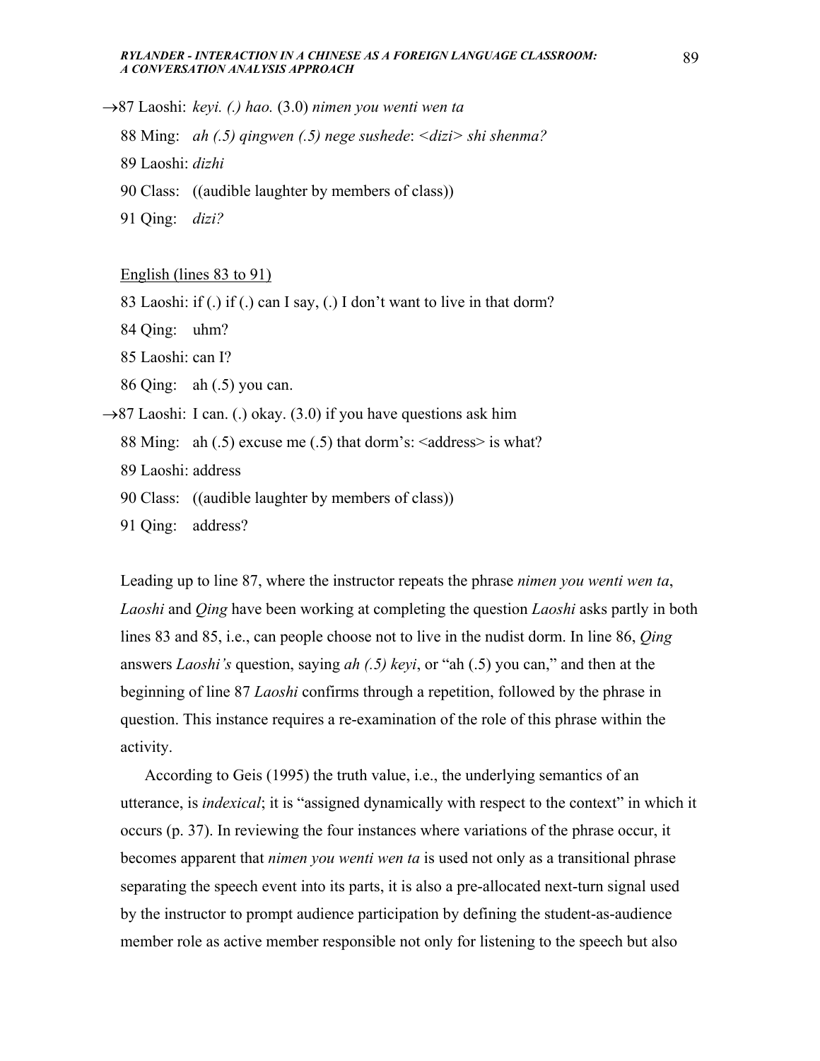→87 Laoshi: *keyi. (.) hao.* (3.0) *nimen you wenti wen ta*

88 Ming: *ah (.5) qingwen (.5) nege sushede*: <*dizi*> *shi shenma?*

89 Laoshi: *dizhi*

90 Class: ((audible laughter by members of class))

91 Qing: *dizi?*

<u>English (lines 83 to 91)</u>

83 Laoshi: if (.) if (.) can I say, (.) I don't want to live in that dorm?

84 Qing: uhm?

85 Laoshi: can I?

86 Qing: ah (.5) you can.

→87 Laoshi: I can. (.) okay. (3.0) if you have questions ask him

88 Ming: ah (.5) excuse me (.5) that dorm's: <address> is what?

89 Laoshi: address

90 Class: ((audible laughter by members of class))

91 Qing: address?

Leading up to line 87, where the instructor repeats the phrase *nimen you wenti wen ta*, *Laoshi* and *Qing* have been working at completing the question *Laoshi* asks partly in both lines 83 and 85, i.e., can people choose not to live in the nudist dorm. In line 86, *Qing* answers *Laoshi's* question, saying *ah (.5) keyi*, or "ah (.5) you can," and then at the beginning of line 87 *Laoshi* confirms through a repetition, followed by the phrase in question. This instance requires a re-examination of the role of this phrase within the activity.

According to Geis (1995) the truth value, i.e., the underlying semantics of an utterance, is *indexical*; it is "assigned dynamically with respect to the context" in which it occurs (p. 37). In reviewing the four instances where variations of the phrase occur, it becomes apparent that *nimen you wenti wen ta* is used not only as a transitional phrase separating the speech event into its parts, it is also a pre-allocated next-turn signal used by the instructor to prompt audience participation by defining the student-as-audience member role as active member responsible not only for listening to the speech but also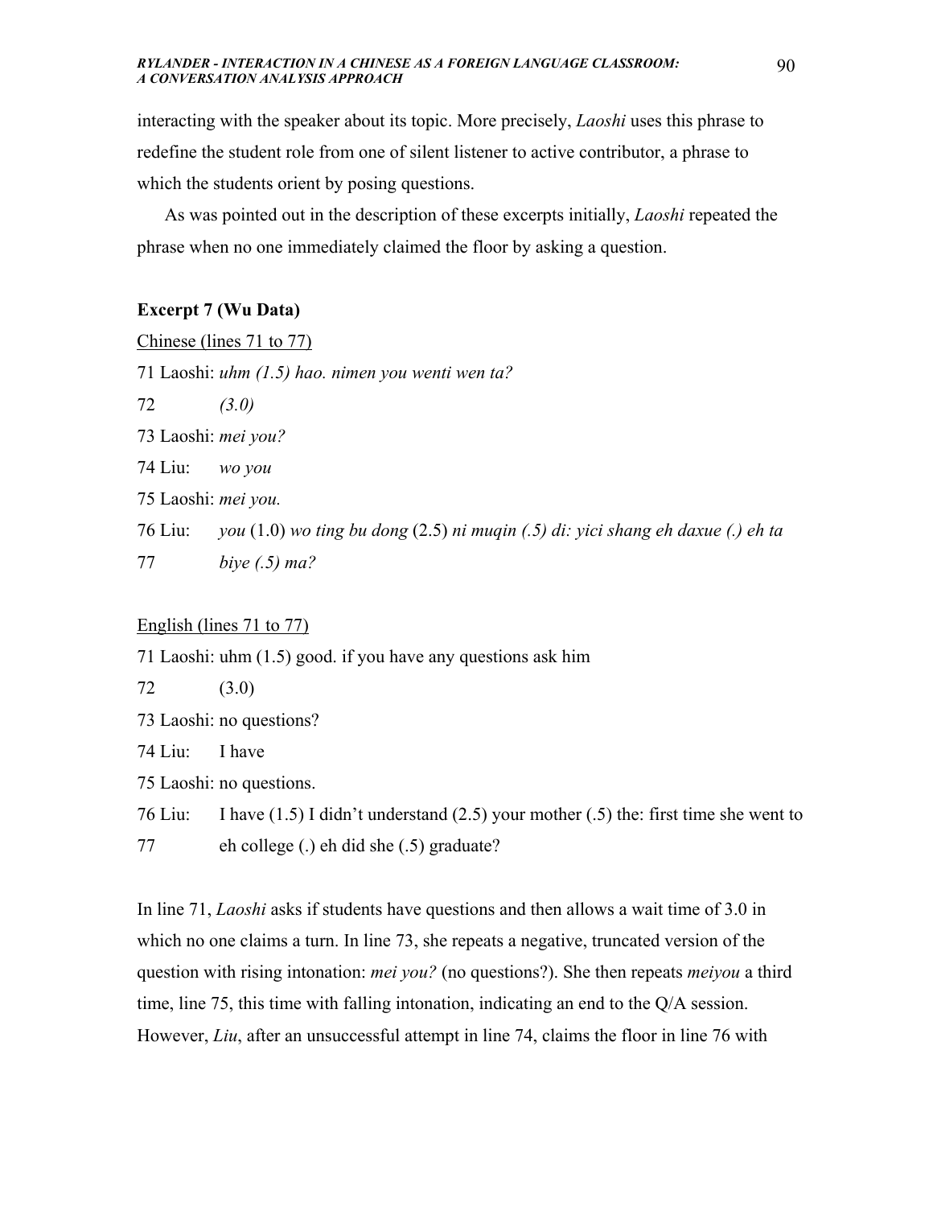interacting with the speaker about its topic. More precisely, *Laoshi* uses this phrase to redefine the student role from one of silent listener to active contributor, a phrase to which the students orient by posing questions.

As was pointed out in the description of these excerpts initially, *Laoshi* repeated the phrase when no one immediately claimed the floor by asking a question.

**Excerpt 7 (Wu Data)**

Chinese (lines 71 to 77)

71 Laoshi: *uhm (1.5) hao. nimen you wenti wen ta?*

72 *(3.0)*

73 Laoshi: *mei you?*

74 Liu: *wo you*

75 Laoshi: *mei you.*

76 Liu: *you* (1.0) *wo ting bu dong* (2.5) *ni muqin (.5) di: yici shang eh daxue (.) eh ta*

77 *biye (.5) ma?*

English (lines 71 to 77)

71 Laoshi: uhm (1.5) good. if you have any questions ask him

72 (3.0)

73 Laoshi: no questions?

74 Liu: I have

75 Laoshi: no questions.

76 Liu: I have (1.5) I didn't understand (2.5) your mother (.5) the: first time she went to

77 eh college (.) eh did she (.5) graduate?

In line 71, *Laoshi* asks if students have questions and then allows a wait time of 3.0 in which no one claims a turn. In line 73, she repeats a negative, truncated version of the question with rising intonation: *mei you?* (no questions?). She then repeats *meiyou* a third time, line 75, this time with falling intonation, indicating an end to the Q/A session. However, *Liu*, after an unsuccessful attempt in line 74, claims the floor in line 76 with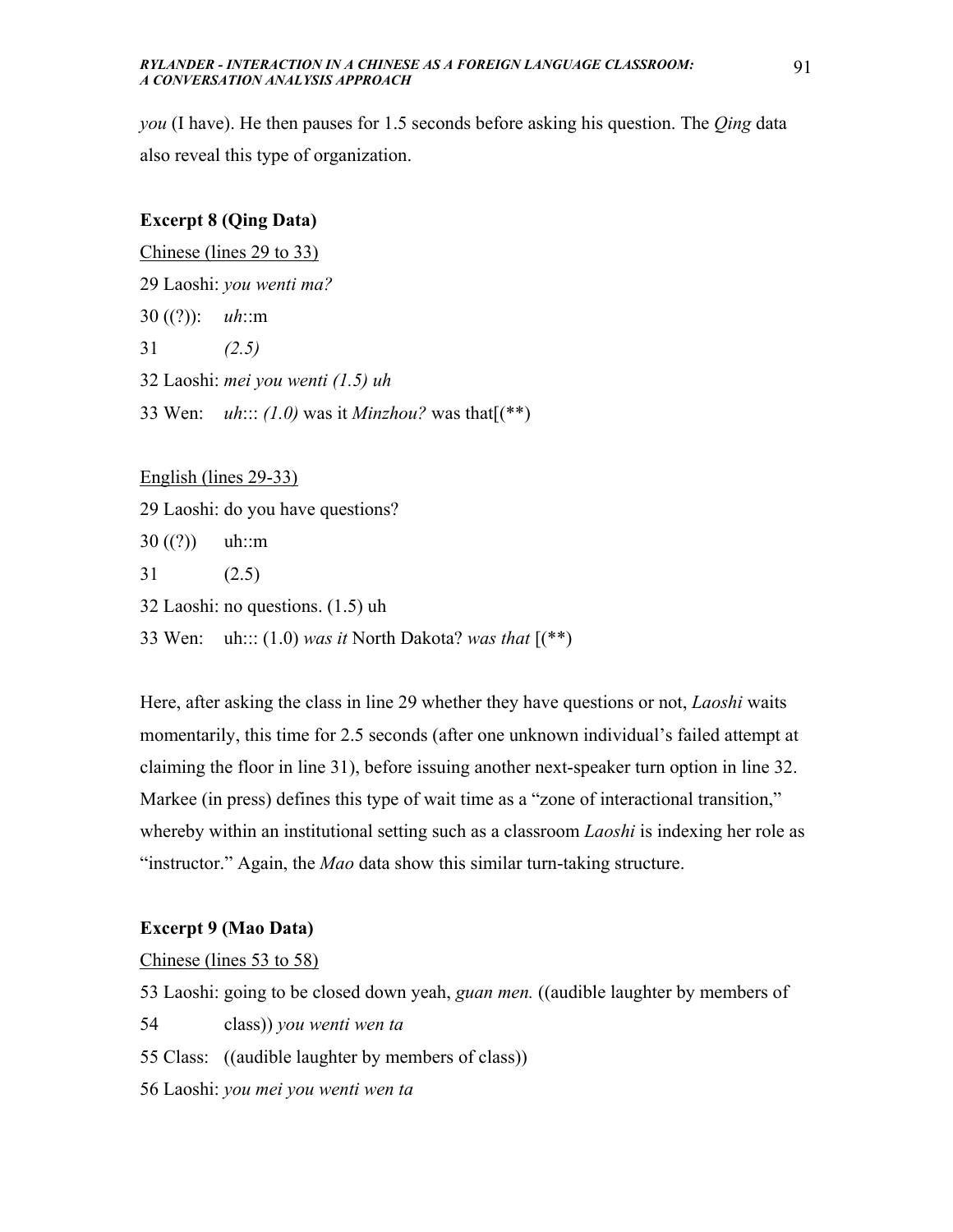*you* (I have). He then pauses for 1.5 seconds before asking his question. The *Qing* data also reveal this type of organization.

**Excerpt 8 (Qing Data)**

Chinese (lines 29 to 33)

29 Laoshi: *you wenti ma?*

30 ((?)): *uh*::m

31 *(2.5)*

32 Laoshi: *mei you wenti (1.5) uh*

33 Wen: *uh*::: *(1.0)* was it *Minzhou?* was that[(**)

English (lines 29-33)

29 Laoshi: do you have questions?

30 ((?)) uh::m

31 (2.5)

32 Laoshi: no questions. (1.5) uh

33 Wen: uh::: (1.0) *was it* North Dakota? *was that* [(**)

Here, after asking the class in line 29 whether they have questions or not, *Laoshi* waits momentarily, this time for 2.5 seconds (after one unknown individual's failed attempt at claiming the floor in line 31), before issuing another next-speaker turn option in line 32. Markee (in press) defines this type of wait time as a "zone of interactional transition," whereby within an institutional setting such as a classroom *Laoshi* is indexing her role as "instructor." Again, the *Mao* data show this similar turn-taking structure.

**Excerpt 9 (Mao Data)**

Chinese (lines 53 to 58)

53 Laoshi: going to be closed down yeah, *guan men.* ((audible laughter by members of

54 class)) *you wenti wen ta*

55 Class: ((audible laughter by members of class))

56 Laoshi: *you mei you wenti wen ta*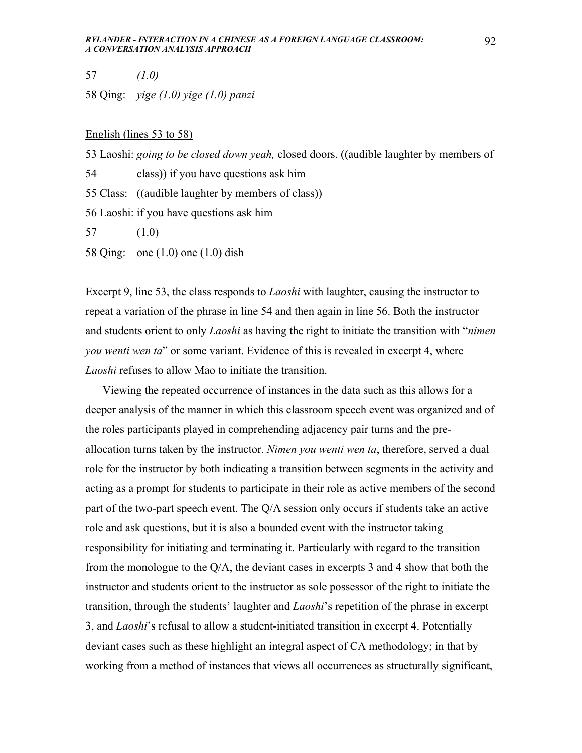57 *(1.0)*

58 Qing: *yige (1.0) yige (1.0) panzi*

English (lines 53 to 58)

53 Laoshi: *going to be closed down yeah,* closed doors. ((audible laughter by members of

54 class)) if you have questions ask him

55 Class: ((audible laughter by members of class))

56 Laoshi: if you have questions ask him

57 (1.0)

58 Qing: one (1.0) one (1.0) dish

Excerpt 9, line 53, the class responds to *Laoshi* with laughter, causing the instructor to repeat a variation of the phrase in line 54 and then again in line 56. Both the instructor and students orient to only *Laoshi* as having the right to initiate the transition with "*nimen you wenti wen ta*" or some variant. Evidence of this is revealed in excerpt 4, where *Laoshi* refuses to allow Mao to initiate the transition.

Viewing the repeated occurrence of instances in the data such as this allows for a deeper analysis of the manner in which this classroom speech event was organized and of the roles participants played in comprehending adjacency pair turns and the pre-allocation turns taken by the instructor. *Nimen you wenti wen ta*, therefore, served a dual role for the instructor by both indicating a transition between segments in the activity and acting as a prompt for students to participate in their role as active members of the second part of the two-part speech event. The Q/A session only occurs if students take an active role and ask questions, but it is also a bounded event with the instructor taking responsibility for initiating and terminating it. Particularly with regard to the transition from the monologue to the Q/A, the deviant cases in excerpts 3 and 4 show that both the instructor and students orient to the instructor as sole possessor of the right to initiate the transition, through the students' laughter and *Laoshi*'s repetition of the phrase in excerpt 3, and *Laoshi*'s refusal to allow a student-initiated transition in excerpt 4. Potentially deviant cases such as these highlight an integral aspect of CA methodology; in that by working from a method of instances that views all occurrences as structurally significant,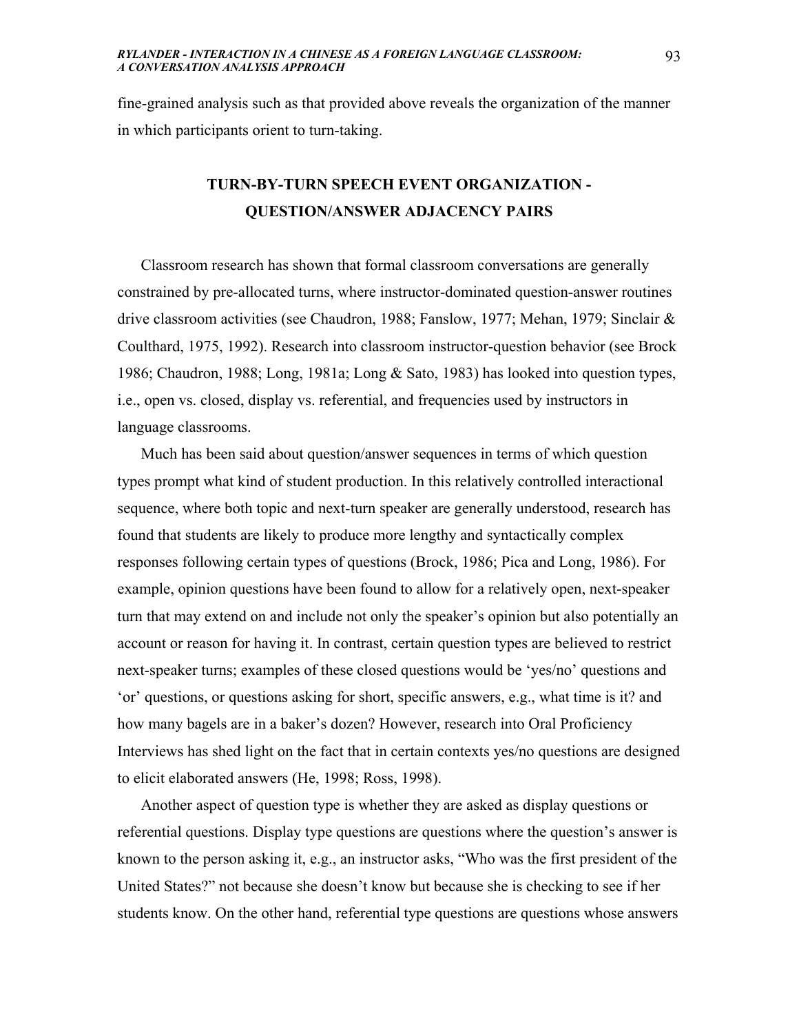fine-grained analysis such as that provided above reveals the organization of the manner in which participants orient to turn-taking.

## TURN-BY-TURN SPEECH EVENT ORGANIZATION - QUESTION/ANSWER ADJACENCY PAIRS

Classroom research has shown that formal classroom conversations are generally constrained by pre-allocated turns, where instructor-dominated question-answer routines drive classroom activities (see Chaudron, 1988; Fanslow, 1977; Mehan, 1979; Sinclair & Coulthard, 1975, 1992). Research into classroom instructor-question behavior (see Brock 1986; Chaudron, 1988; Long, 1981a; Long & Sato, 1983) has looked into question types, i.e., open vs. closed, display vs. referential, and frequencies used by instructors in language classrooms.

Much has been said about question/answer sequences in terms of which question types prompt what kind of student production. In this relatively controlled interactional sequence, where both topic and next-turn speaker are generally understood, research has found that students are likely to produce more lengthy and syntactically complex responses following certain types of questions (Brock, 1986; Pica and Long, 1986). For example, opinion questions have been found to allow for a relatively open, next-speaker turn that may extend on and include not only the speaker's opinion but also potentially an account or reason for having it. In contrast, certain question types are believed to restrict next-speaker turns; examples of these closed questions would be 'yes/no' questions and 'or' questions, or questions asking for short, specific answers, e.g., what time is it? and how many bagels are in a baker's dozen? However, research into Oral Proficiency Interviews has shed light on the fact that in certain contexts yes/no questions are designed to elicit elaborated answers (He, 1998; Ross, 1998).

Another aspect of question type is whether they are asked as display questions or referential questions. Display type questions are questions where the question's answer is known to the person asking it, e.g., an instructor asks, "Who was the first president of the United States?" not because she doesn't know but because she is checking to see if her students know. On the other hand, referential type questions are questions whose answers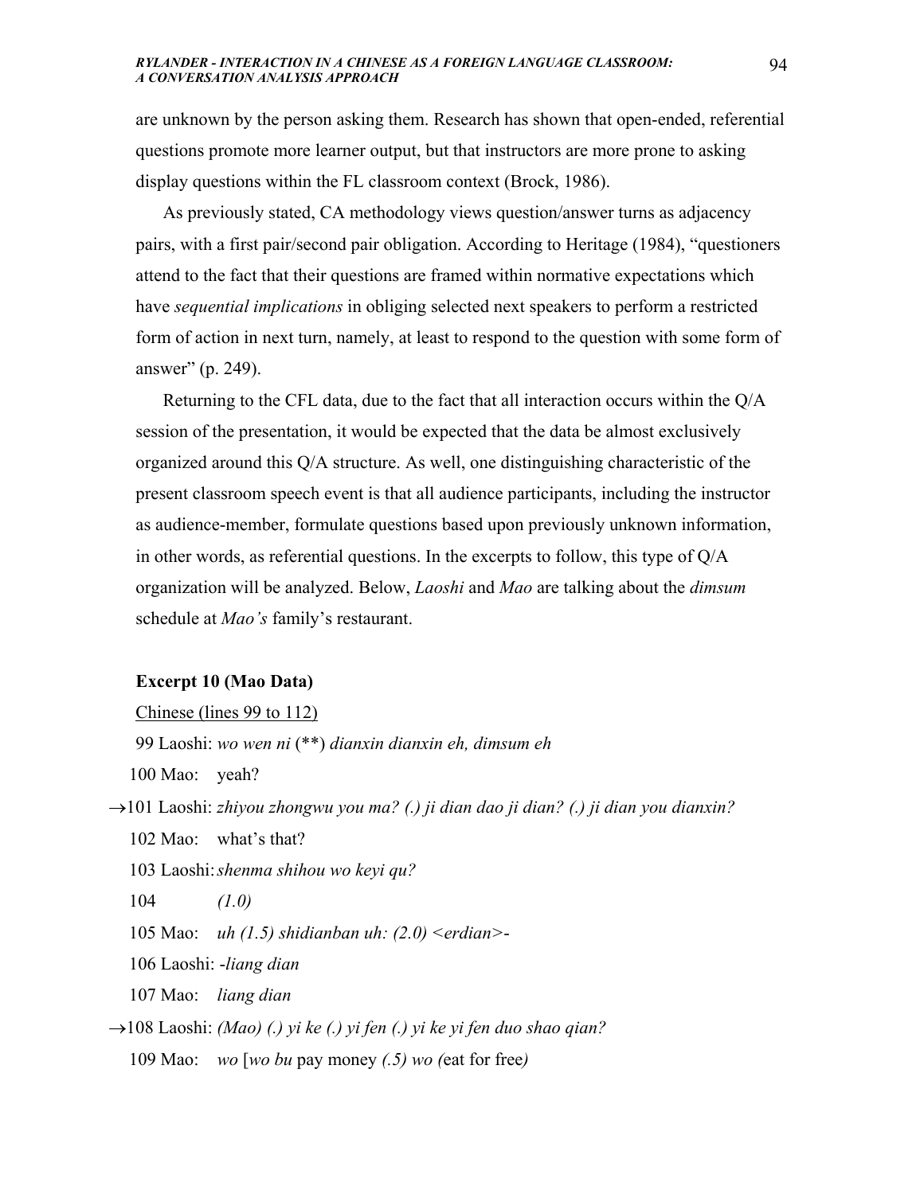are unknown by the person asking them. Research has shown that open-ended, referential questions promote more learner output, but that instructors are more prone to asking display questions within the FL classroom context (Brock, 1986).

As previously stated, CA methodology views question/answer turns as adjacency pairs, with a first pair/second pair obligation. According to Heritage (1984), "questioners attend to the fact that their questions are framed within normative expectations which have *sequential implications* in obliging selected next speakers to perform a restricted form of action in next turn, namely, at least to respond to the question with some form of answer" (p. 249).

Returning to the CFL data, due to the fact that all interaction occurs within the Q/A session of the presentation, it would be expected that the data be almost exclusively organized around this Q/A structure. As well, one distinguishing characteristic of the present classroom speech event is that all audience participants, including the instructor as audience-member, formulate questions based upon previously unknown information, in other words, as referential questions. In the excerpts to follow, this type of Q/A organization will be analyzed. Below, *Laoshi* and *Mao* are talking about the *dimsum* schedule at *Mao's* family's restaurant.

**Excerpt 10 (Mao Data)**

Chinese (lines 99 to 112)

99 Laoshi: *wo wen ni* (**) *dianxin dianxin eh, dimsum eh*

100 Mao: yeah?

→101 Laoshi: *zhiyou zhongwu you ma? (.) ji dian dao ji dian? (.) ji dian you dianxin?*

102 Mao: what's that?

103 Laoshi: *shenma shihou wo keyi qu?*

104 *(1.0)*

105 Mao: *uh (1.5) shidianban uh: (2.0) <erdian>-*

106 Laoshi: *-liang dian*

107 Mao: *liang dian*

→108 Laoshi: *(Mao) (.) yi ke (.) yi fen (.) yi ke yi fen duo shao qian?*

109 Mao: *wo* [*wo bu* pay money *(.5) wo (*eat for free*)*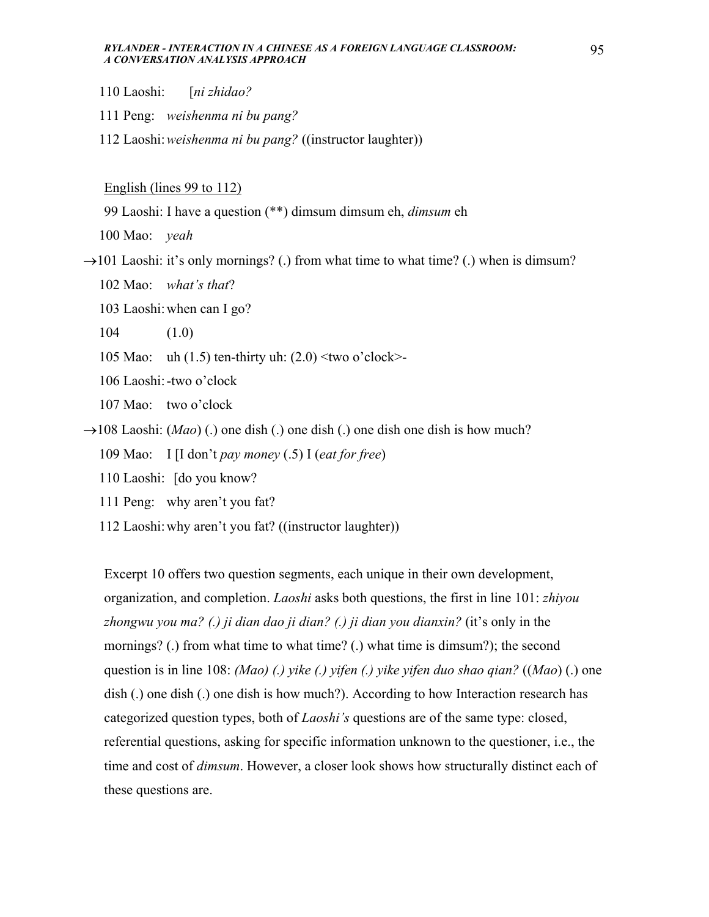110 Laoshi: [*ni zhidao?*

111 Peng: *weishenma ni bu pang?*

112 Laoshi: *weishenma ni bu pang?* ((instructor laughter))

English (lines 99 to 112)

99 Laoshi: I have a question (**) dimsum dimsum eh, *dimsum* eh

100 Mao: *yeah*

→101 Laoshi: it's only mornings? (.) from what time to what time? (.) when is dimsum?

102 Mao: *what's that*?

103 Laoshi: when can I go?

104 (1.0)

105 Mao: uh (1.5) ten-thirty uh: (2.0) <two o'clock>-

106 Laoshi: -two o'clock

107 Mao: two o'clock

→108 Laoshi: (*Mao*) (.) one dish (.) one dish (.) one dish one dish is how much?

109 Mao: I [I don't *pay money* (.5) I (*eat for free*)

110 Laoshi: [do you know?

111 Peng: why aren't you fat?

112 Laoshi: why aren't you fat? ((instructor laughter))

Excerpt 10 offers two question segments, each unique in their own development, organization, and completion. *Laoshi* asks both questions, the first in line 101: *zhiyou zhongwu you ma? (.) ji dian dao ji dian? (.) ji dian you dianxin?* (it's only in the mornings? (.) from what time to what time? (.) what time is dimsum?); the second question is in line 108: *(Mao) (.) yike (.) yifen (.) yike yifen duo shao qian?* ((*Mao*) (.) one dish (.) one dish (.) one dish is how much?). According to how Interaction research has categorized question types, both of *Laoshi's* questions are of the same type: closed, referential questions, asking for specific information unknown to the questioner, i.e., the time and cost of *dimsum*. However, a closer look shows how structurally distinct each of these questions are.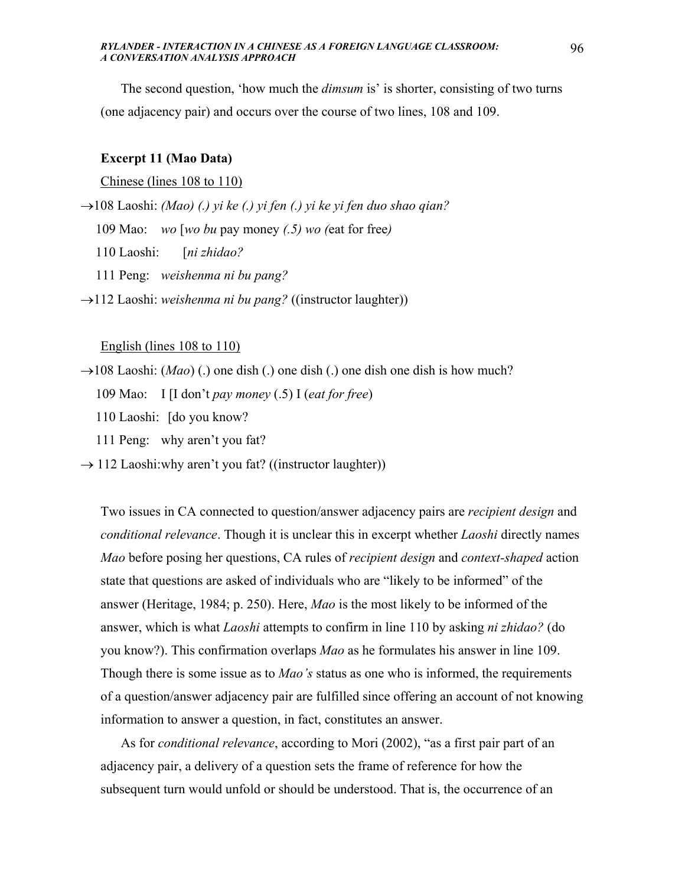The second question, 'how much the *dimsum* is' is shorter, consisting of two turns (one adjacency pair) and occurs over the course of two lines, 108 and 109.

**Excerpt 11 (Mao Data)**

Chinese (lines 108 to 110)

→108 Laoshi: *(Mao) (.) yi ke (.) yi fen (.) yi ke yi fen duo shao qian?*

109 Mao: *wo* [*wo bu* pay money *(.5) wo (*eat for free*)*

110 Laoshi: [*ni zhidao?*

111 Peng: *weishenma ni bu pang?*

→112 Laoshi: *weishenma ni bu pang?* ((instructor laughter))

English (lines 108 to 110)

→108 Laoshi: (*Mao*) (.) one dish (.) one dish (.) one dish one dish is how much?

109 Mao: I [I don't *pay money* (.5) I (*eat for free*)

110 Laoshi: [do you know?

111 Peng: why aren't you fat?

→ 112 Laoshi:why aren't you fat? ((instructor laughter))

Two issues in CA connected to question/answer adjacency pairs are *recipient design* and *conditional relevance*. Though it is unclear this in excerpt whether *Laoshi* directly names *Mao* before posing her questions, CA rules of *recipient design* and *context-shaped* action state that questions are asked of individuals who are "likely to be informed" of the answer (Heritage, 1984; p. 250). Here, *Mao* is the most likely to be informed of the answer, which is what *Laoshi* attempts to confirm in line 110 by asking *ni zhidao?* (do you know?). This confirmation overlaps *Mao* as he formulates his answer in line 109. Though there is some issue as to *Mao's* status as one who is informed, the requirements of a question/answer adjacency pair are fulfilled since offering an account of not knowing information to answer a question, in fact, constitutes an answer.

As for *conditional relevance*, according to Mori (2002), "as a first pair part of an adjacency pair, a delivery of a question sets the frame of reference for how the subsequent turn would unfold or should be understood. That is, the occurrence of an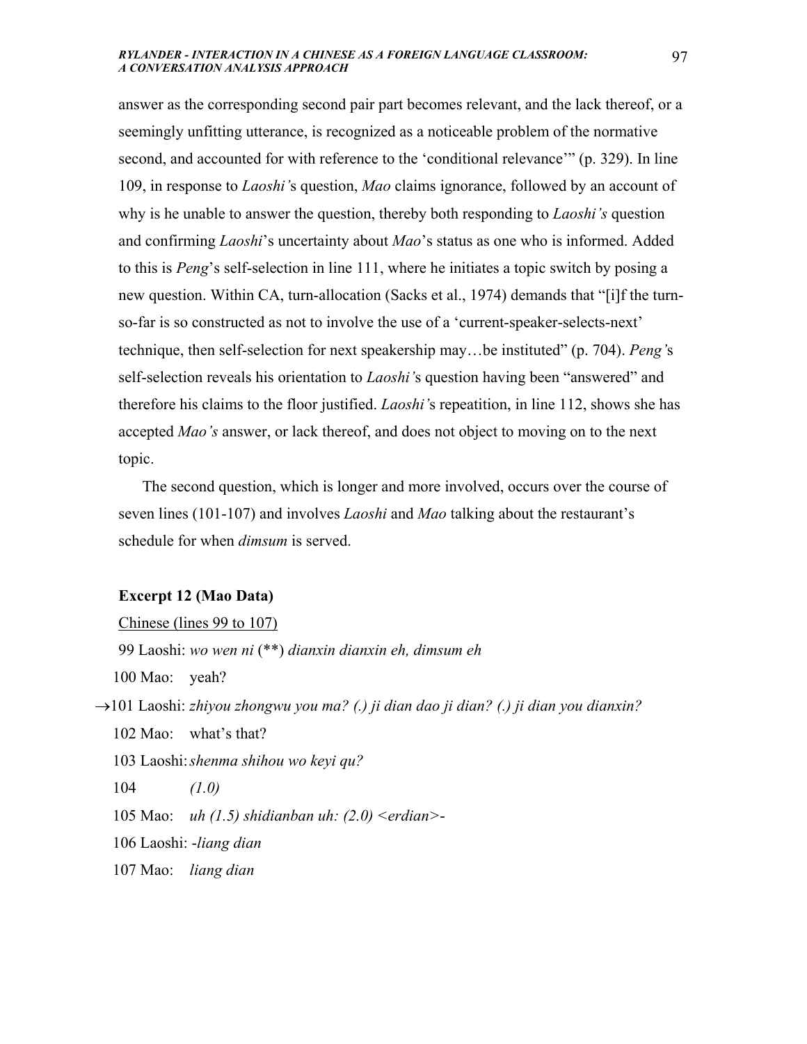answer as the corresponding second pair part becomes relevant, and the lack thereof, or a seemingly unfitting utterance, is recognized as a noticeable problem of the normative second, and accounted for with reference to the 'conditional relevance'" (p. 329). In line 109, in response to *Laoshi'*s question, *Mao* claims ignorance, followed by an account of why is he unable to answer the question, thereby both responding to *Laoshi's* question and confirming *Laoshi*'s uncertainty about *Mao*'s status as one who is informed. Added to this is *Peng*'s self-selection in line 111, where he initiates a topic switch by posing a new question. Within CA, turn-allocation (Sacks et al., 1974) demands that "[i]f the turn-so-far is so constructed as not to involve the use of a 'current-speaker-selects-next' technique, then self-selection for next speakership may…be instituted" (p. 704). *Peng'*s self-selection reveals his orientation to *Laoshi'*s question having been "answered" and therefore his claims to the floor justified. *Laoshi'*s repeatition, in line 112, shows she has accepted *Mao's* answer, or lack thereof, and does not object to moving on to the next topic.

The second question, which is longer and more involved, occurs over the course of seven lines (101-107) and involves *Laoshi* and *Mao* talking about the restaurant's schedule for when *dimsum* is served.

**Excerpt 12 (Mao Data)**

<u>Chinese (lines 99 to 107)</u>

99 Laoshi: *wo wen ni* (**) *dianxin dianxin eh, dimsum eh*

100 Mao: yeah?

→101 Laoshi: *zhiyou zhongwu you ma? (.) ji dian dao ji dian? (.) ji dian you dianxin?*

102 Mao: what's that?

103 Laoshi: *shenma shihou wo keyi qu?*

104 *(1.0)*

105 Mao: *uh (1.5) shidianban uh: (2.0) <erdian>-*

106 Laoshi: *-liang dian*

107 Mao: *liang dian*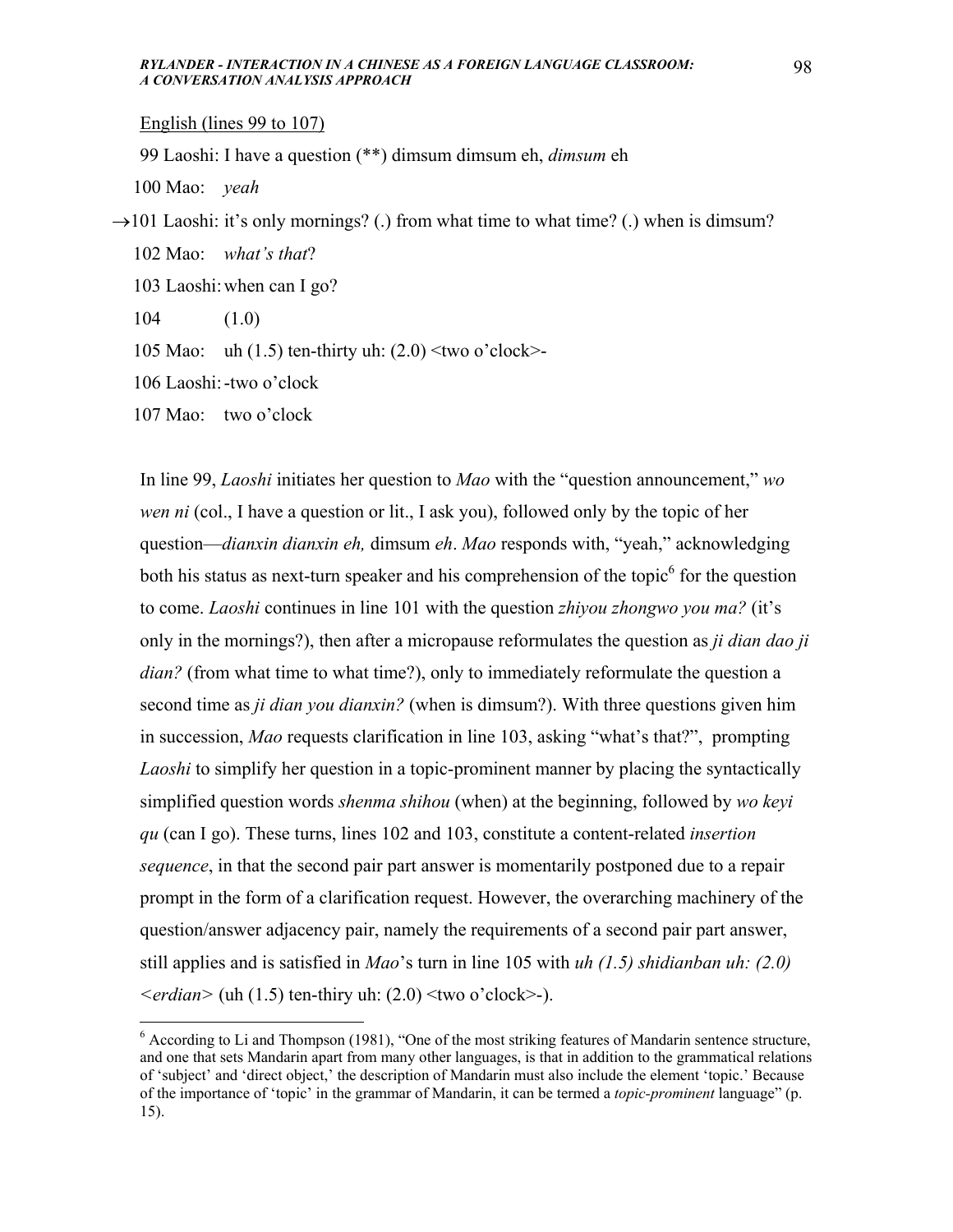English (lines 99 to 107)

99 Laoshi: I have a question (**) dimsum dimsum eh, *dimsum* eh

100 Mao: *yeah*

→101 Laoshi: it's only mornings? (.) from what time to what time? (.) when is dimsum?

102 Mao: *what's that*?

103 Laoshi: when can I go?

104 (1.0)

105 Mao: uh (1.5) ten-thirty uh: (2.0) <two o'clock>-

106 Laoshi: -two o'clock

107 Mao: two o'clock

In line 99, *Laoshi* initiates her question to *Mao* with the "question announcement," *wo wen ni* (col., I have a question or lit., I ask you), followed only by the topic of her question—*dianxin dianxin eh,* dimsum *eh*. *Mao* responds with, "yeah," acknowledging both his status as next-turn speaker and his comprehension of the topic[6] for the question to come. *Laoshi* continues in line 101 with the question *zhiyou zhongwo you ma?* (it's only in the mornings?), then after a micropause reformulates the question as *ji dian dao ji dian?* (from what time to what time?), only to immediately reformulate the question a second time as *ji dian you dianxin?* (when is dimsum?). With three questions given him in succession, *Mao* requests clarification in line 103, asking "what's that?", prompting *Laoshi* to simplify her question in a topic-prominent manner by placing the syntactically simplified question words *shenma shihou* (when) at the beginning, followed by *wo keyi qu* (can I go). These turns, lines 102 and 103, constitute a content-related *insertion sequence*, in that the second pair part answer is momentarily postponed due to a repair prompt in the form of a clarification request. However, the overarching machinery of the question/answer adjacency pair, namely the requirements of a second pair part answer, still applies and is satisfied in *Mao*'s turn in line 105 with *uh (1.5) shidianban uh: (2.0) <erdian>* (uh (1.5) ten-thiry uh: (2.0) <two o'clock>-).

---

[6] According to Li and Thompson (1981), "One of the most striking features of Mandarin sentence structure, and one that sets Mandarin apart from many other languages, is that in addition to the grammatical relations of 'subject' and 'direct object,' the description of Mandarin must also include the element 'topic.' Because of the importance of 'topic' in the grammar of Mandarin, it can be termed a *topic-prominent* language" (p. 15).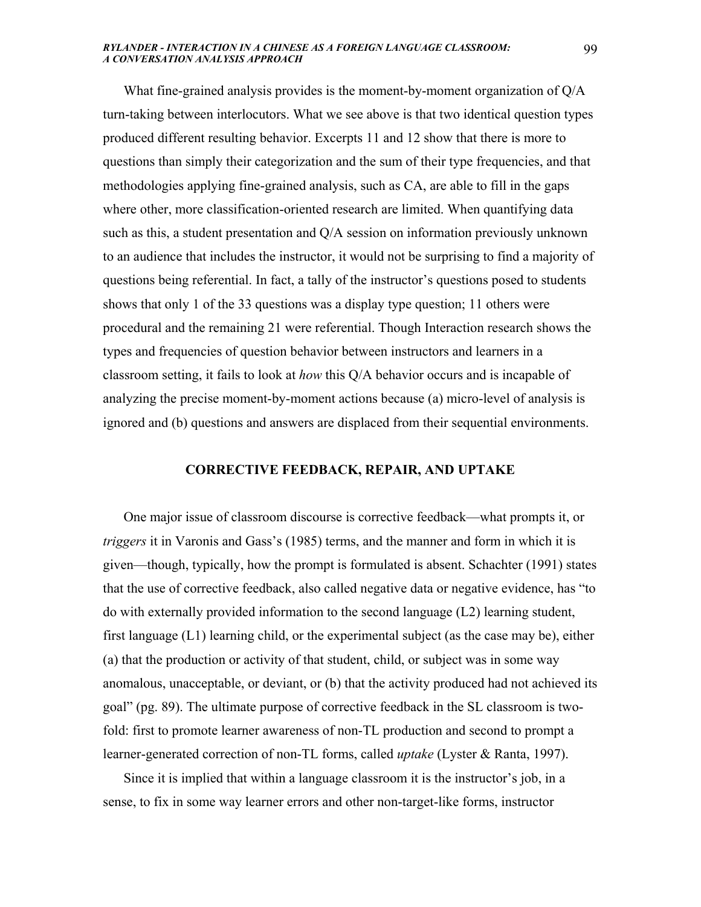What fine-grained analysis provides is the moment-by-moment organization of Q/A turn-taking between interlocutors. What we see above is that two identical question types produced different resulting behavior. Excerpts 11 and 12 show that there is more to questions than simply their categorization and the sum of their type frequencies, and that methodologies applying fine-grained analysis, such as CA, are able to fill in the gaps where other, more classification-oriented research are limited. When quantifying data such as this, a student presentation and Q/A session on information previously unknown to an audience that includes the instructor, it would not be surprising to find a majority of questions being referential. In fact, a tally of the instructor's questions posed to students shows that only 1 of the 33 questions was a display type question; 11 others were procedural and the remaining 21 were referential. Though Interaction research shows the types and frequencies of question behavior between instructors and learners in a classroom setting, it fails to look at *how* this Q/A behavior occurs and is incapable of analyzing the precise moment-by-moment actions because (a) micro-level of analysis is ignored and (b) questions and answers are displaced from their sequential environments.

## CORRECTIVE FEEDBACK, REPAIR, AND UPTAKE

One major issue of classroom discourse is corrective feedback—what prompts it, or *triggers* it in Varonis and Gass's (1985) terms, and the manner and form in which it is given—though, typically, how the prompt is formulated is absent. Schachter (1991) states that the use of corrective feedback, also called negative data or negative evidence, has "to do with externally provided information to the second language (L2) learning student, first language (L1) learning child, or the experimental subject (as the case may be), either (a) that the production or activity of that student, child, or subject was in some way anomalous, unacceptable, or deviant, or (b) that the activity produced had not achieved its goal" (pg. 89). The ultimate purpose of corrective feedback in the SL classroom is two-fold: first to promote learner awareness of non-TL production and second to prompt a learner-generated correction of non-TL forms, called *uptake* (Lyster & Ranta, 1997).

Since it is implied that within a language classroom it is the instructor's job, in a sense, to fix in some way learner errors and other non-target-like forms, instructor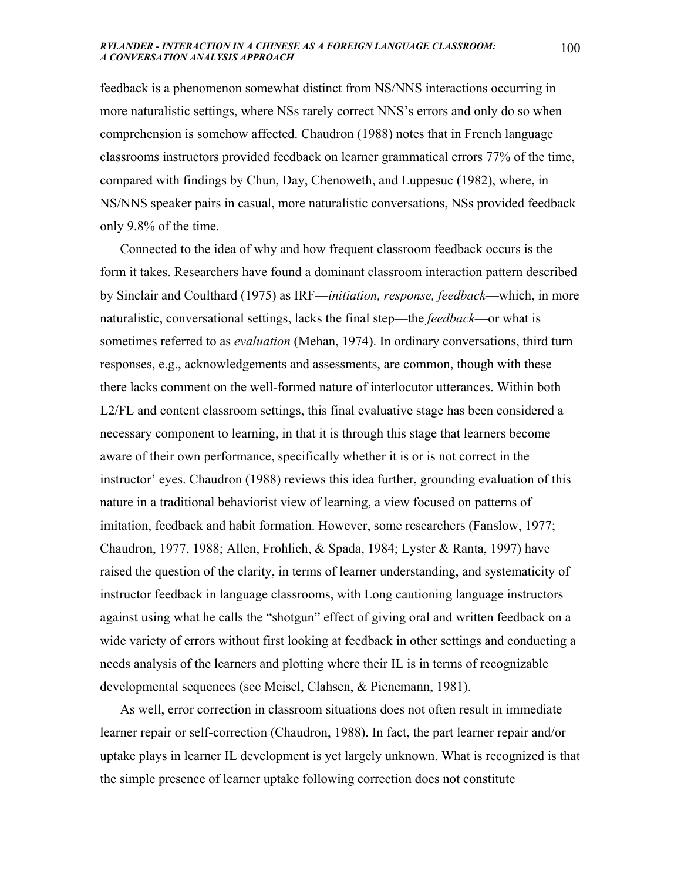feedback is a phenomenon somewhat distinct from NS/NNS interactions occurring in more naturalistic settings, where NSs rarely correct NNS's errors and only do so when comprehension is somehow affected. Chaudron (1988) notes that in French language classrooms instructors provided feedback on learner grammatical errors 77% of the time, compared with findings by Chun, Day, Chenoweth, and Luppesuc (1982), where, in NS/NNS speaker pairs in casual, more naturalistic conversations, NSs provided feedback only 9.8% of the time.

Connected to the idea of why and how frequent classroom feedback occurs is the form it takes. Researchers have found a dominant classroom interaction pattern described by Sinclair and Coulthard (1975) as IRF—*initiation, response, feedback*—which, in more naturalistic, conversational settings, lacks the final step—the *feedback*—or what is sometimes referred to as *evaluation* (Mehan, 1974). In ordinary conversations, third turn responses, e.g., acknowledgements and assessments, are common, though with these there lacks comment on the well-formed nature of interlocutor utterances. Within both L2/FL and content classroom settings, this final evaluative stage has been considered a necessary component to learning, in that it is through this stage that learners become aware of their own performance, specifically whether it is or is not correct in the instructor' eyes. Chaudron (1988) reviews this idea further, grounding evaluation of this nature in a traditional behaviorist view of learning, a view focused on patterns of imitation, feedback and habit formation. However, some researchers (Fanslow, 1977; Chaudron, 1977, 1988; Allen, Frohlich, & Spada, 1984; Lyster & Ranta, 1997) have raised the question of the clarity, in terms of learner understanding, and systematicity of instructor feedback in language classrooms, with Long cautioning language instructors against using what he calls the "shotgun" effect of giving oral and written feedback on a wide variety of errors without first looking at feedback in other settings and conducting a needs analysis of the learners and plotting where their IL is in terms of recognizable developmental sequences (see Meisel, Clahsen, & Pienemann, 1981).

As well, error correction in classroom situations does not often result in immediate learner repair or self-correction (Chaudron, 1988). In fact, the part learner repair and/or uptake plays in learner IL development is yet largely unknown. What is recognized is that the simple presence of learner uptake following correction does not constitute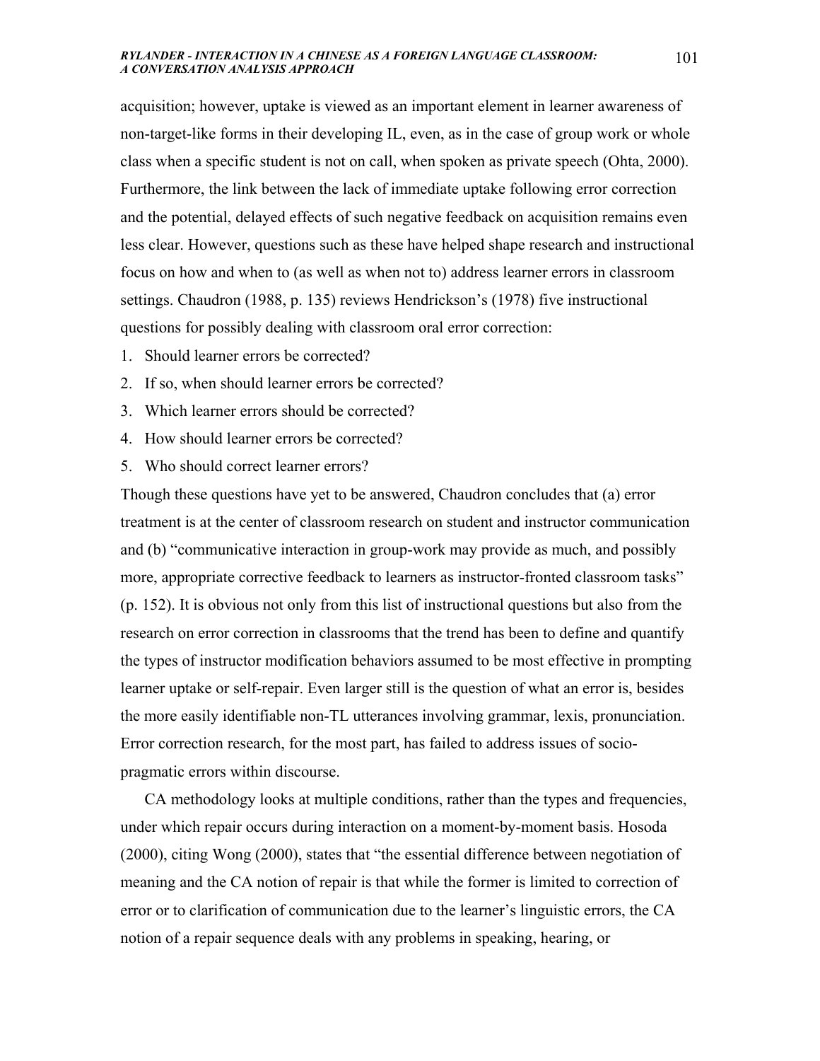acquisition; however, uptake is viewed as an important element in learner awareness of non-target-like forms in their developing IL, even, as in the case of group work or whole class when a specific student is not on call, when spoken as private speech (Ohta, 2000). Furthermore, the link between the lack of immediate uptake following error correction and the potential, delayed effects of such negative feedback on acquisition remains even less clear. However, questions such as these have helped shape research and instructional focus on how and when to (as well as when not to) address learner errors in classroom settings. Chaudron (1988, p. 135) reviews Hendrickson's (1978) five instructional questions for possibly dealing with classroom oral error correction:

1. Should learner errors be corrected?
2. If so, when should learner errors be corrected?
3. Which learner errors should be corrected?
4. How should learner errors be corrected?
5. Who should correct learner errors?

Though these questions have yet to be answered, Chaudron concludes that (a) error treatment is at the center of classroom research on student and instructor communication and (b) "communicative interaction in group-work may provide as much, and possibly more, appropriate corrective feedback to learners as instructor-fronted classroom tasks" (p. 152). It is obvious not only from this list of instructional questions but also from the research on error correction in classrooms that the trend has been to define and quantify the types of instructor modification behaviors assumed to be most effective in prompting learner uptake or self-repair. Even larger still is the question of what an error is, besides the more easily identifiable non-TL utterances involving grammar, lexis, pronunciation. Error correction research, for the most part, has failed to address issues of socio-pragmatic errors within discourse.

CA methodology looks at multiple conditions, rather than the types and frequencies, under which repair occurs during interaction on a moment-by-moment basis. Hosoda (2000), citing Wong (2000), states that "the essential difference between negotiation of meaning and the CA notion of repair is that while the former is limited to correction of error or to clarification of communication due to the learner's linguistic errors, the CA notion of a repair sequence deals with any problems in speaking, hearing, or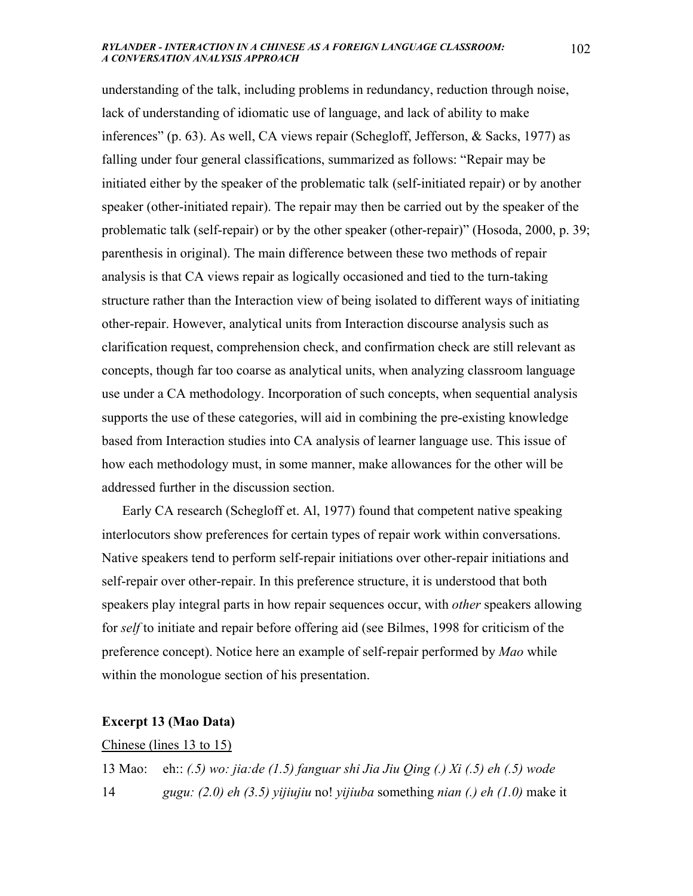understanding of the talk, including problems in redundancy, reduction through noise, lack of understanding of idiomatic use of language, and lack of ability to make inferences" (p. 63). As well, CA views repair (Schegloff, Jefferson, & Sacks, 1977) as falling under four general classifications, summarized as follows: "Repair may be initiated either by the speaker of the problematic talk (self-initiated repair) or by another speaker (other-initiated repair). The repair may then be carried out by the speaker of the problematic talk (self-repair) or by the other speaker (other-repair)" (Hosoda, 2000, p. 39; parenthesis in original). The main difference between these two methods of repair analysis is that CA views repair as logically occasioned and tied to the turn-taking structure rather than the Interaction view of being isolated to different ways of initiating other-repair. However, analytical units from Interaction discourse analysis such as clarification request, comprehension check, and confirmation check are still relevant as concepts, though far too coarse as analytical units, when analyzing classroom language use under a CA methodology. Incorporation of such concepts, when sequential analysis supports the use of these categories, will aid in combining the pre-existing knowledge based from Interaction studies into CA analysis of learner language use. This issue of how each methodology must, in some manner, make allowances for the other will be addressed further in the discussion section.

Early CA research (Schegloff et. Al, 1977) found that competent native speaking interlocutors show preferences for certain types of repair work within conversations. Native speakers tend to perform self-repair initiations over other-repair initiations and self-repair over other-repair. In this preference structure, it is understood that both speakers play integral parts in how repair sequences occur, with *other* speakers allowing for *self* to initiate and repair before offering aid (see Bilmes, 1998 for criticism of the preference concept). Notice here an example of self-repair performed by *Mao* while within the monologue section of his presentation.

**Excerpt 13 (Mao Data)**

Chinese (lines 13 to 15)

13 Mao: eh:: *(.5) wo: jia:de (1.5) fanguar shi Jia Jiu Qing (.) Xi (.5) eh (.5) wode*
14 *gugu: (2.0) eh (3.5) yijiujiu* no! *yijiuba* something *nian (.) eh (1.0)* make it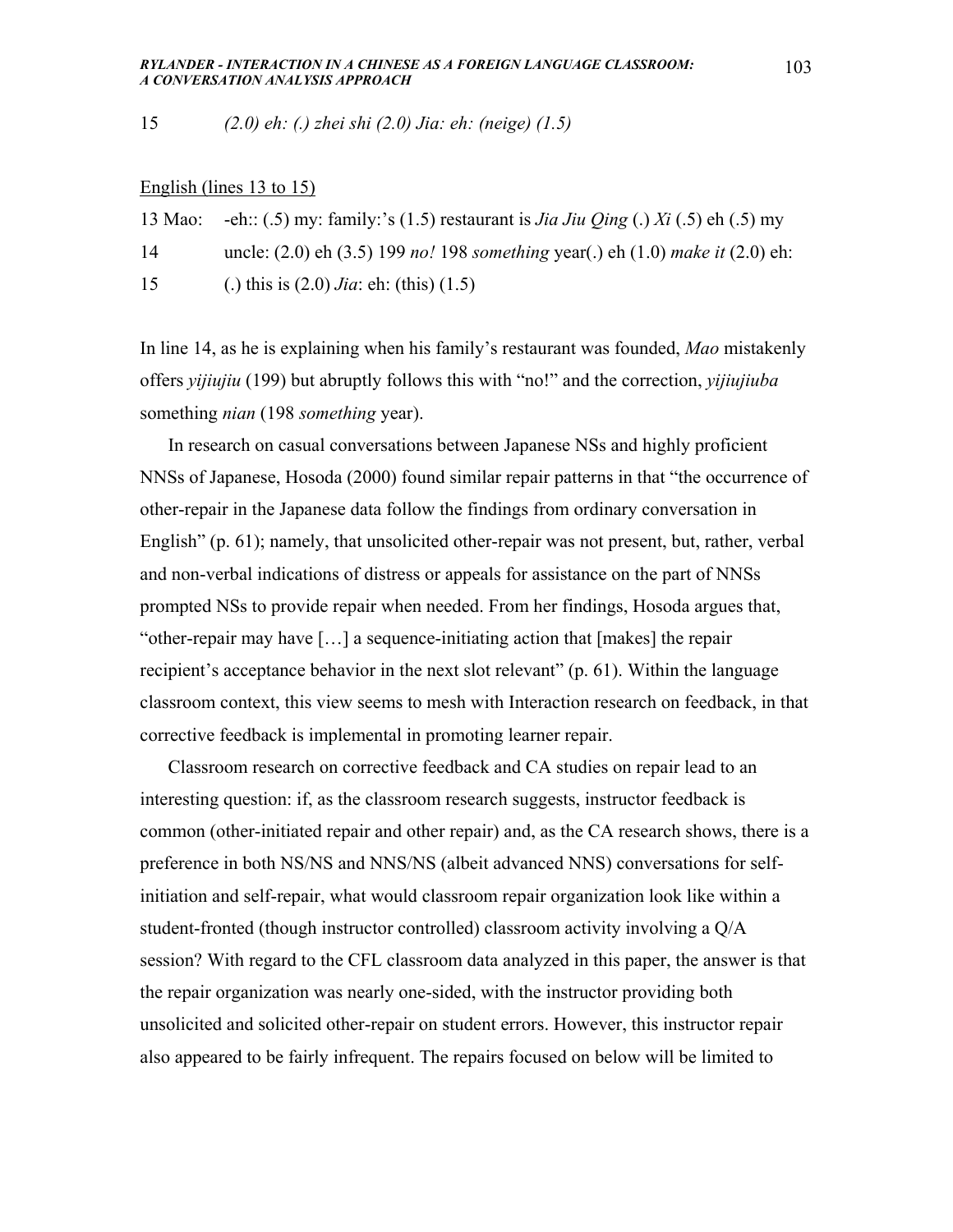15 *(2.0) eh: (.) zhei shi (2.0) Jia: eh: (neige) (1.5)*

<u>English (lines 13 to 15)</u>

13 Mao: -eh:: (.5) my: family:'s (1.5) restaurant is *Jia Jiu Qing* (.) *Xi* (.5) eh (.5) my

14 uncle: (2.0) eh (3.5) 199 *no!* 198 *something* year(.) eh (1.0) *make it* (2.0) eh:

15 (.) this is (2.0) *Jia*: eh: (this) (1.5)

In line 14, as he is explaining when his family's restaurant was founded, *Mao* mistakenly offers *yijiujiu* (199) but abruptly follows this with "no!" and the correction, *yijiujiuba* something *nian* (198 *something* year).

In research on casual conversations between Japanese NSs and highly proficient NNSs of Japanese, Hosoda (2000) found similar repair patterns in that "the occurrence of other-repair in the Japanese data follow the findings from ordinary conversation in English" (p. 61); namely, that unsolicited other-repair was not present, but, rather, verbal and non-verbal indications of distress or appeals for assistance on the part of NNSs prompted NSs to provide repair when needed. From her findings, Hosoda argues that, "other-repair may have […] a sequence-initiating action that [makes] the repair recipient's acceptance behavior in the next slot relevant" (p. 61). Within the language classroom context, this view seems to mesh with Interaction research on feedback, in that corrective feedback is implemental in promoting learner repair.

Classroom research on corrective feedback and CA studies on repair lead to an interesting question: if, as the classroom research suggests, instructor feedback is common (other-initiated repair and other repair) and, as the CA research shows, there is a preference in both NS/NS and NNS/NS (albeit advanced NNS) conversations for self-initiation and self-repair, what would classroom repair organization look like within a student-fronted (though instructor controlled) classroom activity involving a Q/A session? With regard to the CFL classroom data analyzed in this paper, the answer is that the repair organization was nearly one-sided, with the instructor providing both unsolicited and solicited other-repair on student errors. However, this instructor repair also appeared to be fairly infrequent. The repairs focused on below will be limited to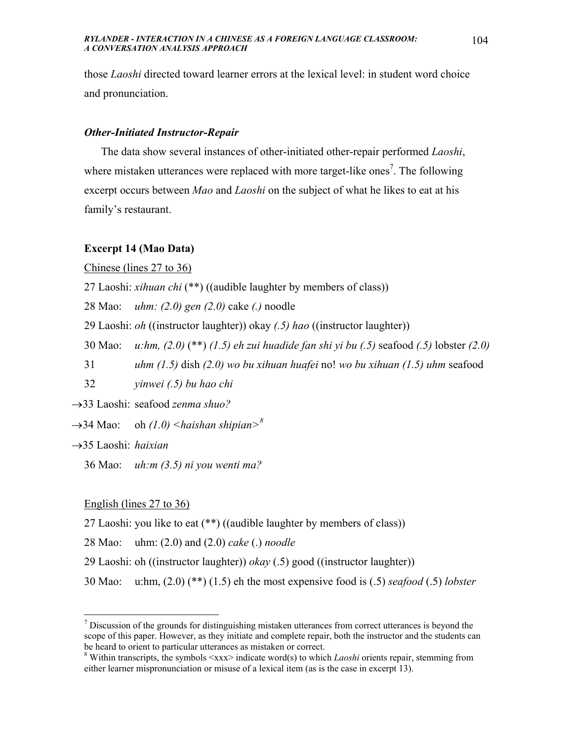those *Laoshi* directed toward learner errors at the lexical level: in student word choice and pronunciation.

### *Other-Initiated Instructor-Repair*

The data show several instances of other-initiated other-repair performed *Laoshi*, where mistaken utterances were replaced with more target-like ones[7]. The following excerpt occurs between *Mao* and *Laoshi* on the subject of what he likes to eat at his family's restaurant.

**Excerpt 14 (Mao Data)**

Chinese (lines 27 to 36)

27 Laoshi: *xihuan chi* (**) ((audible laughter by members of class))

28 Mao: *uhm: (2.0) gen (2.0)* cake *(.)* noodle

29 Laoshi: *oh* ((instructor laughter)) okay *(.5) hao* ((instructor laughter))

30 Mao: *u:hm, (2.0)* (**) *(1.5) eh zui huadide fan shi yi bu (.5)* seafood *(.5)* lobster *(2.0)*

31 *uhm (1.5)* dish *(2.0) wo bu xihuan huafei* no! *wo bu xihuan (1.5) uhm* seafood

32 *yinwei (.5) bu hao chi*

→33 Laoshi: seafood *zenma shuo?*

→34 Mao: oh *(1.0) <haishan shipian>*[8]

→35 Laoshi: *haixian*

36 Mao: *uh:m (3.5) ni you wenti ma?*

English (lines 27 to 36)

27 Laoshi: you like to eat (**) ((audible laughter by members of class))

28 Mao: uhm: (2.0) and (2.0) *cake* (.) *noodle*

29 Laoshi: oh ((instructor laughter)) *okay* (.5) good ((instructor laughter))

30 Mao: u:hm, (2.0) (**) (1.5) eh the most expensive food is (.5) *seafood* (.5) *lobster*

---

[7] Discussion of the grounds for distinguishing mistaken utterances from correct utterances is beyond the scope of this paper. However, as they initiate and complete repair, both the instructor and the students can be heard to orient to particular utterances as mistaken or correct.

[8] Within transcripts, the symbols <xxx> indicate word(s) to which *Laoshi* orients repair, stemming from either learner mispronunciation or misuse of a lexical item (as is the case in excerpt 13).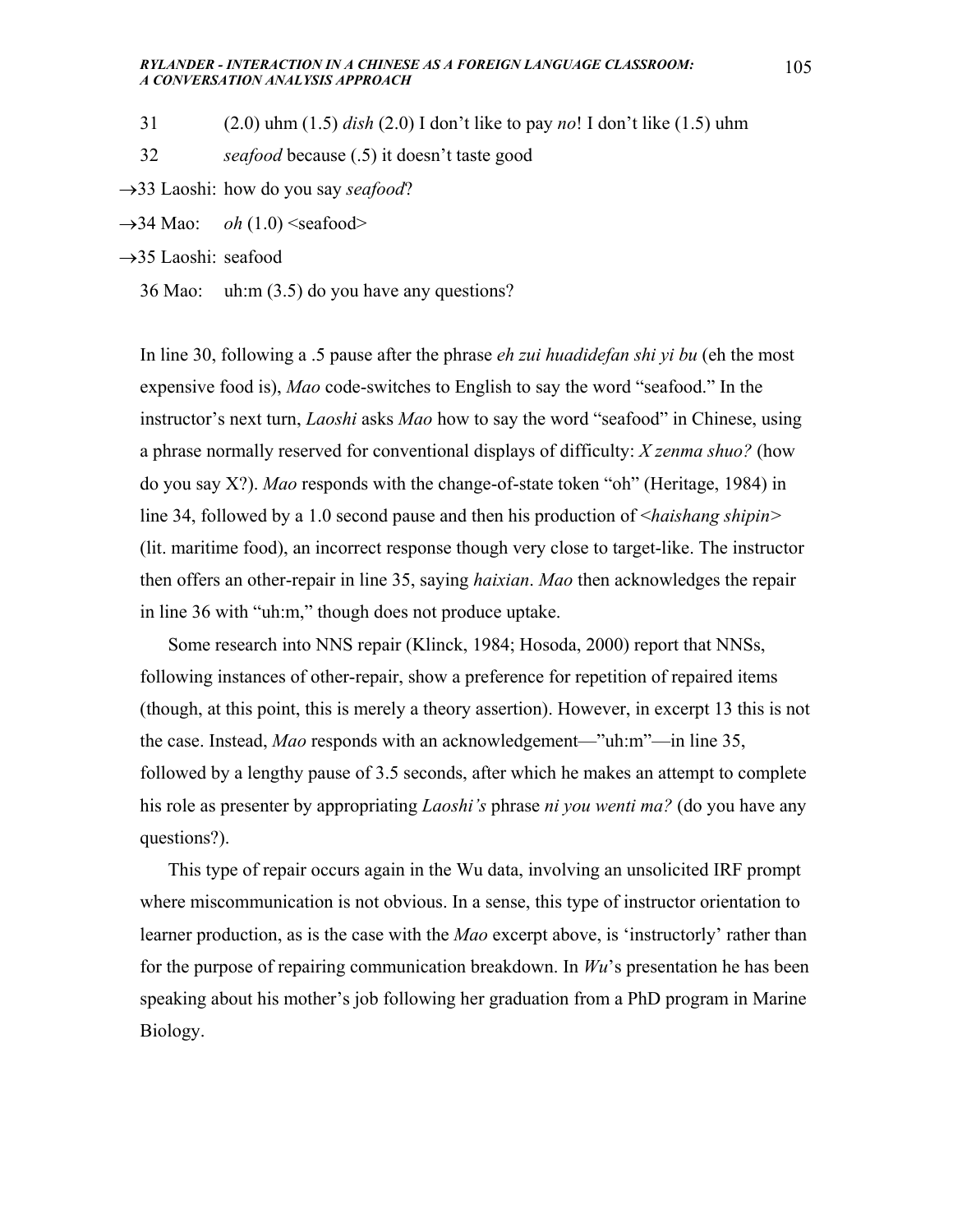31 (2.0) uhm (1.5) *dish* (2.0) I don't like to pay *no*! I don't like (1.5) uhm

32 *seafood* because (.5) it doesn't taste good

→33 Laoshi: how do you say *seafood*?

→34 Mao: *oh* (1.0) <seafood>

→35 Laoshi: seafood

36 Mao: uh:m (3.5) do you have any questions?

In line 30, following a .5 pause after the phrase *eh zui huadidefan shi yi bu* (eh the most expensive food is), *Mao* code-switches to English to say the word "seafood." In the instructor's next turn, *Laoshi* asks *Mao* how to say the word "seafood" in Chinese, using a phrase normally reserved for conventional displays of difficulty: *X zenma shuo?* (how do you say X?). *Mao* responds with the change-of-state token "oh" (Heritage, 1984) in line 34, followed by a 1.0 second pause and then his production of <*haishang shipin*> (lit. maritime food), an incorrect response though very close to target-like. The instructor then offers an other-repair in line 35, saying *haixian*. *Mao* then acknowledges the repair in line 36 with "uh:m," though does not produce uptake.

Some research into NNS repair (Klinck, 1984; Hosoda, 2000) report that NNSs, following instances of other-repair, show a preference for repetition of repaired items (though, at this point, this is merely a theory assertion). However, in excerpt 13 this is not the case. Instead, *Mao* responds with an acknowledgement—"uh:m"—in line 35, followed by a lengthy pause of 3.5 seconds, after which he makes an attempt to complete his role as presenter by appropriating *Laoshi's* phrase *ni you wenti ma?* (do you have any questions?).

This type of repair occurs again in the Wu data, involving an unsolicited IRF prompt where miscommunication is not obvious. In a sense, this type of instructor orientation to learner production, as is the case with the *Mao* excerpt above, is 'instructorly' rather than for the purpose of repairing communication breakdown. In *Wu*'s presentation he has been speaking about his mother's job following her graduation from a PhD program in Marine Biology.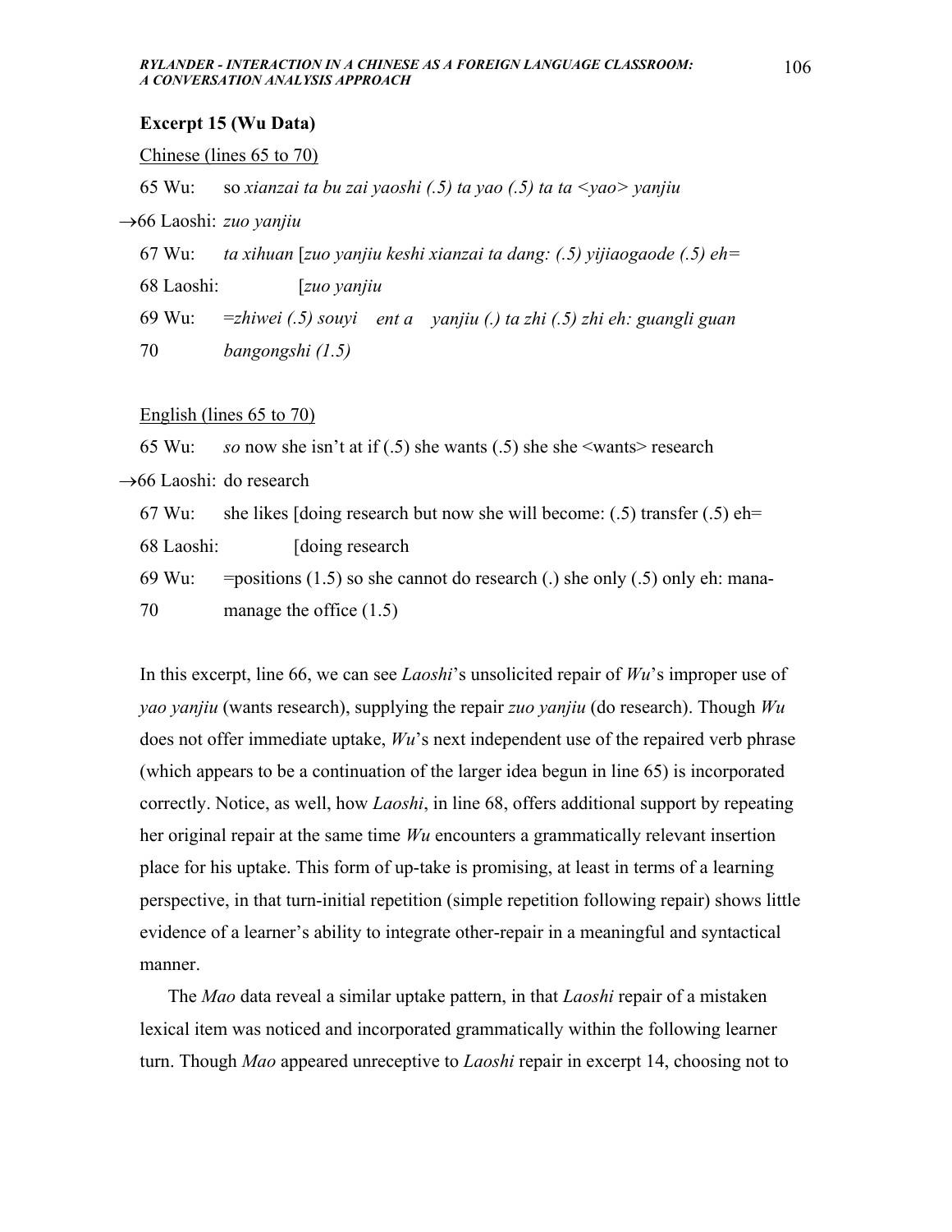**Excerpt 15 (Wu Data)**

Chinese (lines 65 to 70)

65 Wu: so *xianzai ta bu zai yaoshi (.5) ta yao (.5) ta ta <yao> yanjiu*

→66 Laoshi: *zuo yanjiu*

67 Wu: *ta xihuan* [*zuo yanjiu keshi xianzai ta dang: (.5) yijiaogaode (.5) eh=*

68 Laoshi: [*zuo yanjiu*

69 Wu: =*zhiwei (.5) souyi ent a yanjiu (.) ta zhi (.5) zhi eh: guangli guan*

70 *bangongshi (1.5)*

English (lines 65 to 70)

65 Wu: *so* now she isn't at if (.5) she wants (.5) she she <wants> research

→66 Laoshi: do research

67 Wu: she likes [doing research but now she will become: (.5) transfer (.5) eh=

68 Laoshi: [doing research

69 Wu: =positions (1.5) so she cannot do research (.) she only (.5) only eh: mana-

70 manage the office (1.5)

In this excerpt, line 66, we can see *Laoshi*'s unsolicited repair of *Wu*'s improper use of *yao yanjiu* (wants research), supplying the repair *zuo yanjiu* (do research). Though *Wu* does not offer immediate uptake, *Wu*'s next independent use of the repaired verb phrase (which appears to be a continuation of the larger idea begun in line 65) is incorporated correctly. Notice, as well, how *Laoshi*, in line 68, offers additional support by repeating her original repair at the same time *Wu* encounters a grammatically relevant insertion place for his uptake. This form of up-take is promising, at least in terms of a learning perspective, in that turn-initial repetition (simple repetition following repair) shows little evidence of a learner's ability to integrate other-repair in a meaningful and syntactical manner.

The *Mao* data reveal a similar uptake pattern, in that *Laoshi* repair of a mistaken lexical item was noticed and incorporated grammatically within the following learner turn. Though *Mao* appeared unreceptive to *Laoshi* repair in excerpt 14, choosing not to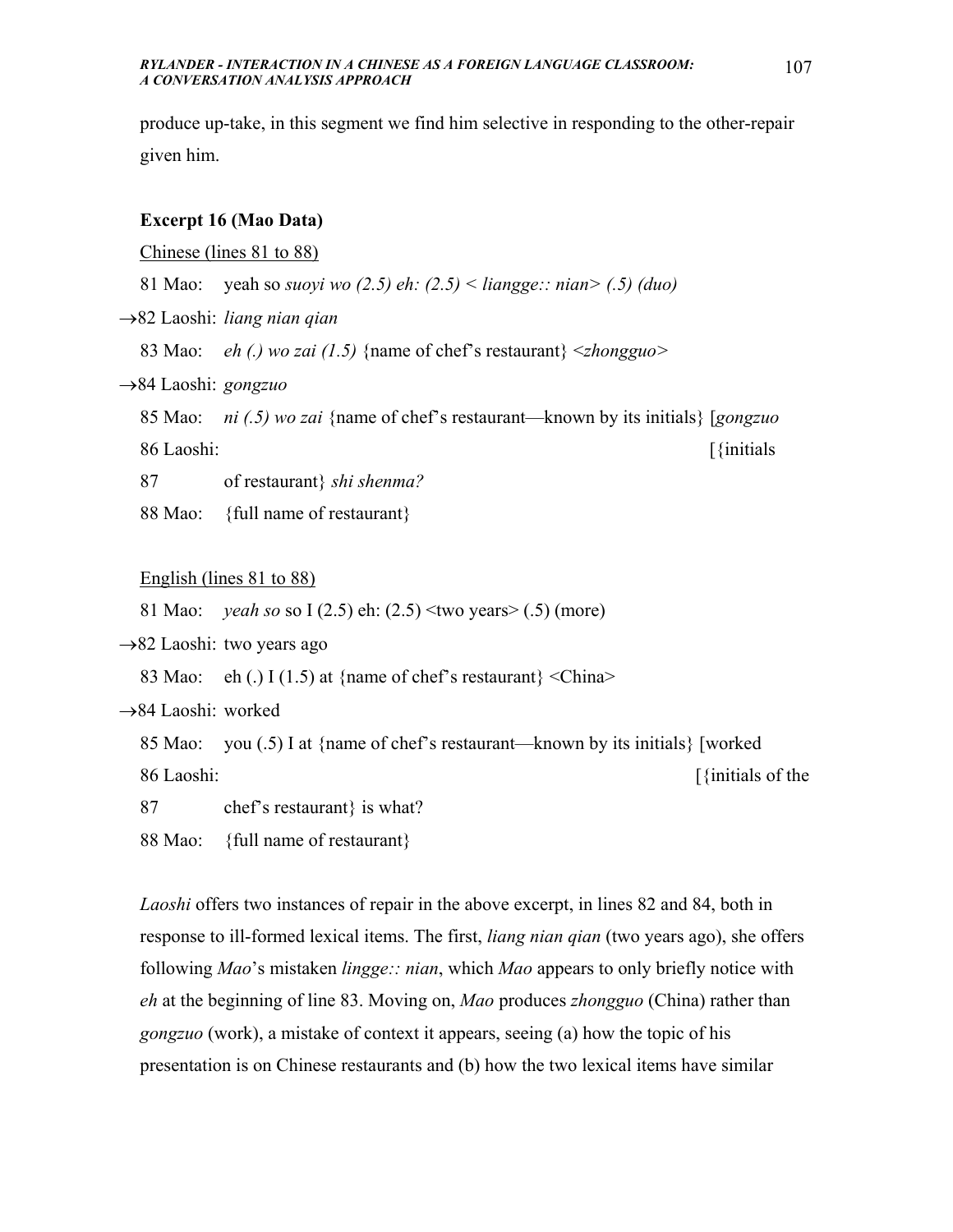produce up-take, in this segment we find him selective in responding to the other-repair given him.

**Excerpt 16 (Mao Data)**

Chinese (lines 81 to 88)

81 Mao: yeah so *suoyi wo (2.5) eh: (2.5) < liangge:: nian> (.5) (duo)*

→82 Laoshi: *liang nian qian*

83 Mao: *eh (.) wo zai (1.5)* {name of chef's restaurant} *<zhongguo>*

→84 Laoshi: *gongzuo*

85 Mao: *ni (.5) wo zai* {name of chef's restaurant—known by its initials} [*gongzuo*

86 Laoshi: [{initials

87 of restaurant} *shi shenma?*

88 Mao: {full name of restaurant}

English (lines 81 to 88)

81 Mao: *yeah so* so I (2.5) eh: (2.5) <two years> (.5) (more)

→82 Laoshi: two years ago

83 Mao: eh (.) I (1.5) at {name of chef's restaurant} <China>

→84 Laoshi: worked

85 Mao: you (.5) I at {name of chef's restaurant—known by its initials} [worked

86 Laoshi: [{initials of the

87 chef's restaurant} is what?

88 Mao: {full name of restaurant}

*Laoshi* offers two instances of repair in the above excerpt, in lines 82 and 84, both in response to ill-formed lexical items. The first, *liang nian qian* (two years ago), she offers following *Mao*'s mistaken *lingge:: nian*, which *Mao* appears to only briefly notice with *eh* at the beginning of line 83. Moving on, *Mao* produces *zhongguo* (China) rather than *gongzuo* (work), a mistake of context it appears, seeing (a) how the topic of his presentation is on Chinese restaurants and (b) how the two lexical items have similar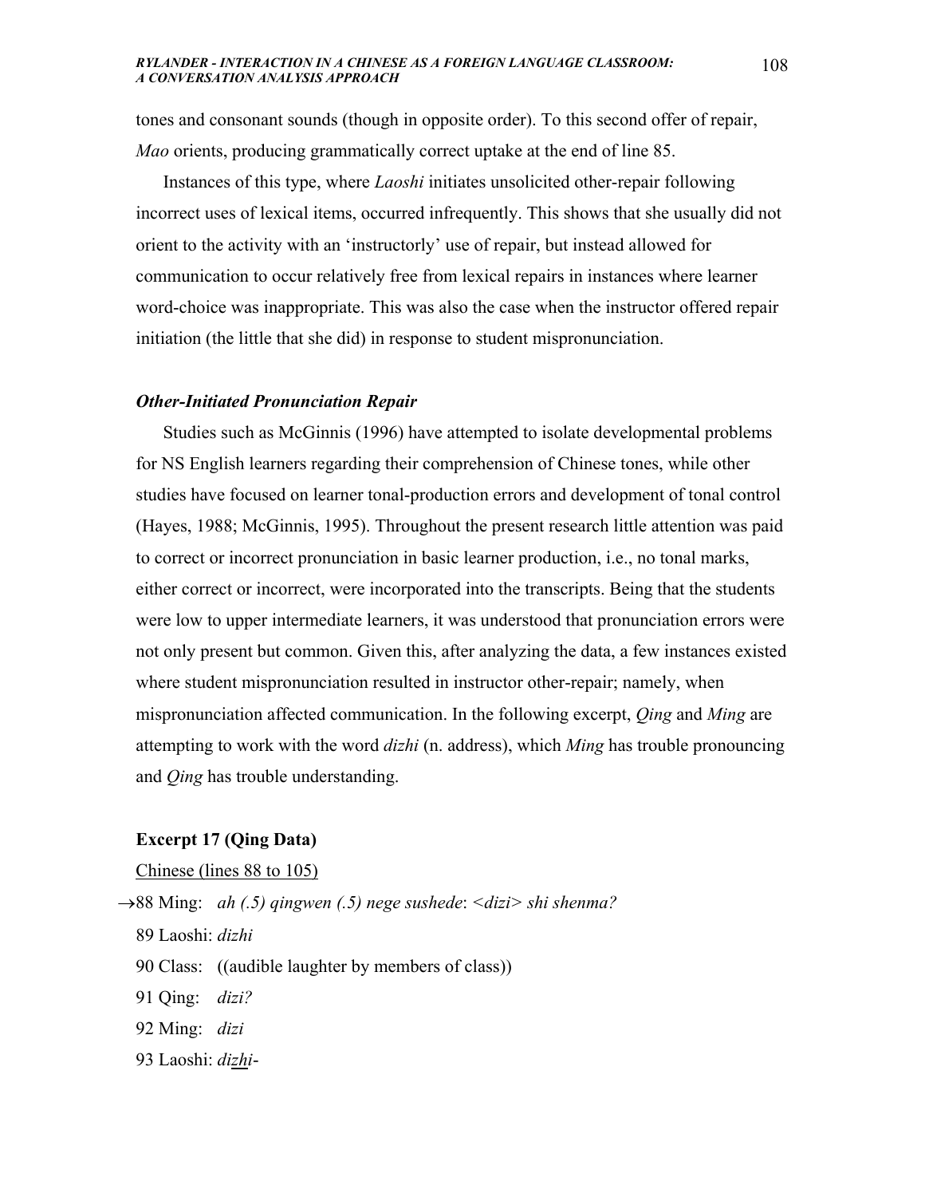tones and consonant sounds (though in opposite order). To this second offer of repair, *Mao* orients, producing grammatically correct uptake at the end of line 85.

Instances of this type, where *Laoshi* initiates unsolicited other-repair following incorrect uses of lexical items, occurred infrequently. This shows that she usually did not orient to the activity with an 'instructorly' use of repair, but instead allowed for communication to occur relatively free from lexical repairs in instances where learner word-choice was inappropriate. This was also the case when the instructor offered repair initiation (the little that she did) in response to student mispronunciation.

### *Other-Initiated Pronunciation Repair*

Studies such as McGinnis (1996) have attempted to isolate developmental problems for NS English learners regarding their comprehension of Chinese tones, while other studies have focused on learner tonal-production errors and development of tonal control (Hayes, 1988; McGinnis, 1995). Throughout the present research little attention was paid to correct or incorrect pronunciation in basic learner production, i.e., no tonal marks, either correct or incorrect, were incorporated into the transcripts. Being that the students were low to upper intermediate learners, it was understood that pronunciation errors were not only present but common. Given this, after analyzing the data, a few instances existed where student mispronunciation resulted in instructor other-repair; namely, when mispronunciation affected communication. In the following excerpt, *Qing* and *Ming* are attempting to work with the word *dizhi* (n. address), which *Ming* has trouble pronouncing and *Qing* has trouble understanding.

**Excerpt 17 (Qing Data)**

Chinese (lines 88 to 105)

→88 Ming: *ah (.5) qingwen (.5) nege sushede: <dizi> shi shenma?*

89 Laoshi: *dizhi*

90 Class: ((audible laughter by members of class))

91 Qing: *dizi?*

92 Ming: *dizi*

93 Laoshi: *dizhi-*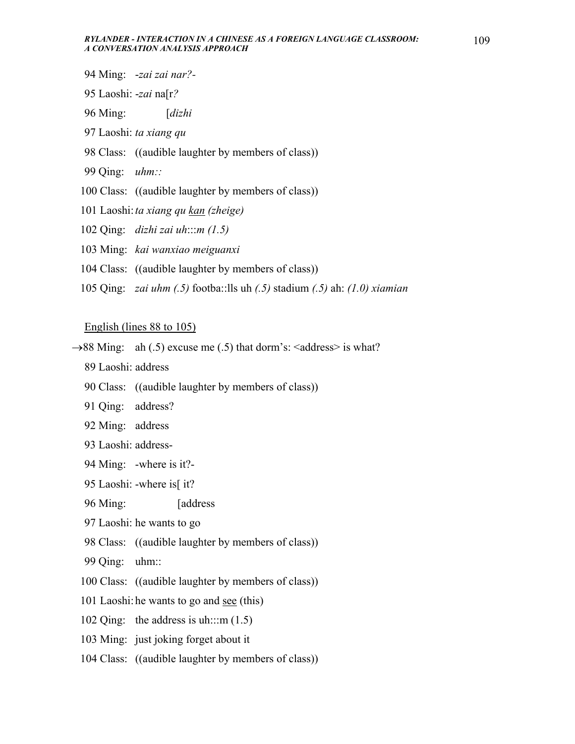94 Ming: *-zai zai nar?-*

95 Laoshi: *-zai* na[r*?*

96 Ming: [*dizhi*

97 Laoshi: *ta xiang qu*

98 Class: ((audible laughter by members of class))

99 Qing: *uhm::*

100 Class: ((audible laughter by members of class))

101 Laoshi: *ta xiang qu* <u>*kan*</u> *(zheige)*

102 Qing: *dizhi zai uh*:::*m (1.5)*

103 Ming: *kai wanxiao meiguanxi*

104 Class: ((audible laughter by members of class))

105 Qing: *zai uhm (.5)* footba::lls uh *(.5)* stadium *(.5)* ah: *(1.0) xiamian*

<u>English (lines 88 to 105)</u>

→88 Ming: ah (.5) excuse me (.5) that dorm's: <address> is what?

89 Laoshi: address

90 Class: ((audible laughter by members of class))

91 Qing: address?

92 Ming: address

93 Laoshi: address-

94 Ming: -where is it?-

95 Laoshi: -where is[ it?

96 Ming: [address

97 Laoshi: he wants to go

98 Class: ((audible laughter by members of class))

99 Qing: uhm::

100 Class: ((audible laughter by members of class))

101 Laoshi: he wants to go and <u>see</u> (this)

102 Qing: the address is uh:::m (1.5)

103 Ming: just joking forget about it

104 Class: ((audible laughter by members of class))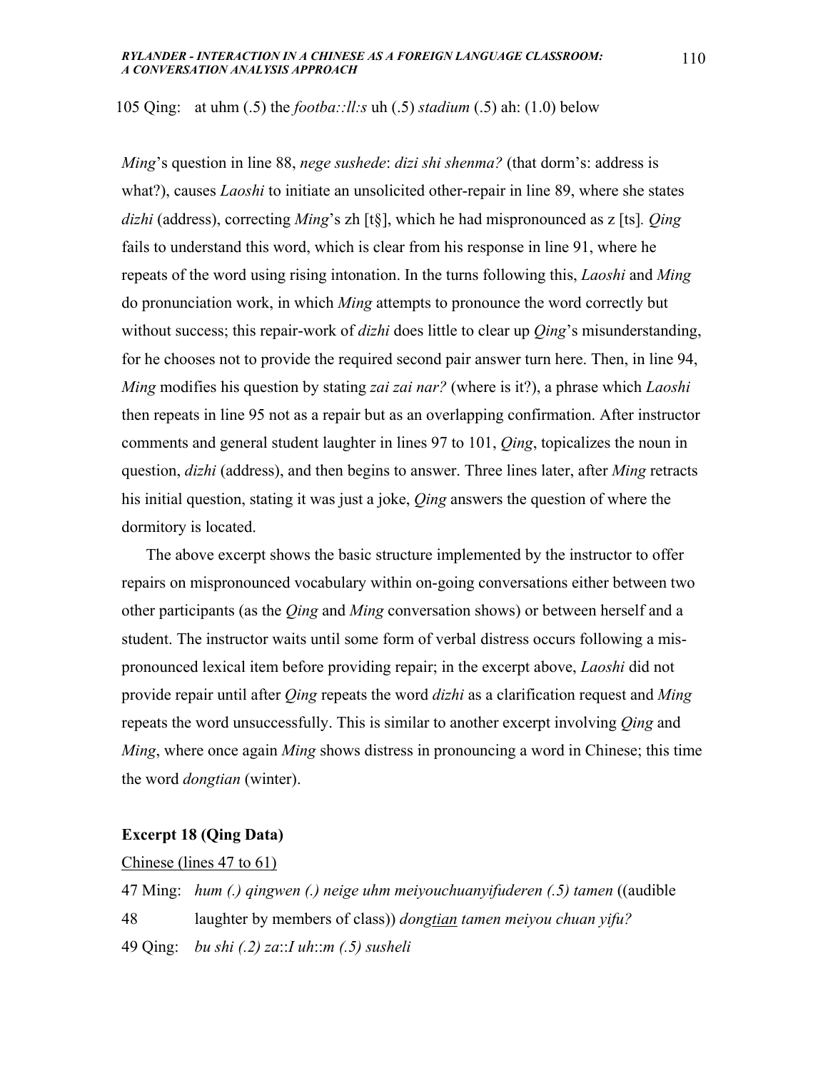105 Qing: at uhm (.5) the *footba::ll:s* uh (.5) *stadium* (.5) ah: (1.0) below

*Ming*'s question in line 88, *nege sushede*: *dizi shi shenma?* (that dorm's: address is what?), causes *Laoshi* to initiate an unsolicited other-repair in line 89, where she states *dizhi* (address), correcting *Ming*'s zh [t§], which he had mispronounced as z [ts]. *Qing* fails to understand this word, which is clear from his response in line 91, where he repeats of the word using rising intonation. In the turns following this, *Laoshi* and *Ming* do pronunciation work, in which *Ming* attempts to pronounce the word correctly but without success; this repair-work of *dizhi* does little to clear up *Qing*'s misunderstanding, for he chooses not to provide the required second pair answer turn here. Then, in line 94, *Ming* modifies his question by stating *zai zai nar?* (where is it?), a phrase which *Laoshi* then repeats in line 95 not as a repair but as an overlapping confirmation. After instructor comments and general student laughter in lines 97 to 101, *Qing*, topicalizes the noun in question, *dizhi* (address), and then begins to answer. Three lines later, after *Ming* retracts his initial question, stating it was just a joke, *Qing* answers the question of where the dormitory is located.

The above excerpt shows the basic structure implemented by the instructor to offer repairs on mispronounced vocabulary within on-going conversations either between two other participants (as the *Qing* and *Ming* conversation shows) or between herself and a student. The instructor waits until some form of verbal distress occurs following a mis-pronounced lexical item before providing repair; in the excerpt above, *Laoshi* did not provide repair until after *Qing* repeats the word *dizhi* as a clarification request and *Ming* repeats the word unsuccessfully. This is similar to another excerpt involving *Qing* and *Ming*, where once again *Ming* shows distress in pronouncing a word in Chinese; this time the word *dongtian* (winter).

**Excerpt 18 (Qing Data)**

<u>Chinese (lines 47 to 61)</u>

47 Ming: *hum (.) qingwen (.) neige uhm meiyouchuanyifuderen (.5) tamen* ((audible

48 laughter by members of class)) *dong<u>tian</u> tamen meiyou chuan yifu?*

49 Qing: *bu shi (.2) za::I uh::m (.5) susheli*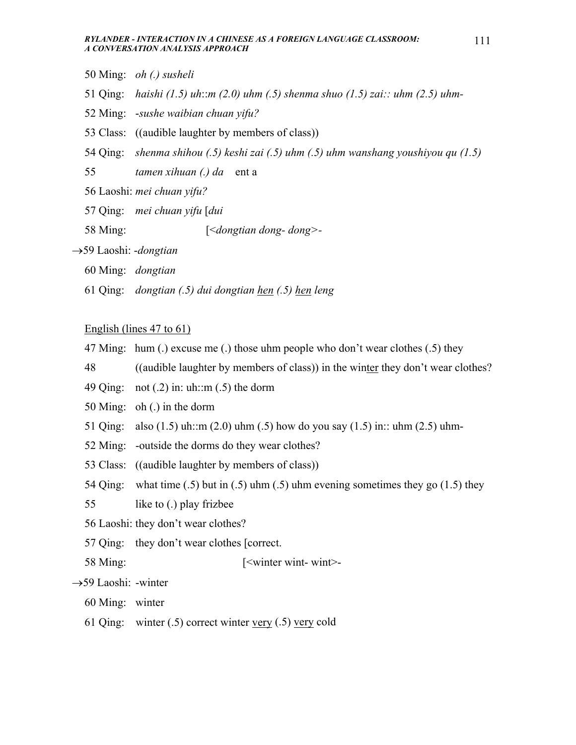50 Ming: *oh (.) susheli*

51 Qing: *haishi (1.5) uh::m (2.0) uhm (.5) shenma shuo (1.5) zai:: uhm (2.5) uhm-*

52 Ming: *-sushe waibian chuan yifu?*

53 Class: ((audible laughter by members of class))

54 Qing: *shenma shihou (.5) keshi zai (.5) uhm (.5) uhm wanshang youshiyou qu (1.5)*

55 *tamen xihuan (.) da* ent a

56 Laoshi: *mei chuan yifu?*

57 Qing: *mei chuan yifu* [*dui*

58 Ming: [*<dongtian dong- dong>-*

→59 Laoshi: *-dongtian*

60 Ming: *dongtian*

61 Qing: *dongtian (.5) dui dongtian* <u>*hen*</u> *(.5)* <u>*hen*</u> *leng*

<u>English (lines 47 to 61)</u>

47 Ming: hum (.) excuse me (.) those uhm people who don't wear clothes (.5) they

48 ((audible laughter by members of class)) in the win<u>ter</u> they don't wear clothes?

49 Qing: not (.2) in: uh::m (.5) the dorm

50 Ming: oh (.) in the dorm

51 Qing: also (1.5) uh::m (2.0) uhm (.5) how do you say (1.5) in:: uhm (2.5) uhm-

52 Ming: -outside the dorms do they wear clothes?

53 Class: ((audible laughter by members of class))

54 Qing: what time (.5) but in (.5) uhm (.5) uhm evening sometimes they go (1.5) they

55 like to (.) play frizbee

56 Laoshi: they don't wear clothes?

57 Qing: they don't wear clothes [correct.

58 Ming: [<winter wint- wint>-

→59 Laoshi: -winter

60 Ming: winter

61 Qing: winter (.5) correct winter <u>very</u> (.5) <u>very</u> cold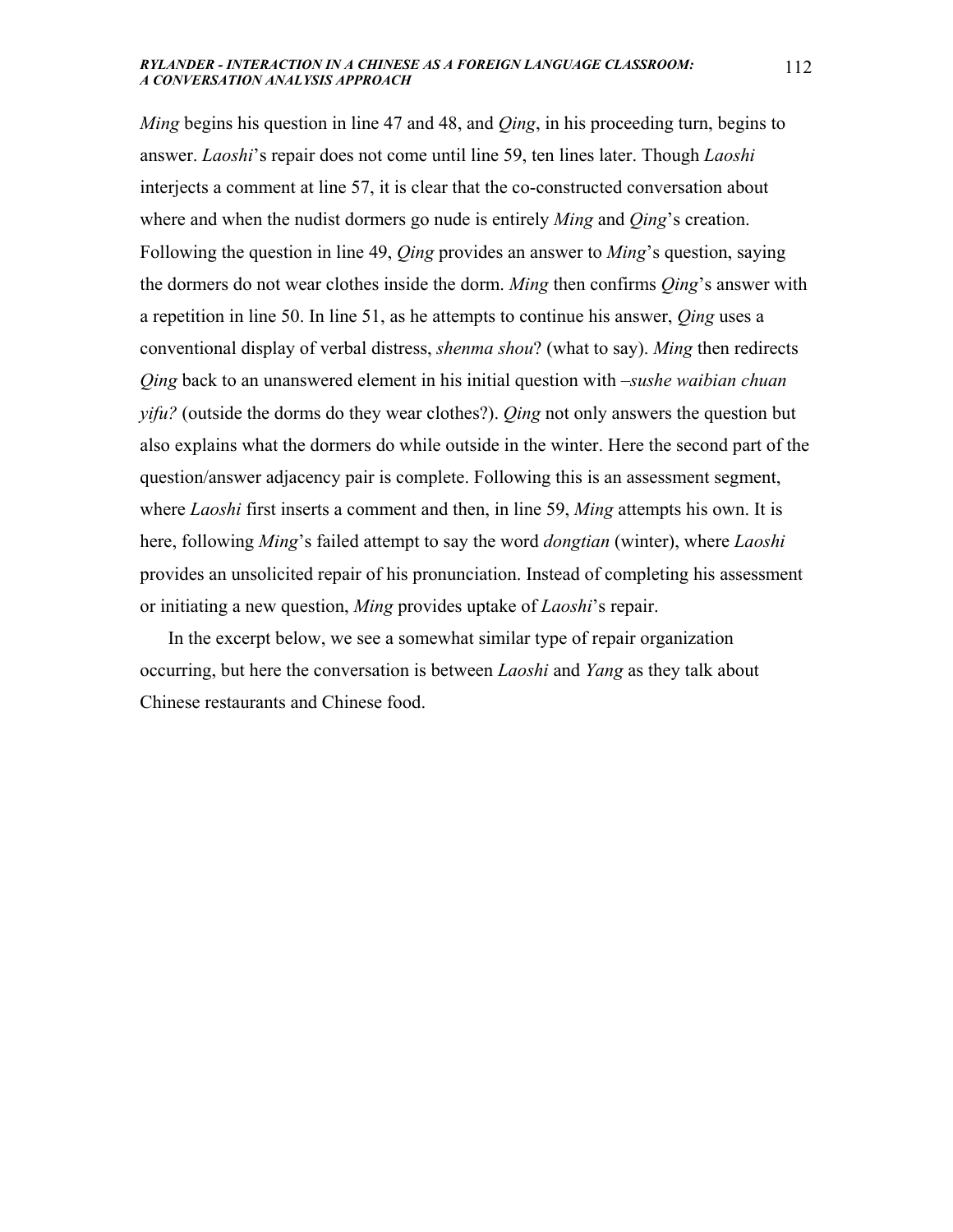*Ming* begins his question in line 47 and 48, and *Qing*, in his proceeding turn, begins to answer. *Laoshi*'s repair does not come until line 59, ten lines later. Though *Laoshi* interjects a comment at line 57, it is clear that the co-constructed conversation about where and when the nudist dormers go nude is entirely *Ming* and *Qing*'s creation. Following the question in line 49, *Qing* provides an answer to *Ming*'s question, saying the dormers do not wear clothes inside the dorm. *Ming* then confirms *Qing*'s answer with a repetition in line 50. In line 51, as he attempts to continue his answer, *Qing* uses a conventional display of verbal distress, *shenma shou*? (what to say). *Ming* then redirects *Qing* back to an unanswered element in his initial question with *–sushe waibian chuan yifu?* (outside the dorms do they wear clothes?). *Qing* not only answers the question but also explains what the dormers do while outside in the winter. Here the second part of the question/answer adjacency pair is complete. Following this is an assessment segment, where *Laoshi* first inserts a comment and then, in line 59, *Ming* attempts his own. It is here, following *Ming*'s failed attempt to say the word *dongtian* (winter), where *Laoshi* provides an unsolicited repair of his pronunciation. Instead of completing his assessment or initiating a new question, *Ming* provides uptake of *Laoshi*'s repair.

In the excerpt below, we see a somewhat similar type of repair organization occurring, but here the conversation is between *Laoshi* and *Yang* as they talk about Chinese restaurants and Chinese food.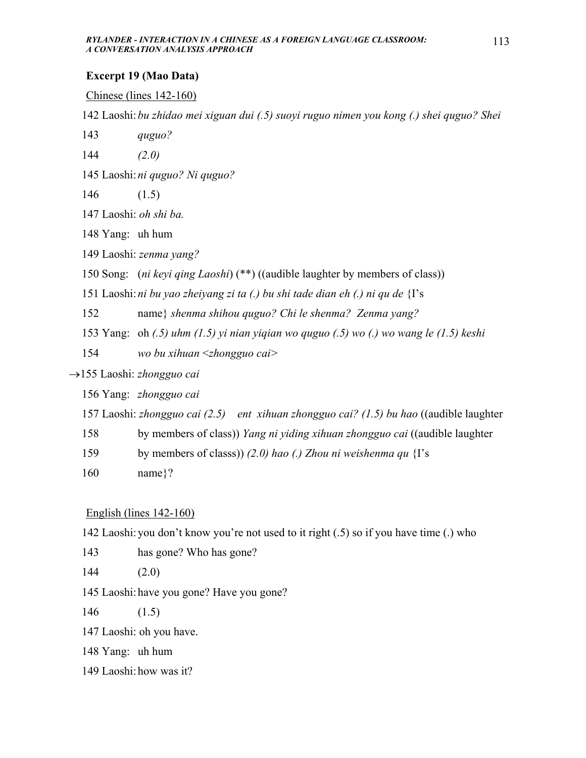**Excerpt 19 (Mao Data)**

Chinese (lines 142-160)

142 Laoshi: *bu zhidao mei xiguan dui (.5) suoyi ruguo nimen you kong (.) shei quguo? Shei*
143 *quguo?*
144 *(2.0)*
145 Laoshi: *ni quguo? Ni quguo?*
146 (1.5)
147 Laoshi: *oh shi ba.*
148 Yang: uh hum
149 Laoshi: *zenma yang?*
150 Song: (*ni keyi qing Laoshi*) (**) ((audible laughter by members of class))
151 Laoshi: *ni bu yao zheiyang zi ta (.) bu shi tade dian eh (.) ni qu de* {I's
152 name} *shenma shihou quguo? Chi le shenma? Zenma yang?*
153 Yang: oh *(.5) uhm (1.5) yi nian yiqian wo quguo (.5) wo (.) wo wang le (1.5) keshi*
154 *wo bu xihuan <zhongguo cai>*
→155 Laoshi: *zhongguo cai*
156 Yang: *zhongguo cai*
157 Laoshi: *zhongguo cai (2.5) ent xihuan zhongguo cai? (1.5) bu hao* ((audible laughter
158 by members of class)) *Yang ni yiding xihuan zhongguo cai* ((audible laughter
159 by members of classs)) *(2.0) hao (.) Zhou ni weishenma qu* {I's
160 name}?

English (lines 142-160)

142 Laoshi: you don't know you're not used to it right (.5) so if you have time (.) who
143 has gone? Who has gone?
144 (2.0)
145 Laoshi: have you gone? Have you gone?
146 (1.5)
147 Laoshi: oh you have.
148 Yang: uh hum
149 Laoshi: how was it?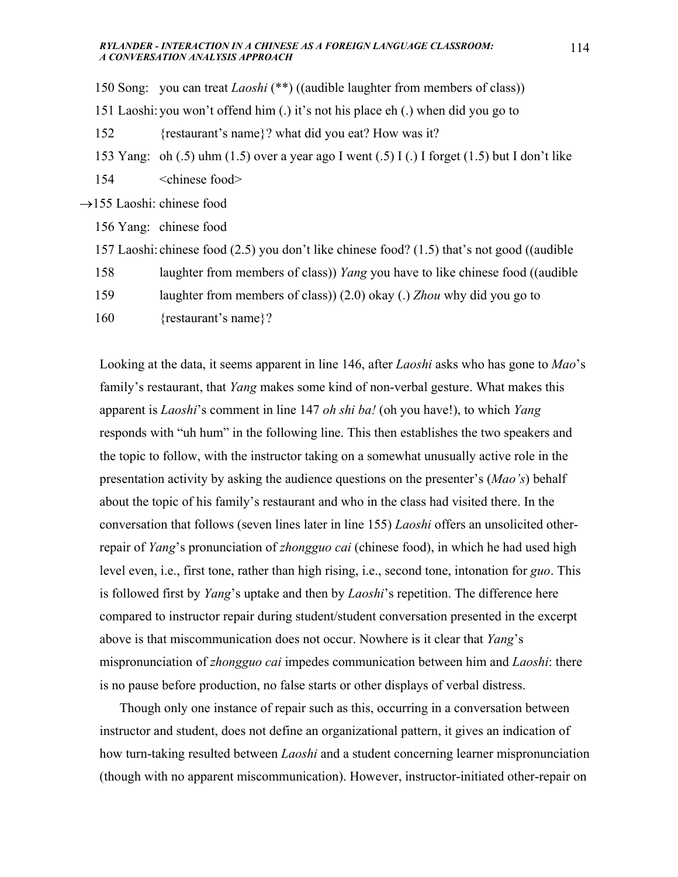150 Song: you can treat *Laoshi* (**) ((audible laughter from members of class))

151 Laoshi: you won't offend him (.) it's not his place eh (.) when did you go to

152 {restaurant's name}? what did you eat? How was it?

153 Yang: oh (.5) uhm (1.5) over a year ago I went (.5) I (.) I forget (1.5) but I don't like

154 <chinese food>

→155 Laoshi: chinese food

156 Yang: chinese food

157 Laoshi: chinese food (2.5) you don't like chinese food? (1.5) that's not good ((audible

158 laughter from members of class)) *Yang* you have to like chinese food ((audible

159 laughter from members of class)) (2.0) okay (.) *Zhou* why did you go to

160 {restaurant's name}?

Looking at the data, it seems apparent in line 146, after *Laoshi* asks who has gone to *Mao*'s family's restaurant, that *Yang* makes some kind of non-verbal gesture. What makes this apparent is *Laoshi*'s comment in line 147 *oh shi ba!* (oh you have!), to which *Yang* responds with "uh hum" in the following line. This then establishes the two speakers and the topic to follow, with the instructor taking on a somewhat unusually active role in the presentation activity by asking the audience questions on the presenter's (*Mao's*) behalf about the topic of his family's restaurant and who in the class had visited there. In the conversation that follows (seven lines later in line 155) *Laoshi* offers an unsolicited other-repair of *Yang*'s pronunciation of *zhongguo cai* (chinese food), in which he had used high level even, i.e., first tone, rather than high rising, i.e., second tone, intonation for *guo*. This is followed first by *Yang*'s uptake and then by *Laoshi*'s repetition. The difference here compared to instructor repair during student/student conversation presented in the excerpt above is that miscommunication does not occur. Nowhere is it clear that *Yang*'s mispronunciation of *zhongguo cai* impedes communication between him and *Laoshi*: there is no pause before production, no false starts or other displays of verbal distress.

Though only one instance of repair such as this, occurring in a conversation between instructor and student, does not define an organizational pattern, it gives an indication of how turn-taking resulted between *Laoshi* and a student concerning learner mispronunciation (though with no apparent miscommunication). However, instructor-initiated other-repair on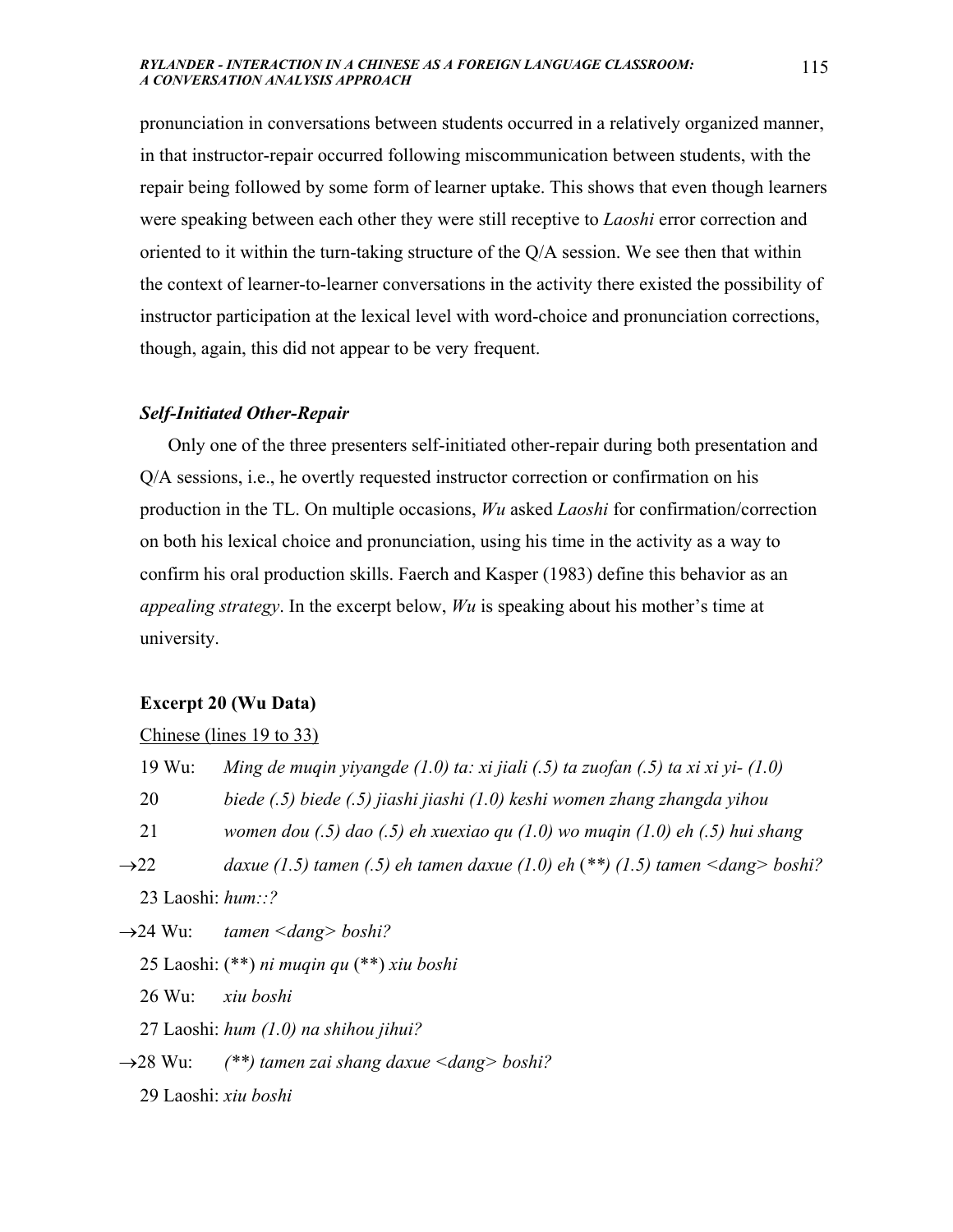pronunciation in conversations between students occurred in a relatively organized manner, in that instructor-repair occurred following miscommunication between students, with the repair being followed by some form of learner uptake. This shows that even though learners were speaking between each other they were still receptive to *Laoshi* error correction and oriented to it within the turn-taking structure of the Q/A session. We see then that within the context of learner-to-learner conversations in the activity there existed the possibility of instructor participation at the lexical level with word-choice and pronunciation corrections, though, again, this did not appear to be very frequent.

### *Self-Initiated Other-Repair*

Only one of the three presenters self-initiated other-repair during both presentation and Q/A sessions, i.e., he overtly requested instructor correction or confirmation on his production in the TL. On multiple occasions, *Wu* asked *Laoshi* for confirmation/correction on both his lexical choice and pronunciation, using his time in the activity as a way to confirm his oral production skills. Faerch and Kasper (1983) define this behavior as an *appealing strategy*. In the excerpt below, *Wu* is speaking about his mother's time at university.

**Excerpt 20 (Wu Data)**

<u>Chinese (lines 19 to 33)</u>

19 Wu: *Ming de muqin yiyangde (1.0) ta: xi jiali (.5) ta zuofan (.5) ta xi xi yi- (1.0)*
20 *biede (.5) biede (.5) jiashi jiashi (1.0) keshi women zhang zhangda yihou*
21 *women dou (.5) dao (.5) eh xuexiao qu (1.0) wo muqin (1.0) eh (.5) hui shang*
→22 *daxue (1.5) tamen (.5) eh tamen daxue (1.0) eh* (*\*\*) (1.5) tamen <dang> boshi?*
23 Laoshi: *hum::?*
→24 Wu: *tamen <dang> boshi?*
25 Laoshi: (\*\*) *ni muqin qu* (\*\*) *xiu boshi*
26 Wu: *xiu boshi*
27 Laoshi: *hum (1.0) na shihou jihui?*
→28 Wu: *(\*\*) tamen zai shang daxue <dang> boshi?*
29 Laoshi: *xiu boshi*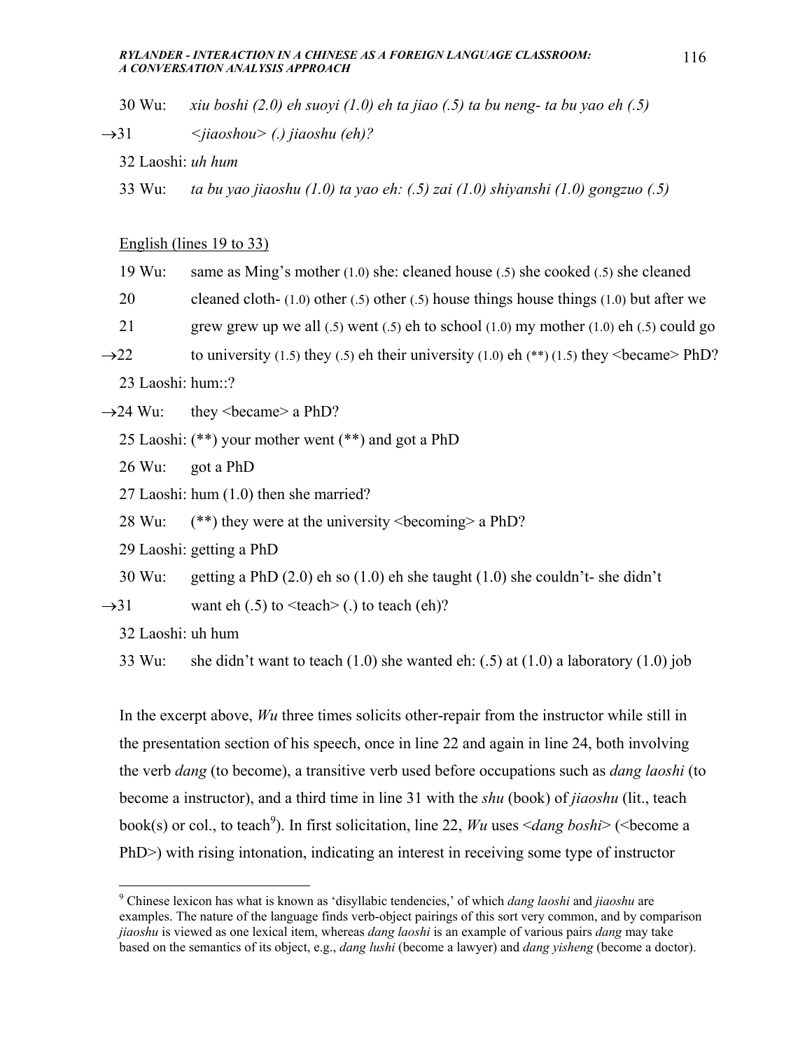30 Wu: *xiu boshi (2.0) eh suoyi (1.0) eh ta jiao (.5) ta bu neng- ta bu yao eh (.5)*

→31 *<jiaoshou> (.) jiaoshu (eh)?*

32 Laoshi: *uh hum*

33 Wu: *ta bu yao jiaoshu (1.0) ta yao eh: (.5) zai (1.0) shiyanshi (1.0) gongzuo (.5)*

<u>English (lines 19 to 33)</u>

19 Wu: same as Ming's mother (1.0) she: cleaned house (.5) she cooked (.5) she cleaned

20 cleaned cloth- (1.0) other (.5) other (.5) house things house things (1.0) but after we

21 grew grew up we all (.5) went (.5) eh to school (1.0) my mother (1.0) eh (.5) could go

→22 to university (1.5) they (.5) eh their university (1.0) eh (**) (1.5) they <became> PhD?

23 Laoshi: hum::?

→24 Wu: they <became> a PhD?

25 Laoshi: (**) your mother went (**) and got a PhD

26 Wu: got a PhD

27 Laoshi: hum (1.0) then she married?

28 Wu: (**) they were at the university <becoming> a PhD?

29 Laoshi: getting a PhD

30 Wu: getting a PhD (2.0) eh so (1.0) eh she taught (1.0) she couldn't- she didn't

→31 want eh (.5) to <teach> (.) to teach (eh)?

32 Laoshi: uh hum

33 Wu: she didn't want to teach (1.0) she wanted eh: (.5) at (1.0) a laboratory (1.0) job

In the excerpt above, *Wu* three times solicits other-repair from the instructor while still in the presentation section of his speech, once in line 22 and again in line 24, both involving the verb *dang* (to become), a transitive verb used before occupations such as *dang laoshi* (to become a instructor), and a third time in line 31 with the *shu* (book) of *jiaoshu* (lit., teach book(s) or col., to teach[9]). In first solicitation, line 22, *Wu* uses <*dang boshi*> (<become a PhD>) with rising intonation, indicating an interest in receiving some type of instructor

[9] Chinese lexicon has what is known as 'disyllabic tendencies,' of which *dang laoshi* and *jiaoshu* are examples. The nature of the language finds verb-object pairings of this sort very common, and by comparison *jiaoshu* is viewed as one lexical item, whereas *dang laoshi* is an example of various pairs *dang* may take based on the semantics of its object, e.g., *dang lushi* (become a lawyer) and *dang yisheng* (become a doctor).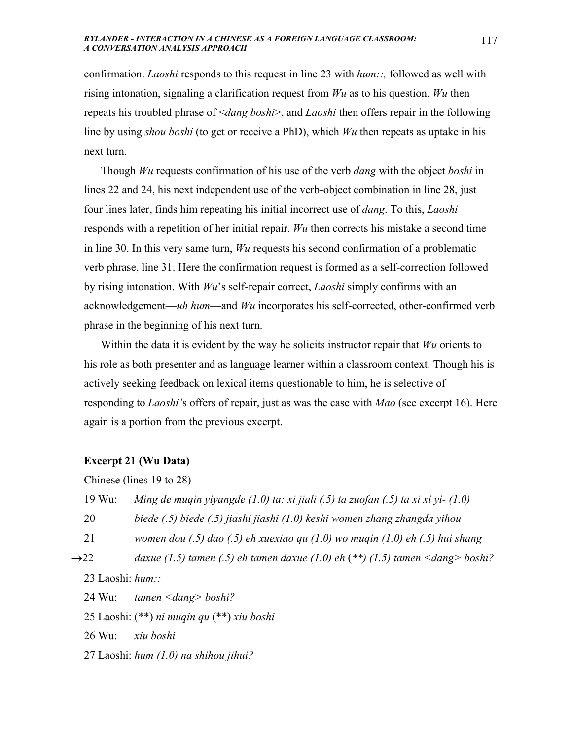confirmation. *Laoshi* responds to this request in line 23 with *hum::,* followed as well with rising intonation, signaling a clarification request from *Wu* as to his question. *Wu* then repeats his troubled phrase of <*dang boshi*>, and *Laoshi* then offers repair in the following line by using *shou boshi* (to get or receive a PhD), which *Wu* then repeats as uptake in his next turn.

Though *Wu* requests confirmation of his use of the verb *dang* with the object *boshi* in lines 22 and 24, his next independent use of the verb-object combination in line 28, just four lines later, finds him repeating his initial incorrect use of *dang*. To this, *Laoshi* responds with a repetition of her initial repair. *Wu* then corrects his mistake a second time in line 30. In this very same turn, *Wu* requests his second confirmation of a problematic verb phrase, line 31. Here the confirmation request is formed as a self-correction followed by rising intonation. With *Wu*'s self-repair correct, *Laoshi* simply confirms with an acknowledgement—*uh hum*—and *Wu* incorporates his self-corrected, other-confirmed verb phrase in the beginning of his next turn.

Within the data it is evident by the way he solicits instructor repair that *Wu* orients to his role as both presenter and as language learner within a classroom context. Though his is actively seeking feedback on lexical items questionable to him, he is selective of responding to *Laoshi'*s offers of repair, just as was the case with *Mao* (see excerpt 16). Here again is a portion from the previous excerpt.

**Excerpt 21 (Wu Data)**

Chinese (lines 19 to 28)

19 Wu: *Ming de muqin yiyangde (1.0) ta: xi jiali (.5) ta zuofan (.5) ta xi xi yi- (1.0)*

20 *biede (.5) biede (.5) jiashi jiashi (1.0) keshi women zhang zhangda yihou*

21 *women dou (.5) dao (.5) eh xuexiao qu (1.0) wo muqin (1.0) eh (.5) hui shang*

→22 *daxue (1.5) tamen (.5) eh tamen daxue (1.0) eh* (\*\**) (1.5) tamen <dang> boshi?*

23 Laoshi: *hum::*

24 Wu: *tamen <dang> boshi?*

25 Laoshi: (\*\*) *ni muqin qu* (\*\*) *xiu boshi*

26 Wu: *xiu boshi*

27 Laoshi: *hum (1.0) na shihou jihui?*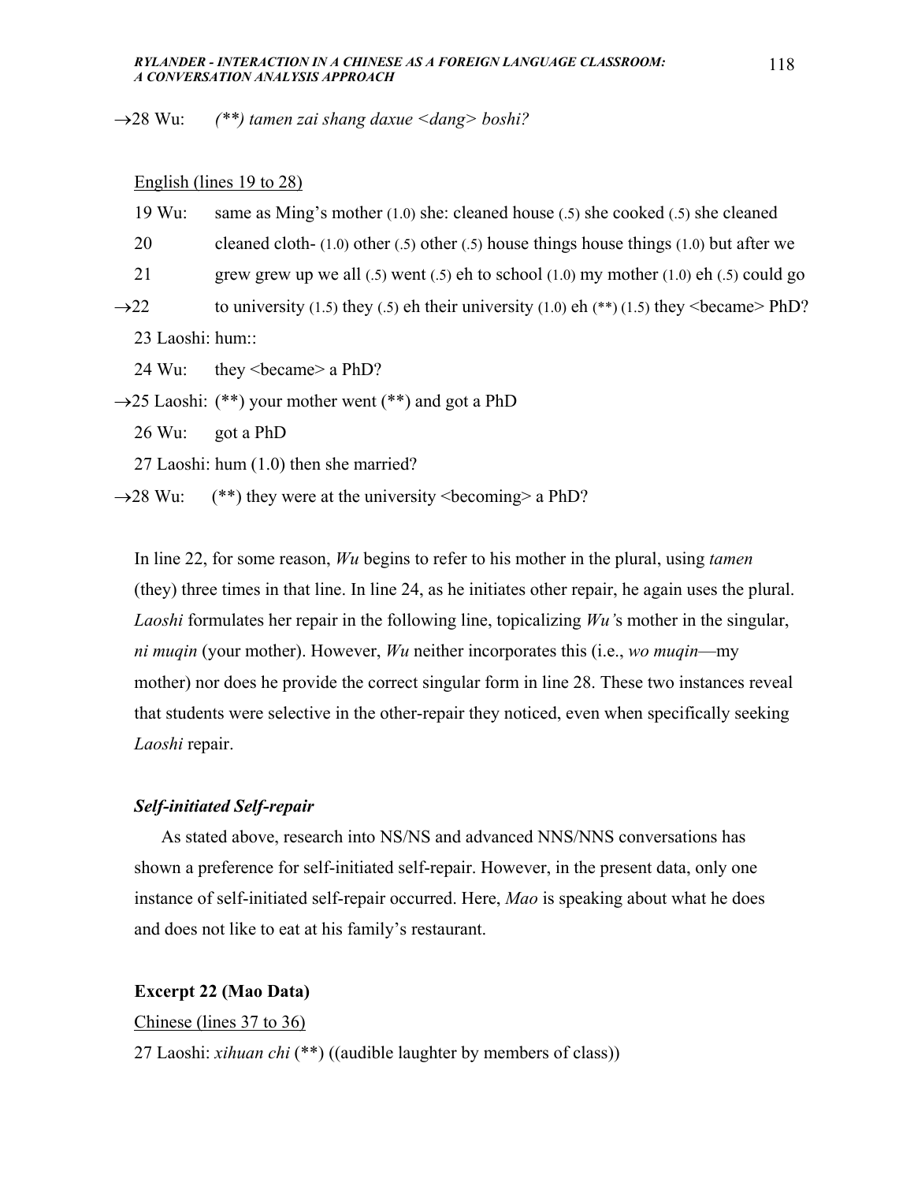→28 Wu: *(\*\*) tamen zai shang daxue <dang> boshi?*

English (lines 19 to 28)

19 Wu: same as Ming's mother (1.0) she: cleaned house (.5) she cooked (.5) she cleaned

20 cleaned cloth- (1.0) other (.5) other (.5) house things house things (1.0) but after we

21 grew grew up we all (.5) went (.5) eh to school (1.0) my mother (1.0) eh (.5) could go

→22 to university (1.5) they (.5) eh their university (1.0) eh (\*\*) (1.5) they <became> PhD?

23 Laoshi: hum::

24 Wu: they <became> a PhD?

→25 Laoshi: (\*\*) your mother went (\*\*) and got a PhD

26 Wu: got a PhD

27 Laoshi: hum (1.0) then she married?

→28 Wu: (\*\*) they were at the university <becoming> a PhD?

In line 22, for some reason, *Wu* begins to refer to his mother in the plural, using *tamen* (they) three times in that line. In line 24, as he initiates other repair, he again uses the plural. *Laoshi* formulates her repair in the following line, topicalizing *Wu'*s mother in the singular, *ni muqin* (your mother). However, *Wu* neither incorporates this (i.e., *wo muqin*—my mother) nor does he provide the correct singular form in line 28. These two instances reveal that students were selective in the other-repair they noticed, even when specifically seeking *Laoshi* repair.

### *Self-initiated Self-repair*

As stated above, research into NS/NS and advanced NNS/NNS conversations has shown a preference for self-initiated self-repair. However, in the present data, only one instance of self-initiated self-repair occurred. Here, *Mao* is speaking about what he does and does not like to eat at his family's restaurant.

**Excerpt 22 (Mao Data)**

Chinese (lines 37 to 36)

27 Laoshi: *xihuan chi* (\*\*) ((audible laughter by members of class))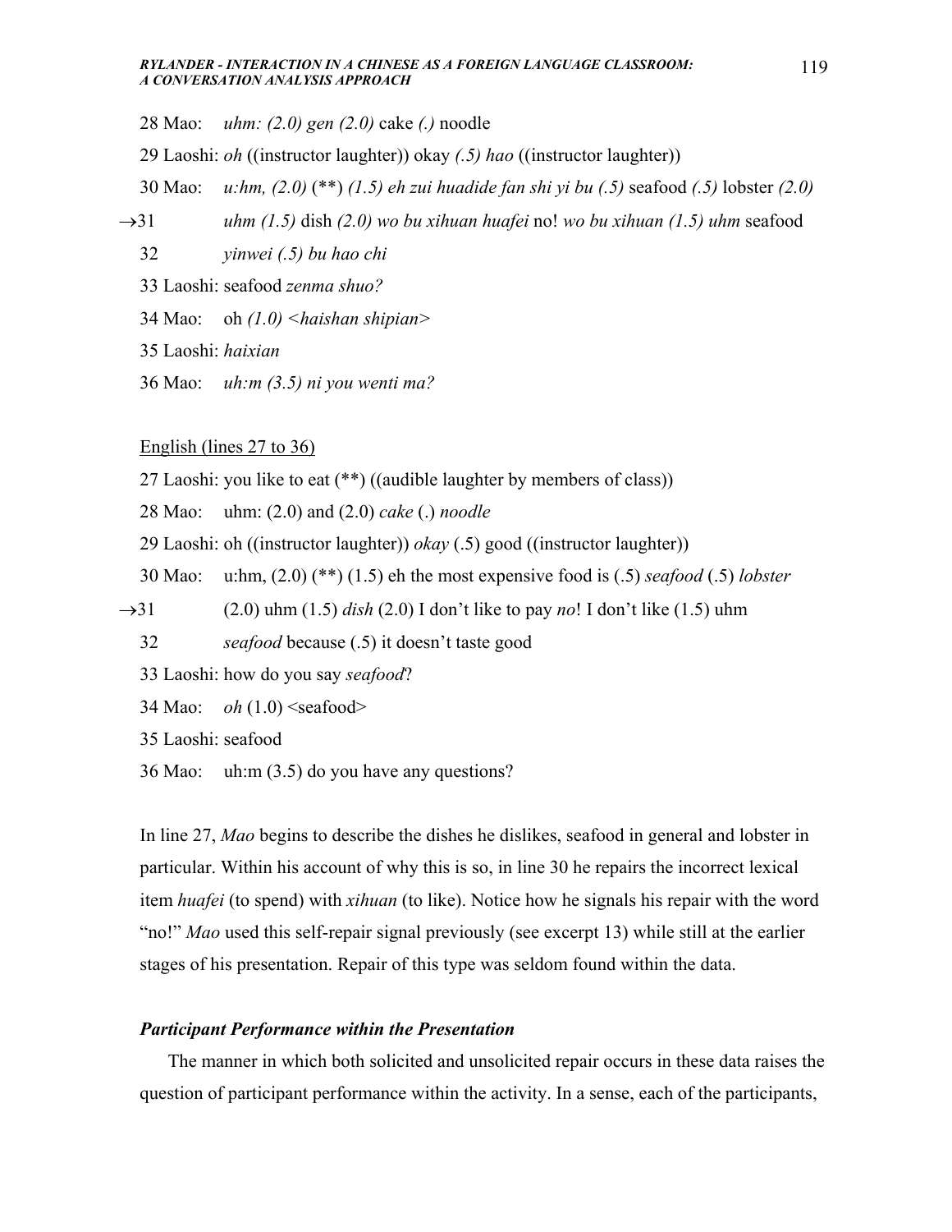28 Mao: *uhm: (2.0) gen (2.0)* cake *(.)* noodle

29 Laoshi: *oh* ((instructor laughter)) okay *(.5) hao* ((instructor laughter))

30 Mao: *u:hm, (2.0)* (**) *(1.5) eh zui huadide fan shi yi bu (.5)* seafood *(.5)* lobster *(2.0)*

→31 *uhm (1.5)* dish *(2.0) wo bu xihuan huafei* no! *wo bu xihuan (1.5) uhm* seafood

32 *yinwei (.5) bu hao chi*

33 Laoshi: seafood *zenma shuo?*

34 Mao: oh *(1.0) <haishan shipian>*

35 Laoshi: *haixian*

36 Mao: *uh:m (3.5) ni you wenti ma?*

<u>English (lines 27 to 36)</u>

27 Laoshi: you like to eat (**) ((audible laughter by members of class))

28 Mao: uhm: (2.0) and (2.0) *cake* (.) *noodle*

29 Laoshi: oh ((instructor laughter)) *okay* (.5) good ((instructor laughter))

30 Mao: u:hm, (2.0) (**) (1.5) eh the most expensive food is (.5) *seafood* (.5) *lobster*

→31 (2.0) uhm (1.5) *dish* (2.0) I don't like to pay *no*! I don't like (1.5) uhm

32 *seafood* because (.5) it doesn't taste good

33 Laoshi: how do you say *seafood*?

34 Mao: *oh* (1.0) <seafood>

35 Laoshi: seafood

36 Mao: uh:m (3.5) do you have any questions?

In line 27, *Mao* begins to describe the dishes he dislikes, seafood in general and lobster in particular. Within his account of why this is so, in line 30 he repairs the incorrect lexical item *huafei* (to spend) with *xihuan* (to like). Notice how he signals his repair with the word "no!" *Mao* used this self-repair signal previously (see excerpt 13) while still at the earlier stages of his presentation. Repair of this type was seldom found within the data.

### *Participant Performance within the Presentation*

The manner in which both solicited and unsolicited repair occurs in these data raises the question of participant performance within the activity. In a sense, each of the participants,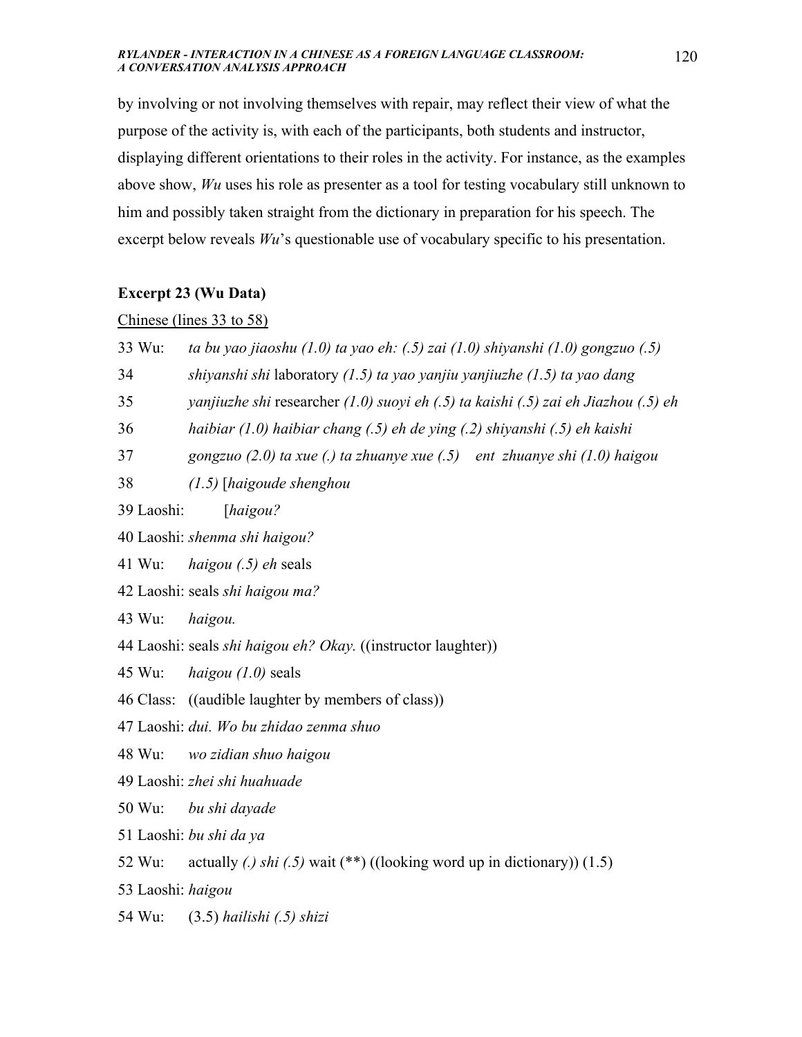by involving or not involving themselves with repair, may reflect their view of what the purpose of the activity is, with each of the participants, both students and instructor, displaying different orientations to their roles in the activity. For instance, as the examples above show, *Wu* uses his role as presenter as a tool for testing vocabulary still unknown to him and possibly taken straight from the dictionary in preparation for his speech. The excerpt below reveals *Wu*'s questionable use of vocabulary specific to his presentation.

**Excerpt 23 (Wu Data)**

Chinese (lines 33 to 58)

33 Wu: *ta bu yao jiaoshu (1.0) ta yao eh: (.5) zai (1.0) shiyanshi (1.0) gongzuo (.5)*

34 *shiyanshi shi* laboratory *(1.5) ta yao yanjiu yanjiuzhe (1.5) ta yao dang*

35 *yanjiuzhe shi* researcher *(1.0) suoyi eh (.5) ta kaishi (.5) zai eh Jiazhou (.5) eh*

36 *haibiar (1.0) haibiar chang (.5) eh de ying (.2) shiyanshi (.5) eh kaishi*

37 *gongzuo (2.0) ta xue (.) ta zhuanye xue (.5) ent zhuanye shi (1.0) haigou*

38 *(1.5)* [*haigoude shenghou*

39 Laoshi: [*haigou?*

40 Laoshi: *shenma shi haigou?*

41 Wu: *haigou (.5) eh* seals

42 Laoshi: seals *shi haigou ma?*

43 Wu: *haigou.*

44 Laoshi: seals *shi haigou eh? Okay.* ((instructor laughter))

45 Wu: *haigou (1.0)* seals

46 Class: ((audible laughter by members of class))

47 Laoshi: *dui. Wo bu zhidao zenma shuo*

48 Wu: *wo zidian shuo haigou*

49 Laoshi: *zhei shi huahuade*

50 Wu: *bu shi dayade*

51 Laoshi: *bu shi da ya*

52 Wu: actually *(.) shi (.5)* wait (**) ((looking word up in dictionary)) (1.5)

53 Laoshi: *haigou*

54 Wu: (3.5) *hailishi (.5) shizi*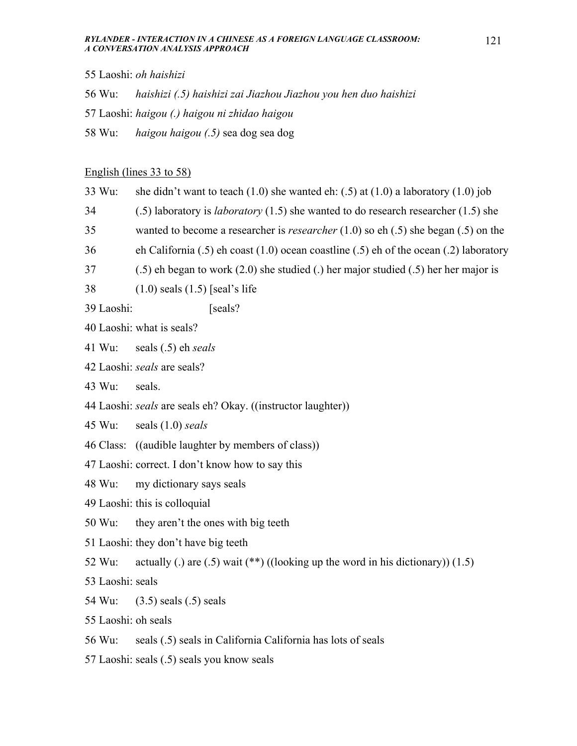55 Laoshi: *oh haishizi*

56 Wu: *haishizi (.5) haishizi zai Jiazhou Jiazhou you hen duo haishizi*

57 Laoshi: *haigou (.) haigou ni zhidao haigou*

58 Wu: *haigou haigou (.5)* sea dog sea dog

<u>English (lines 33 to 58)</u>

33 Wu: she didn't want to teach (1.0) she wanted eh: (.5) at (1.0) a laboratory (1.0) job

34 (.5) laboratory is *laboratory* (1.5) she wanted to do research researcher (1.5) she

35 wanted to become a researcher is *researcher* (1.0) so eh (.5) she began (.5) on the

36 eh California (.5) eh coast (1.0) ocean coastline (.5) eh of the ocean (.2) laboratory

37 (.5) eh began to work (2.0) she studied (.) her major studied (.5) her her major is

38 (1.0) seals (1.5) [seal's life

39 Laoshi: [seals?

40 Laoshi: what is seals?

41 Wu: seals (.5) eh *seals*

42 Laoshi: *seals* are seals?

43 Wu: seals.

44 Laoshi: *seals* are seals eh? Okay. ((instructor laughter))

45 Wu: seals (1.0) *seals*

46 Class: ((audible laughter by members of class))

47 Laoshi: correct. I don't know how to say this

48 Wu: my dictionary says seals

49 Laoshi: this is colloquial

50 Wu: they aren't the ones with big teeth

51 Laoshi: they don't have big teeth

52 Wu: actually (.) are (.5) wait (**) ((looking up the word in his dictionary)) (1.5)

53 Laoshi: seals

54 Wu: (3.5) seals (.5) seals

55 Laoshi: oh seals

56 Wu: seals (.5) seals in California California has lots of seals

57 Laoshi: seals (.5) seals you know seals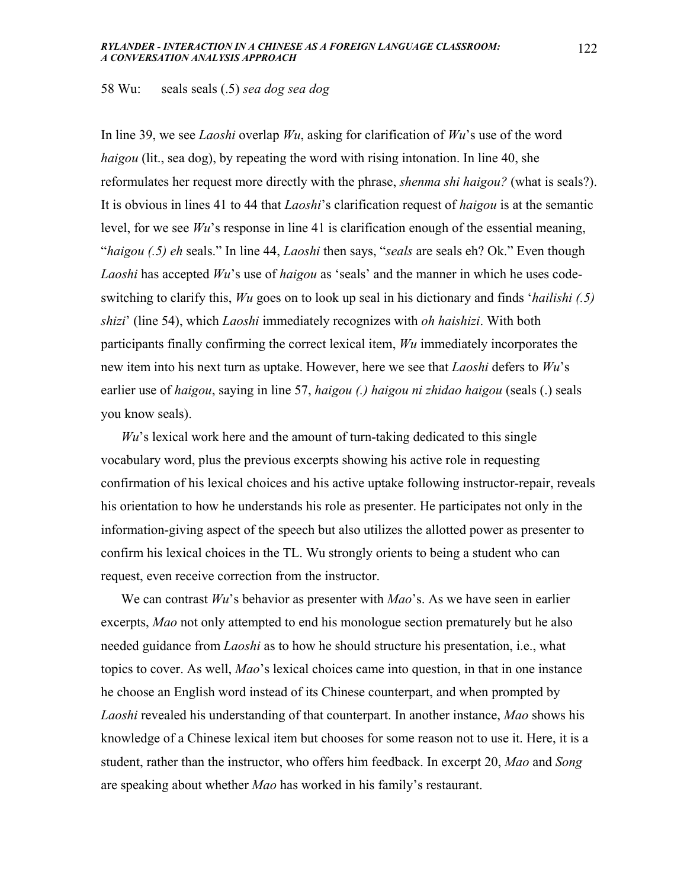58 Wu:  seals seals (.5) *sea dog sea dog*

In line 39, we see *Laoshi* overlap *Wu*, asking for clarification of *Wu*'s use of the word *haigou* (lit., sea dog), by repeating the word with rising intonation. In line 40, she reformulates her request more directly with the phrase, *shenma shi haigou?* (what is seals?). It is obvious in lines 41 to 44 that *Laoshi*'s clarification request of *haigou* is at the semantic level, for we see *Wu*'s response in line 41 is clarification enough of the essential meaning, "*haigou (.5) eh* seals." In line 44, *Laoshi* then says, "*seals* are seals eh? Ok." Even though *Laoshi* has accepted *Wu*'s use of *haigou* as 'seals' and the manner in which he uses code-switching to clarify this, *Wu* goes on to look up seal in his dictionary and finds '*hailishi (.5) shizi*' (line 54), which *Laoshi* immediately recognizes with *oh haishizi*. With both participants finally confirming the correct lexical item, *Wu* immediately incorporates the new item into his next turn as uptake. However, here we see that *Laoshi* defers to *Wu*'s earlier use of *haigou*, saying in line 57, *haigou (.) haigou ni zhidao haigou* (seals (.) seals you know seals).

*Wu*'s lexical work here and the amount of turn-taking dedicated to this single vocabulary word, plus the previous excerpts showing his active role in requesting confirmation of his lexical choices and his active uptake following instructor-repair, reveals his orientation to how he understands his role as presenter. He participates not only in the information-giving aspect of the speech but also utilizes the allotted power as presenter to confirm his lexical choices in the TL. Wu strongly orients to being a student who can request, even receive correction from the instructor.

We can contrast *Wu*'s behavior as presenter with *Mao*'s. As we have seen in earlier excerpts, *Mao* not only attempted to end his monologue section prematurely but he also needed guidance from *Laoshi* as to how he should structure his presentation, i.e., what topics to cover. As well, *Mao*'s lexical choices came into question, in that in one instance he choose an English word instead of its Chinese counterpart, and when prompted by *Laoshi* revealed his understanding of that counterpart. In another instance, *Mao* shows his knowledge of a Chinese lexical item but chooses for some reason not to use it. Here, it is a student, rather than the instructor, who offers him feedback. In excerpt 20, *Mao* and *Song* are speaking about whether *Mao* has worked in his family's restaurant.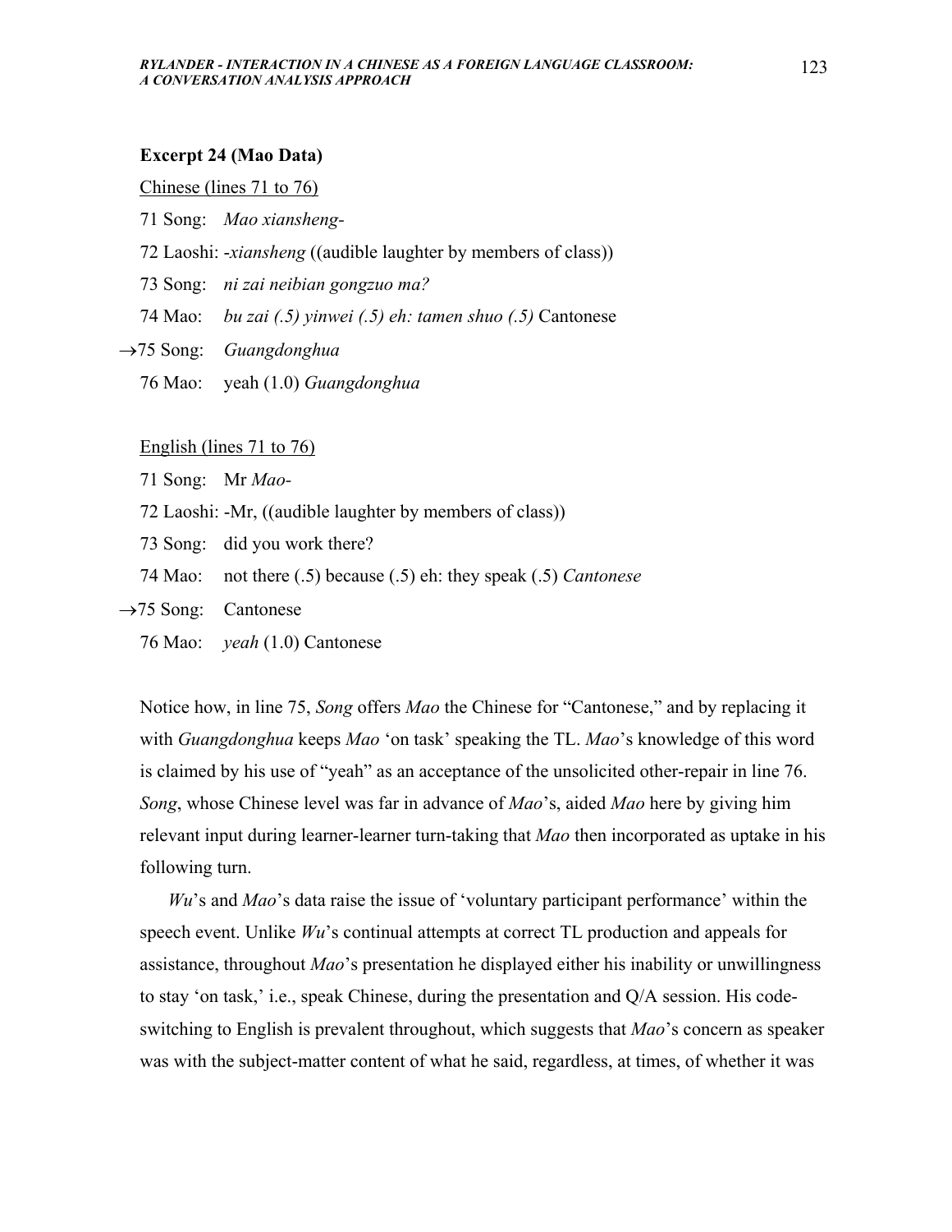**Excerpt 24 (Mao Data)**

Chinese (lines 71 to 76)

71 Song: *Mao xiansheng-*

72 Laoshi: -*xiansheng* ((audible laughter by members of class))

73 Song: *ni zai neibian gongzuo ma?*

74 Mao: *bu zai (.5) yinwei (.5) eh: tamen shuo (.5)* Cantonese

→75 Song: *Guangdonghua*

76 Mao: yeah (1.0) *Guangdonghua*

English (lines 71 to 76)

71 Song: Mr *Mao-*

72 Laoshi: -Mr, ((audible laughter by members of class))

73 Song: did you work there?

74 Mao: not there (.5) because (.5) eh: they speak (.5) *Cantonese*

→75 Song: Cantonese

76 Mao: *yeah* (1.0) Cantonese

Notice how, in line 75, *Song* offers *Mao* the Chinese for "Cantonese," and by replacing it with *Guangdonghua* keeps *Mao* 'on task' speaking the TL. *Mao*'s knowledge of this word is claimed by his use of "yeah" as an acceptance of the unsolicited other-repair in line 76. *Song*, whose Chinese level was far in advance of *Mao*'s, aided *Mao* here by giving him relevant input during learner-learner turn-taking that *Mao* then incorporated as uptake in his following turn.

*Wu*'s and *Mao*'s data raise the issue of 'voluntary participant performance' within the speech event. Unlike *Wu*'s continual attempts at correct TL production and appeals for assistance, throughout *Mao*'s presentation he displayed either his inability or unwillingness to stay 'on task,' i.e., speak Chinese, during the presentation and Q/A session. His code-switching to English is prevalent throughout, which suggests that *Mao*'s concern as speaker was with the subject-matter content of what he said, regardless, at times, of whether it was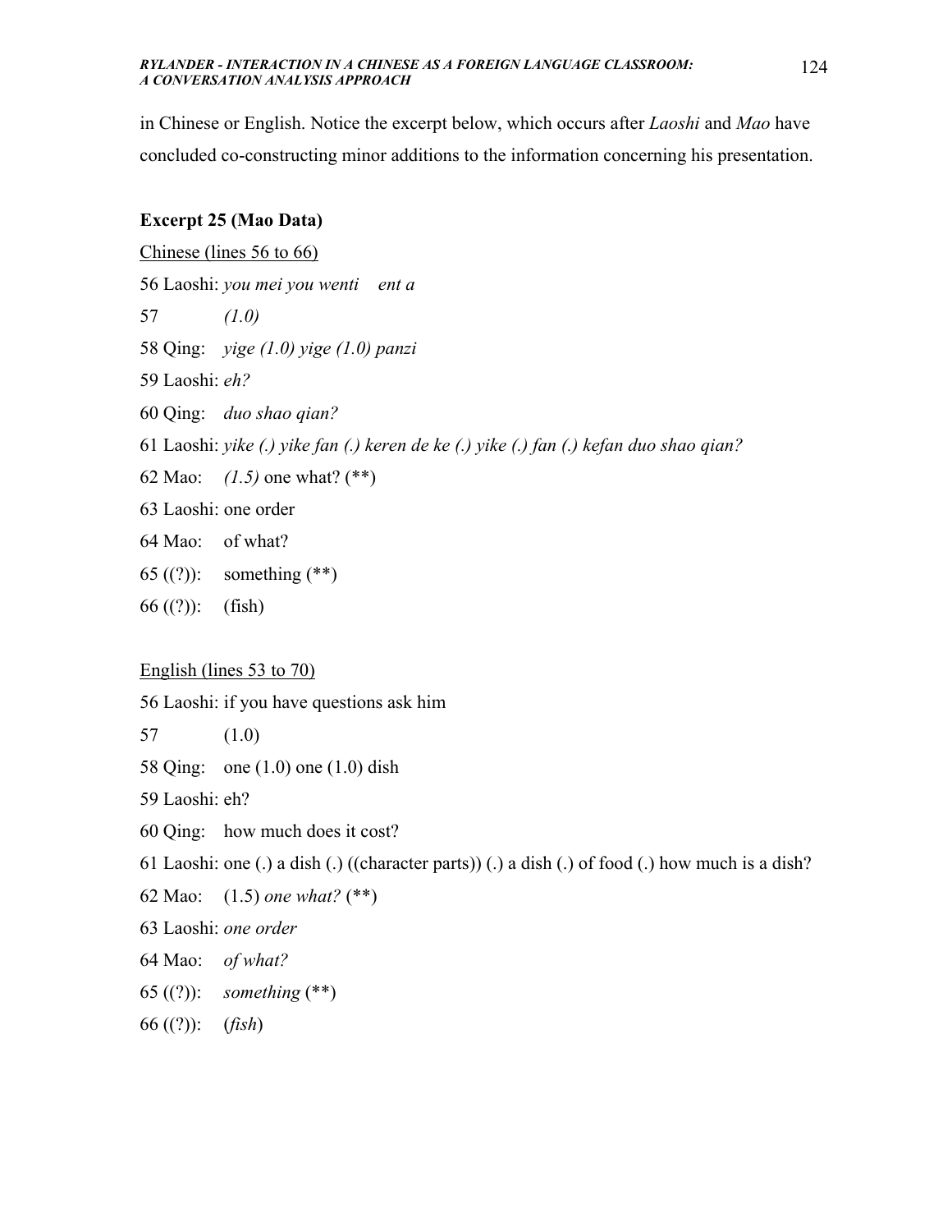in Chinese or English. Notice the excerpt below, which occurs after *Laoshi* and *Mao* have concluded co-constructing minor additions to the information concerning his presentation.

**Excerpt 25 (Mao Data)**

<u>Chinese (lines 56 to 66)</u>

56 Laoshi: *you mei you wenti ent a*

57 *(1.0)*

58 Qing: *yige (1.0) yige (1.0) panzi*

59 Laoshi: *eh?*

60 Qing: *duo shao qian?*

61 Laoshi: *yike (.) yike fan (.) keren de ke (.) yike (.) fan (.) kefan duo shao qian?*

62 Mao: *(1.5)* one what? (**)

63 Laoshi: one order

64 Mao: of what?

65 ((?)): something (**)

66 ((?)): (fish)

<u>English (lines 53 to 70)</u>

56 Laoshi: if you have questions ask him

57 (1.0)

58 Qing: one (1.0) one (1.0) dish

59 Laoshi: eh?

60 Qing: how much does it cost?

61 Laoshi: one (.) a dish (.) ((character parts)) (.) a dish (.) of food (.) how much is a dish?

62 Mao: (1.5) *one what?* (**)

63 Laoshi: *one order*

64 Mao: *of what?*

65 ((?)): *something* (**)

66 ((?)): (*fish*)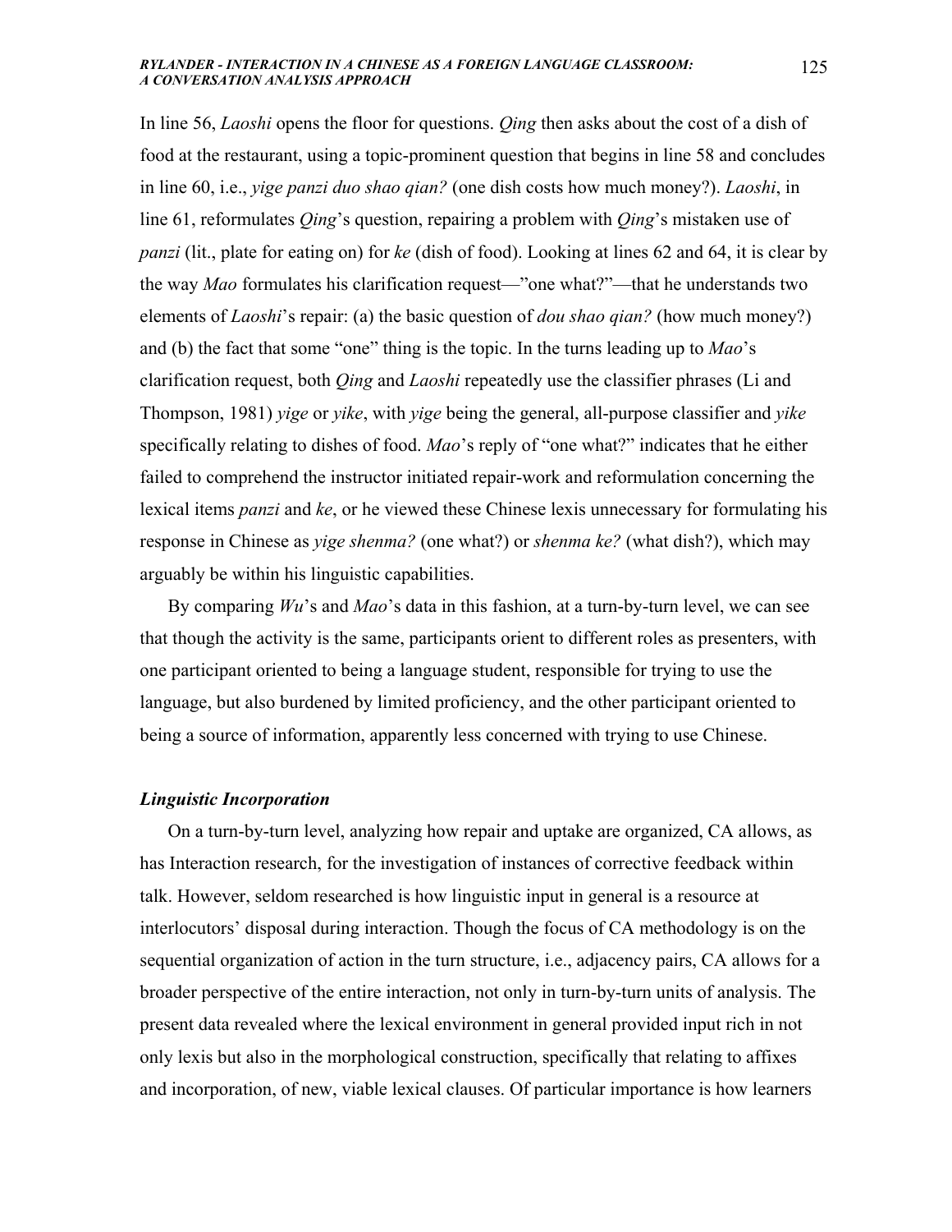In line 56, *Laoshi* opens the floor for questions. *Qing* then asks about the cost of a dish of food at the restaurant, using a topic-prominent question that begins in line 58 and concludes in line 60, i.e., *yige panzi duo shao qian?* (one dish costs how much money?). *Laoshi*, in line 61, reformulates *Qing*'s question, repairing a problem with *Qing*'s mistaken use of *panzi* (lit., plate for eating on) for *ke* (dish of food). Looking at lines 62 and 64, it is clear by the way *Mao* formulates his clarification request—"one what?"—that he understands two elements of *Laoshi*'s repair: (a) the basic question of *dou shao qian?* (how much money?) and (b) the fact that some "one" thing is the topic. In the turns leading up to *Mao*'s clarification request, both *Qing* and *Laoshi* repeatedly use the classifier phrases (Li and Thompson, 1981) *yige* or *yike*, with *yige* being the general, all-purpose classifier and *yike* specifically relating to dishes of food. *Mao*'s reply of "one what?" indicates that he either failed to comprehend the instructor initiated repair-work and reformulation concerning the lexical items *panzi* and *ke*, or he viewed these Chinese lexis unnecessary for formulating his response in Chinese as *yige shenma?* (one what?) or *shenma ke?* (what dish?), which may arguably be within his linguistic capabilities.

By comparing *Wu*'s and *Mao*'s data in this fashion, at a turn-by-turn level, we can see that though the activity is the same, participants orient to different roles as presenters, with one participant oriented to being a language student, responsible for trying to use the language, but also burdened by limited proficiency, and the other participant oriented to being a source of information, apparently less concerned with trying to use Chinese.

### *Linguistic Incorporation*

On a turn-by-turn level, analyzing how repair and uptake are organized, CA allows, as has Interaction research, for the investigation of instances of corrective feedback within talk. However, seldom researched is how linguistic input in general is a resource at interlocutors' disposal during interaction. Though the focus of CA methodology is on the sequential organization of action in the turn structure, i.e., adjacency pairs, CA allows for a broader perspective of the entire interaction, not only in turn-by-turn units of analysis. The present data revealed where the lexical environment in general provided input rich in not only lexis but also in the morphological construction, specifically that relating to affixes and incorporation, of new, viable lexical clauses. Of particular importance is how learners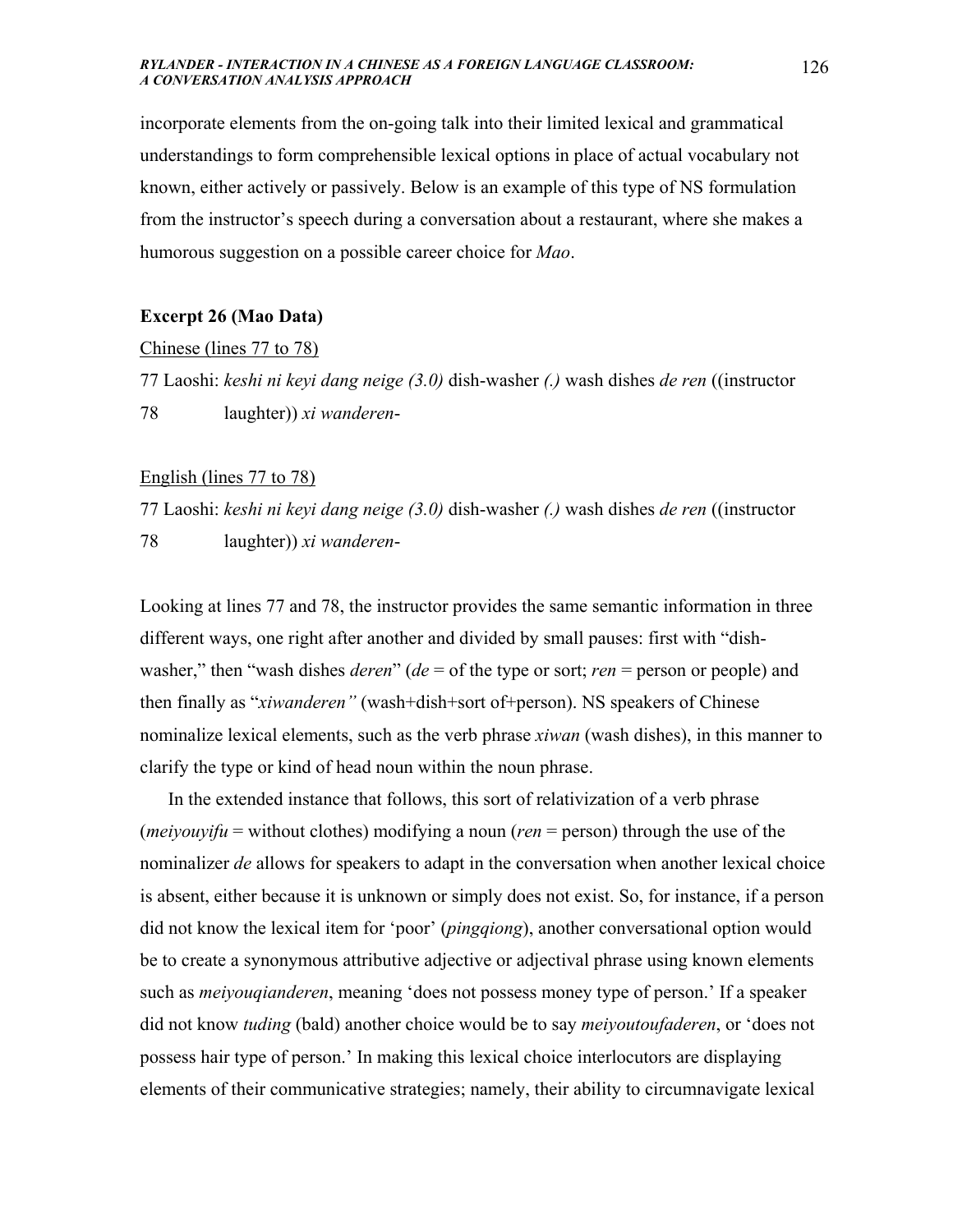incorporate elements from the on-going talk into their limited lexical and grammatical understandings to form comprehensible lexical options in place of actual vocabulary not known, either actively or passively. Below is an example of this type of NS formulation from the instructor's speech during a conversation about a restaurant, where she makes a humorous suggestion on a possible career choice for *Mao*.

**Excerpt 26 (Mao Data)**

Chinese (lines 77 to 78)

77 Laoshi: *keshi ni keyi dang neige (3.0)* dish-washer *(.)* wash dishes *de ren* ((instructor
78 laughter)) *xi wanderen-*

English (lines 77 to 78)

77 Laoshi: *keshi ni keyi dang neige (3.0)* dish-washer *(.)* wash dishes *de ren* ((instructor
78 laughter)) *xi wanderen-*

Looking at lines 77 and 78, the instructor provides the same semantic information in three different ways, one right after another and divided by small pauses: first with "dish-washer," then "wash dishes *deren*" (*de* = of the type or sort; *ren* = person or people) and then finally as "*xiwanderen"* (wash+dish+sort of+person). NS speakers of Chinese nominalize lexical elements, such as the verb phrase *xiwan* (wash dishes), in this manner to clarify the type or kind of head noun within the noun phrase.

In the extended instance that follows, this sort of relativization of a verb phrase (*meiyouyifu* = without clothes) modifying a noun (*ren* = person) through the use of the nominalizer *de* allows for speakers to adapt in the conversation when another lexical choice is absent, either because it is unknown or simply does not exist. So, for instance, if a person did not know the lexical item for 'poor' (*pingqiong*), another conversational option would be to create a synonymous attributive adjective or adjectival phrase using known elements such as *meiyouqianderen*, meaning 'does not possess money type of person.' If a speaker did not know *tuding* (bald) another choice would be to say *meiyoutoufaderen*, or 'does not possess hair type of person.' In making this lexical choice interlocutors are displaying elements of their communicative strategies; namely, their ability to circumnavigate lexical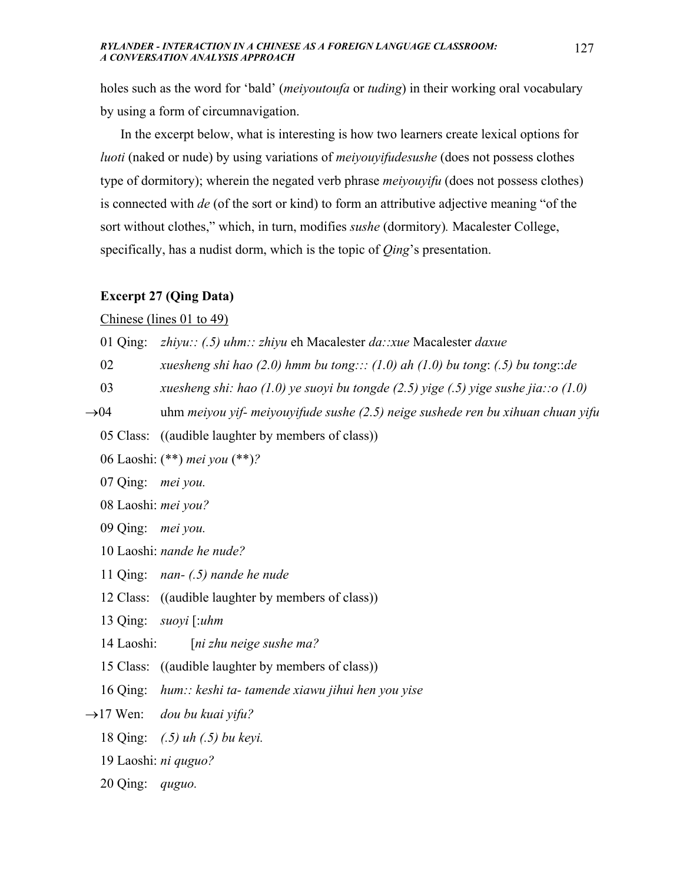holes such as the word for 'bald' (*meiyoutoufa* or *tuding*) in their working oral vocabulary by using a form of circumnavigation.

In the excerpt below, what is interesting is how two learners create lexical options for *luoti* (naked or nude) by using variations of *meiyouyifudesushe* (does not possess clothes type of dormitory); wherein the negated verb phrase *meiyouyifu* (does not possess clothes) is connected with *de* (of the sort or kind) to form an attributive adjective meaning "of the sort without clothes," which, in turn, modifies *sushe* (dormitory). Macalester College, specifically, has a nudist dorm, which is the topic of *Qing*'s presentation.

**Excerpt 27 (Qing Data)**

Chinese (lines 01 to 49)

01 Qing: *zhiyu:: (.5) uhm:: zhiyu* eh Macalester *da::xue* Macalester *daxue*

02 *xuesheng shi hao (2.0) hmm bu tong::: (1.0) ah (1.0) bu tong: (.5) bu tong::de*

03 *xuesheng shi: hao (1.0) ye suoyi bu tongde (2.5) yige (.5) yige sushe jia::o (1.0)*

→04 uhm *meiyou yif- meiyouyifude sushe (2.5) neige sushede ren bu xihuan chuan yifu*

05 Class: ((audible laughter by members of class))

06 Laoshi: (**) *mei you* (**)*?*

07 Qing: *mei you.*

08 Laoshi: *mei you?*

09 Qing: *mei you.*

10 Laoshi: *nande he nude?*

11 Qing: *nan- (.5) nande he nude*

12 Class: ((audible laughter by members of class))

13 Qing: *suoyi* [*:uhm*

14 Laoshi: [*ni zhu neige sushe ma?*

15 Class: ((audible laughter by members of class))

16 Qing: *hum:: keshi ta- tamende xiawu jihui hen you yise*

→17 Wen: *dou bu kuai yifu?*

18 Qing: *(.5) uh (.5) bu keyi.*

19 Laoshi: *ni quguo?*

20 Qing: *quguo.*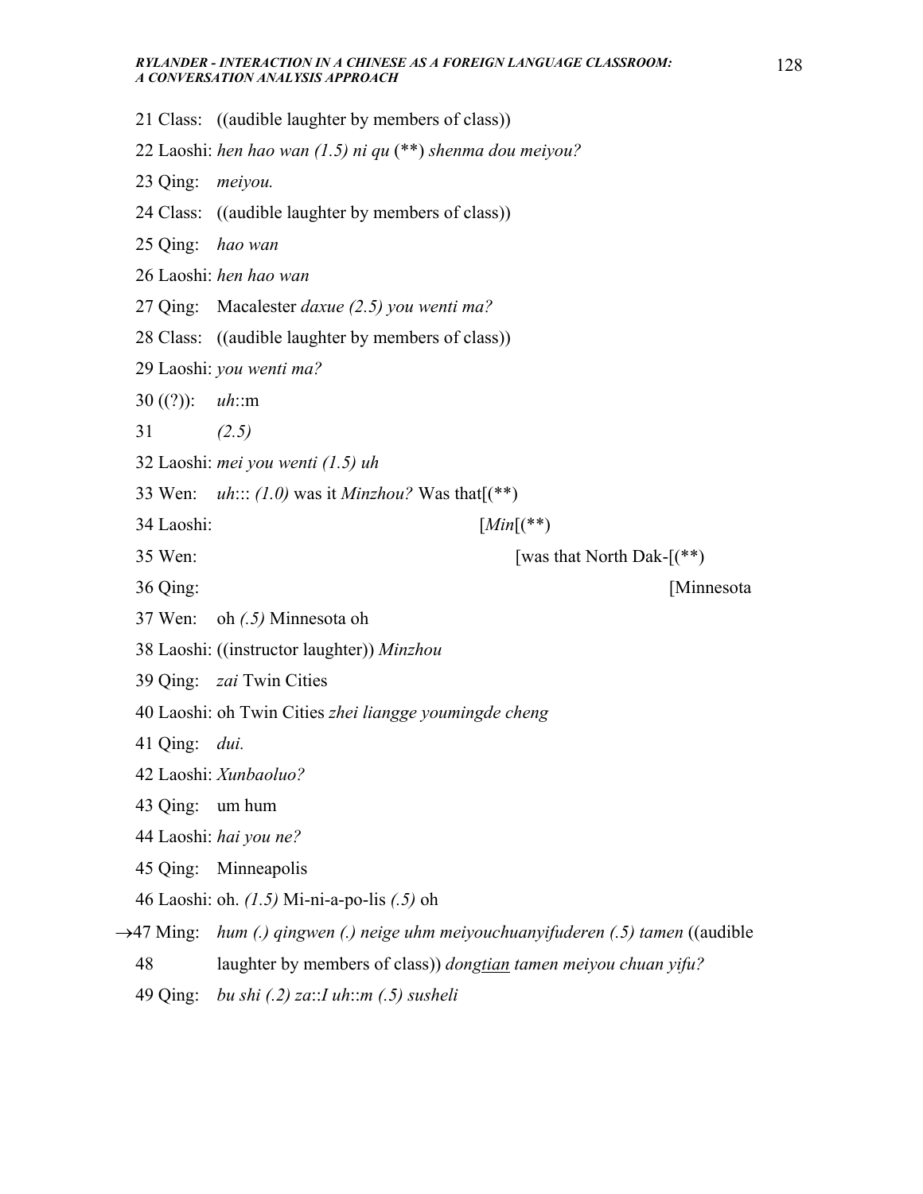21 Class: ((audible laughter by members of class))

22 Laoshi: *hen hao wan (1.5) ni qu* (**) *shenma dou meiyou?*

23 Qing: *meiyou.*

24 Class: ((audible laughter by members of class))

25 Qing: *hao wan*

26 Laoshi: *hen hao wan*

27 Qing: Macalester *daxue (2.5) you wenti ma?*

28 Class: ((audible laughter by members of class))

29 Laoshi: *you wenti ma?*

30 ((?)): *uh*::m

31 *(2.5)*

32 Laoshi: *mei you wenti (1.5) uh*

33 Wen: *uh*::: *(1.0)* was it *Minzhou?* Was that[(**)

34 Laoshi: [*Min*[(**)

35 Wen: [was that North Dak-[(**)

36 Qing: [Minnesota

37 Wen: oh *(.5)* Minnesota oh

38 Laoshi: ((instructor laughter)) *Minzhou*

39 Qing: *zai* Twin Cities

40 Laoshi: oh Twin Cities *zhei liangge youmingde cheng*

41 Qing: *dui.*

42 Laoshi: *Xunbaoluo?*

43 Qing: um hum

44 Laoshi: *hai you ne?*

45 Qing: Minneapolis

46 Laoshi: oh. *(1.5)* Mi-ni-a-po-lis *(.5)* oh

→47 Ming: *hum (.) qingwen (.) neige uhm meiyouchuanyifuderen (.5) tamen* ((audible

48 laughter by members of class)) *dong<u>tian</u> tamen meiyou chuan yifu?*

49 Qing: *bu shi (.2) za*::*I uh*::*m (.5) susheli*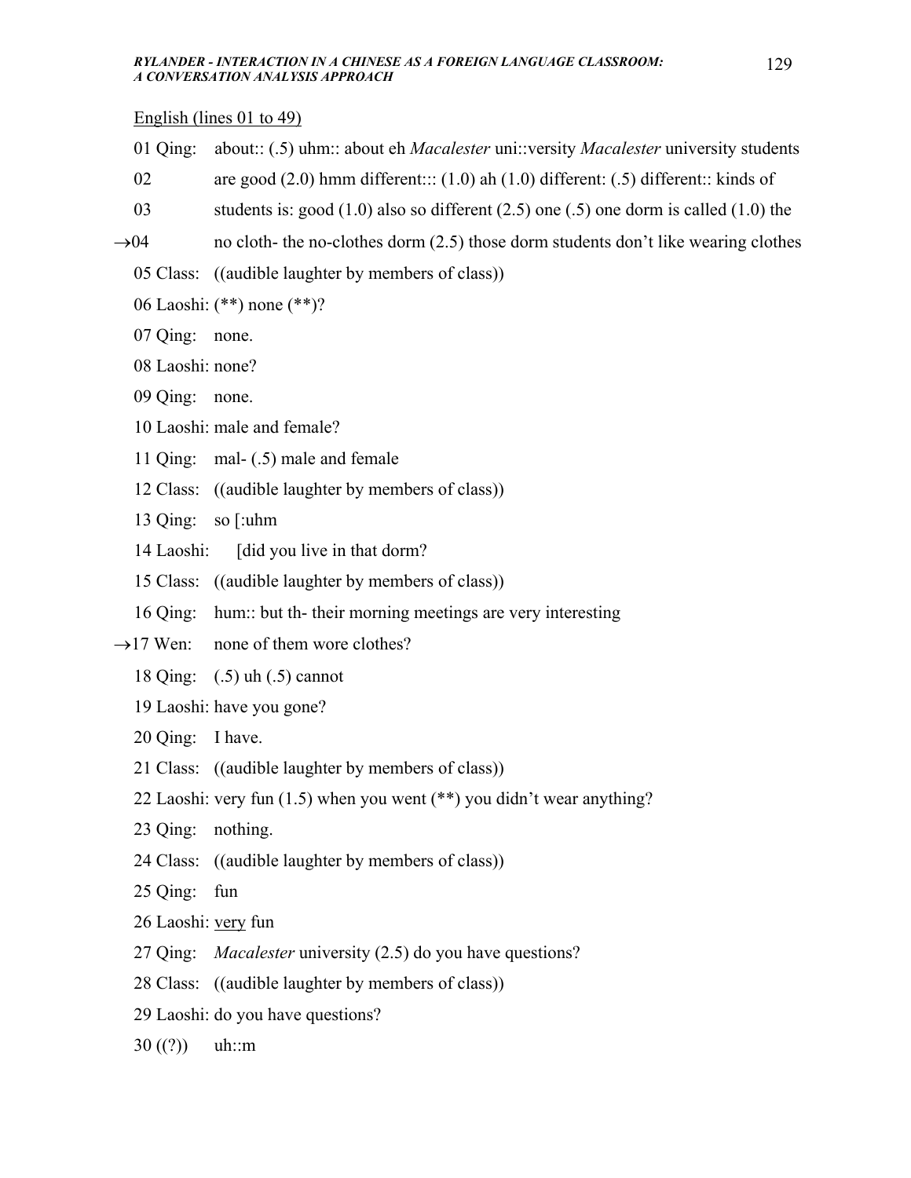English (lines 01 to 49)

01 Qing: about:: (.5) uhm:: about eh *Macalester* uni::versity *Macalester* university students
02 are good (2.0) hmm different::: (1.0) ah (1.0) different: (.5) different:: kinds of
03 students is: good (1.0) also so different (2.5) one (.5) one dorm is called (1.0) the
→04 no cloth- the no-clothes dorm (2.5) those dorm students don't like wearing clothes
05 Class: ((audible laughter by members of class))
06 Laoshi: (**) none (**)?
07 Qing: none.
08 Laoshi: none?
09 Qing: none.
10 Laoshi: male and female?
11 Qing: mal- (.5) male and female
12 Class: ((audible laughter by members of class))
13 Qing: so [:uhm
14 Laoshi: [did you live in that dorm?
15 Class: ((audible laughter by members of class))
16 Qing: hum:: but th- their morning meetings are very interesting
→17 Wen: none of them wore clothes?
18 Qing: (.5) uh (.5) cannot
19 Laoshi: have you gone?
20 Qing: I have.
21 Class: ((audible laughter by members of class))
22 Laoshi: very fun (1.5) when you went (**) you didn't wear anything?
23 Qing: nothing.
24 Class: ((audible laughter by members of class))
25 Qing: fun
26 Laoshi: <u>very</u> fun
27 Qing: *Macalester* university (2.5) do you have questions?
28 Class: ((audible laughter by members of class))
29 Laoshi: do you have questions?
30 ((?)) uh::m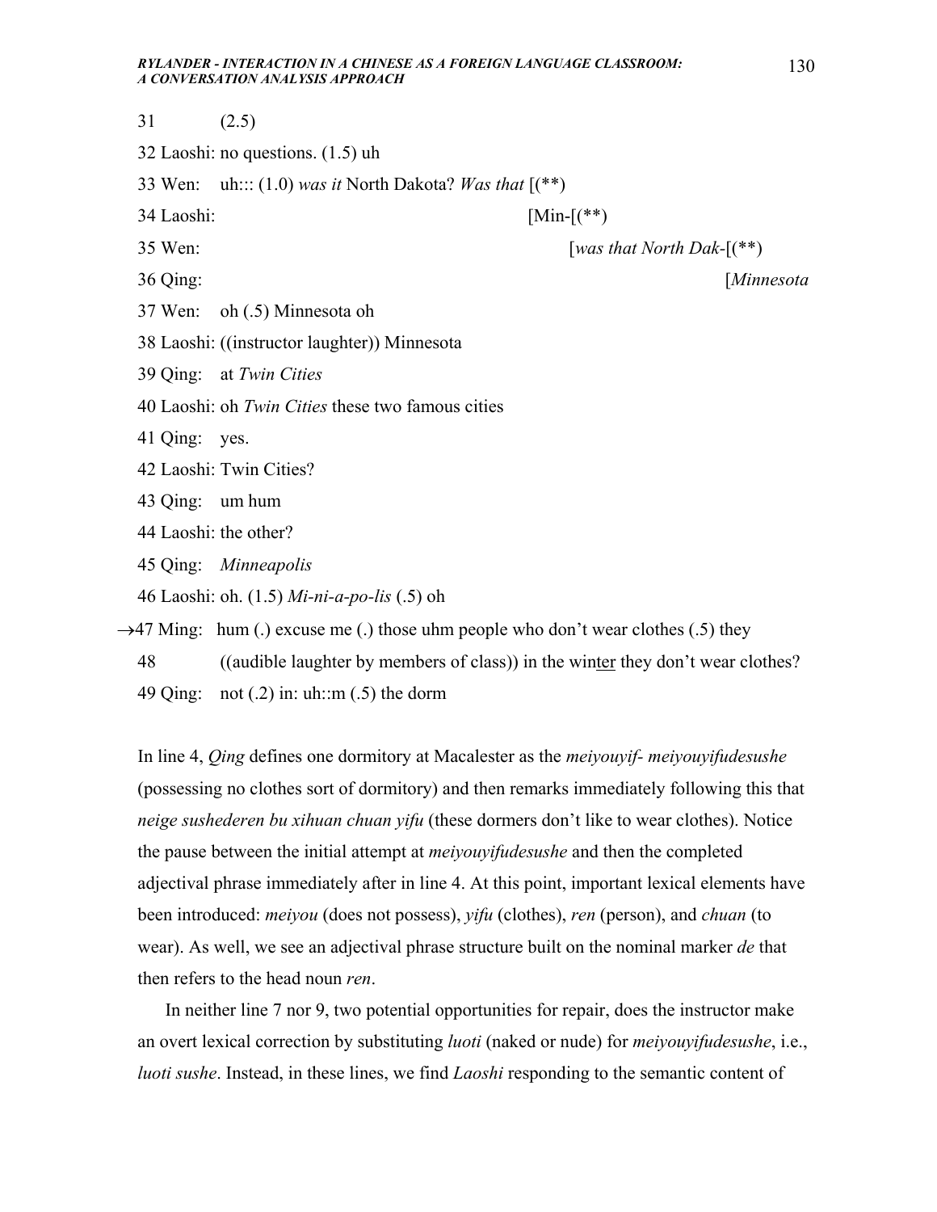31 (2.5)

32 Laoshi: no questions. (1.5) uh

33 Wen: uh::: (1.0) *was it* North Dakota? *Was that* [(**)

34 Laoshi: [Min-[(**)

35 Wen: [*was that North Dak*-[(**)

36 Qing: [*Minnesota*

37 Wen: oh (.5) Minnesota oh

38 Laoshi: ((instructor laughter)) Minnesota

39 Qing: at *Twin Cities*

40 Laoshi: oh *Twin Cities* these two famous cities

41 Qing: yes.

42 Laoshi: Twin Cities?

43 Qing: um hum

44 Laoshi: the other?

45 Qing: *Minneapolis*

46 Laoshi: oh. (1.5) *Mi-ni-a-po-lis* (.5) oh

→47 Ming: hum (.) excuse me (.) those uhm people who don't wear clothes (.5) they

48 ((audible laughter by members of class)) in the win<u>ter</u> they don't wear clothes?

49 Qing: not (.2) in: uh::m (.5) the dorm

In line 4, *Qing* defines one dormitory at Macalester as the *meiyouyif*- *meiyouyifudesushe* (possessing no clothes sort of dormitory) and then remarks immediately following this that *neige sushederen bu xihuan chuan yifu* (these dormers don't like to wear clothes). Notice the pause between the initial attempt at *meiyouyifudesushe* and then the completed adjectival phrase immediately after in line 4. At this point, important lexical elements have been introduced: *meiyou* (does not possess), *yifu* (clothes), *ren* (person), and *chuan* (to wear). As well, we see an adjectival phrase structure built on the nominal marker *de* that then refers to the head noun *ren*.

In neither line 7 nor 9, two potential opportunities for repair, does the instructor make an overt lexical correction by substituting *luoti* (naked or nude) for *meiyouyifudesushe*, i.e., *luoti sushe*. Instead, in these lines, we find *Laoshi* responding to the semantic content of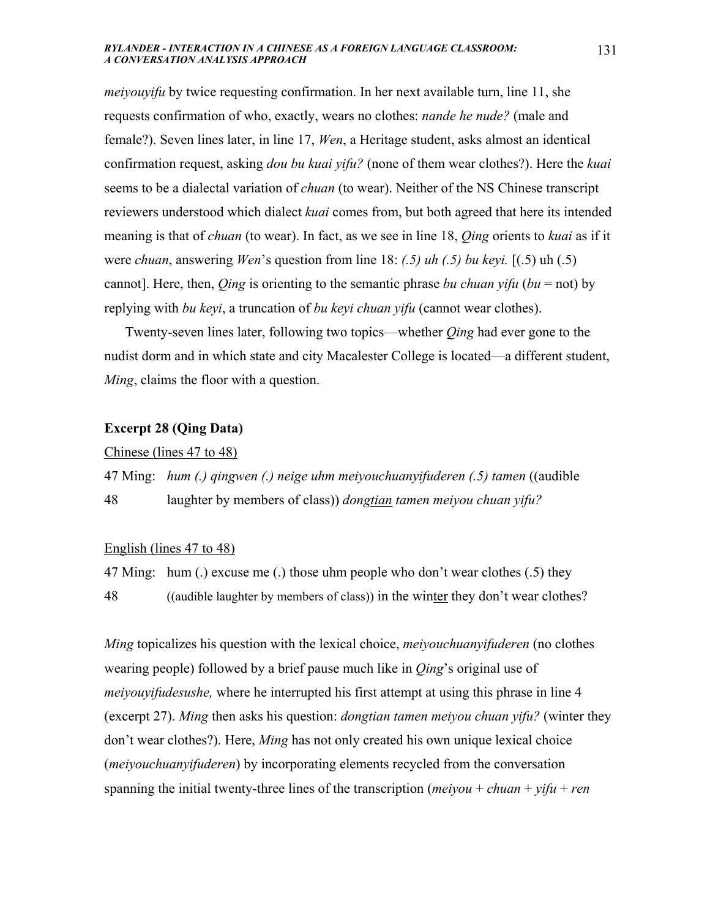*meiyouyifu* by twice requesting confirmation. In her next available turn, line 11, she requests confirmation of who, exactly, wears no clothes: *nande he nude?* (male and female?). Seven lines later, in line 17, *Wen*, a Heritage student, asks almost an identical confirmation request, asking *dou bu kuai yifu?* (none of them wear clothes?). Here the *kuai* seems to be a dialectal variation of *chuan* (to wear). Neither of the NS Chinese transcript reviewers understood which dialect *kuai* comes from, but both agreed that here its intended meaning is that of *chuan* (to wear). In fact, as we see in line 18, *Qing* orients to *kuai* as if it were *chuan*, answering *Wen*'s question from line 18: *(.5) uh (.5) bu keyi.* [(.5) uh (.5) cannot]. Here, then, *Qing* is orienting to the semantic phrase *bu chuan yifu* (*bu* = not) by replying with *bu keyi*, a truncation of *bu keyi chuan yifu* (cannot wear clothes).

Twenty-seven lines later, following two topics—whether *Qing* had ever gone to the nudist dorm and in which state and city Macalester College is located—a different student, *Ming*, claims the floor with a question.

**Excerpt 28 (Qing Data)**

Chinese (lines 47 to 48)

47 Ming: *hum (.) qingwen (.) neige uhm meiyouchuanyifuderen (.5) tamen* ((audible
48 laughter by members of class)) *dongtian tamen meiyou chuan yifu?*

English (lines 47 to 48)

47 Ming: hum (.) excuse me (.) those uhm people who don't wear clothes (.5) they
48 ((audible laughter by members of class)) in the winter they don't wear clothes?

*Ming* topicalizes his question with the lexical choice, *meiyouchuanyifuderen* (no clothes wearing people) followed by a brief pause much like in *Qing*'s original use of *meiyouyifudesushe,* where he interrupted his first attempt at using this phrase in line 4 (excerpt 27). *Ming* then asks his question: *dongtian tamen meiyou chuan yifu?* (winter they don't wear clothes?). Here, *Ming* has not only created his own unique lexical choice (*meiyouchuanyifuderen*) by incorporating elements recycled from the conversation spanning the initial twenty-three lines of the transcription (*meiyou* + *chuan* + *yifu* + *ren*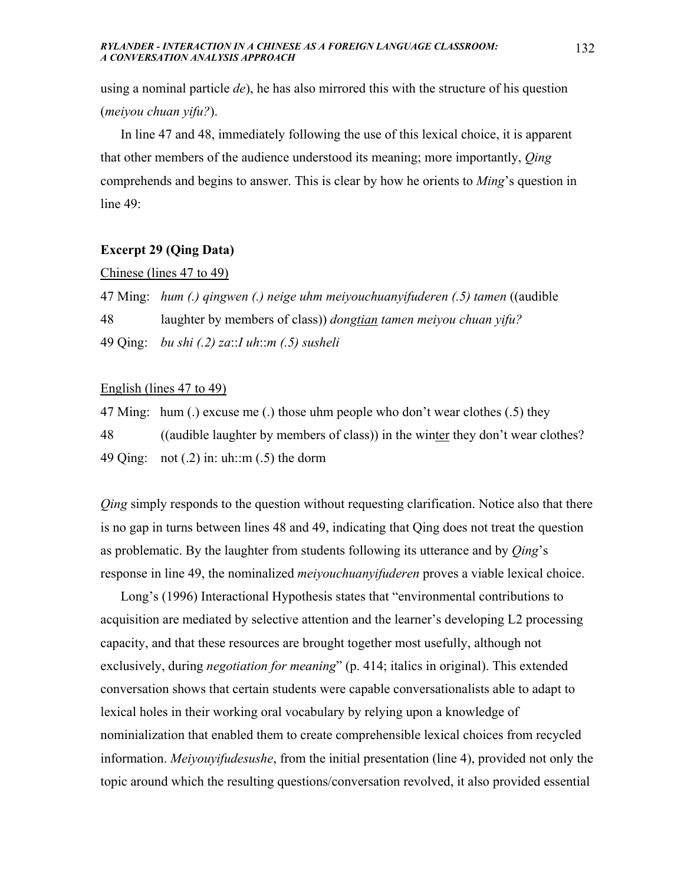using a nominal particle *de*), he has also mirrored this with the structure of his question (*meiyou chuan yifu?*).

In line 47 and 48, immediately following the use of this lexical choice, it is apparent that other members of the audience understood its meaning; more importantly, *Qing* comprehends and begins to answer. This is clear by how he orients to *Ming*'s question in line 49:

**Excerpt 29 (Qing Data)**

Chinese (lines 47 to 49)

47 Ming: *hum (.) qingwen (.) neige uhm meiyouchuanyifuderen (.5) tamen* ((audible
48 laughter by members of class)) *dongtian tamen meiyou chuan yifu?*
49 Qing: *bu shi (.2) za::I uh::m (.5) susheli*

English (lines 47 to 49)

47 Ming: hum (.) excuse me (.) those uhm people who don't wear clothes (.5) they
48 ((audible laughter by members of class)) in the winter they don't wear clothes?
49 Qing: not (.2) in: uh::m (.5) the dorm

*Qing* simply responds to the question without requesting clarification. Notice also that there is no gap in turns between lines 48 and 49, indicating that Qing does not treat the question as problematic. By the laughter from students following its utterance and by *Qing*'s response in line 49, the nominalized *meiyouchuanyifuderen* proves a viable lexical choice.

Long's (1996) Interactional Hypothesis states that "environmental contributions to acquisition are mediated by selective attention and the learner's developing L2 processing capacity, and that these resources are brought together most usefully, although not exclusively, during *negotiation for meaning*" (p. 414; italics in original). This extended conversation shows that certain students were capable conversationalists able to adapt to lexical holes in their working oral vocabulary by relying upon a knowledge of nominialization that enabled them to create comprehensible lexical choices from recycled information. *Meiyouyifudesushe*, from the initial presentation (line 4), provided not only the topic around which the resulting questions/conversation revolved, it also provided essential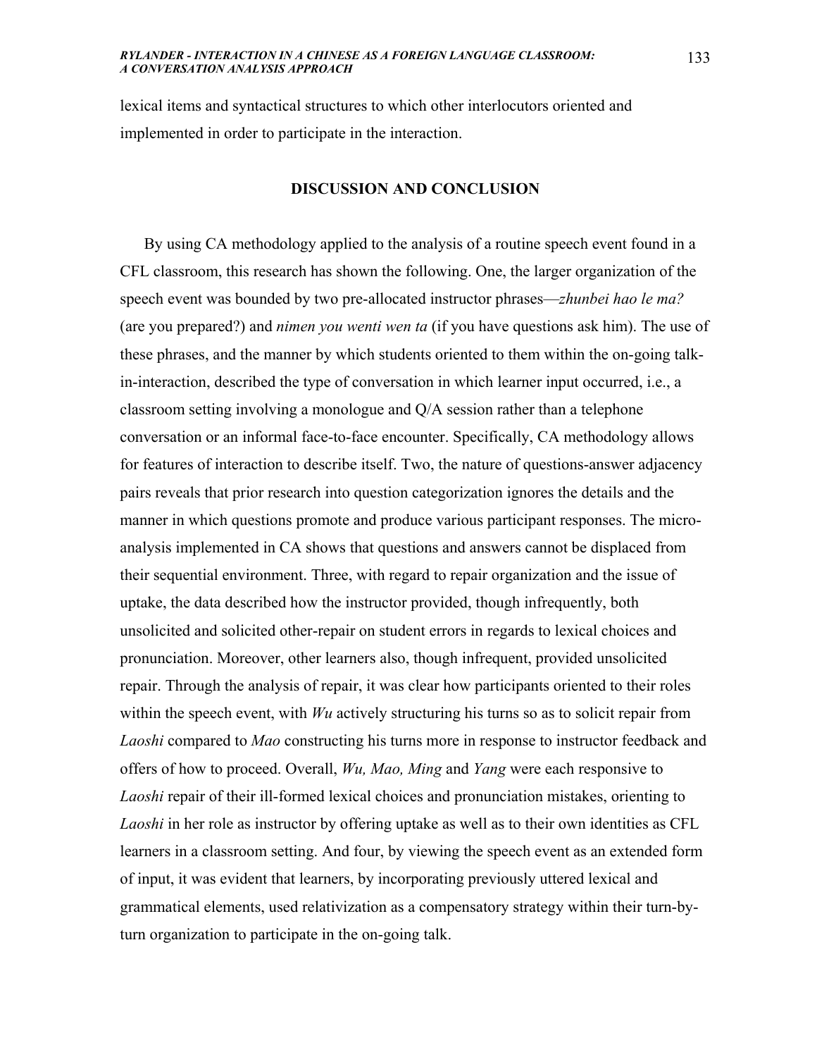lexical items and syntactical structures to which other interlocutors oriented and implemented in order to participate in the interaction.

## DISCUSSION AND CONCLUSION

By using CA methodology applied to the analysis of a routine speech event found in a CFL classroom, this research has shown the following. One, the larger organization of the speech event was bounded by two pre-allocated instructor phrases—*zhunbei hao le ma?* (are you prepared?) and *nimen you wenti wen ta* (if you have questions ask him). The use of these phrases, and the manner by which students oriented to them within the on-going talk-in-interaction, described the type of conversation in which learner input occurred, i.e., a classroom setting involving a monologue and Q/A session rather than a telephone conversation or an informal face-to-face encounter. Specifically, CA methodology allows for features of interaction to describe itself. Two, the nature of questions-answer adjacency pairs reveals that prior research into question categorization ignores the details and the manner in which questions promote and produce various participant responses. The micro-analysis implemented in CA shows that questions and answers cannot be displaced from their sequential environment. Three, with regard to repair organization and the issue of uptake, the data described how the instructor provided, though infrequently, both unsolicited and solicited other-repair on student errors in regards to lexical choices and pronunciation. Moreover, other learners also, though infrequent, provided unsolicited repair. Through the analysis of repair, it was clear how participants oriented to their roles within the speech event, with *Wu* actively structuring his turns so as to solicit repair from *Laoshi* compared to *Mao* constructing his turns more in response to instructor feedback and offers of how to proceed. Overall, *Wu, Mao, Ming* and *Yang* were each responsive to *Laoshi* repair of their ill-formed lexical choices and pronunciation mistakes, orienting to *Laoshi* in her role as instructor by offering uptake as well as to their own identities as CFL learners in a classroom setting. And four, by viewing the speech event as an extended form of input, it was evident that learners, by incorporating previously uttered lexical and grammatical elements, used relativization as a compensatory strategy within their turn-by-turn organization to participate in the on-going talk.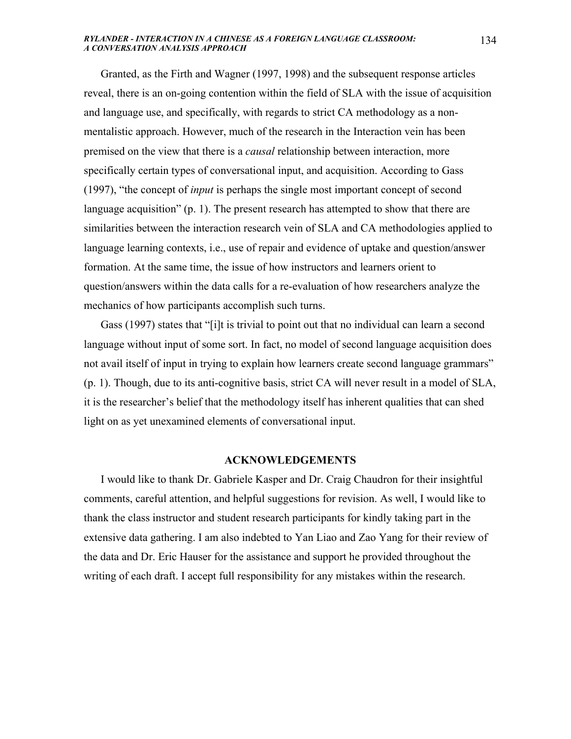Granted, as the Firth and Wagner (1997, 1998) and the subsequent response articles reveal, there is an on-going contention within the field of SLA with the issue of acquisition and language use, and specifically, with regards to strict CA methodology as a non-mentalistic approach. However, much of the research in the Interaction vein has been premised on the view that there is a *causal* relationship between interaction, more specifically certain types of conversational input, and acquisition. According to Gass (1997), "the concept of *input* is perhaps the single most important concept of second language acquisition" (p. 1). The present research has attempted to show that there are similarities between the interaction research vein of SLA and CA methodologies applied to language learning contexts, i.e., use of repair and evidence of uptake and question/answer formation. At the same time, the issue of how instructors and learners orient to question/answers within the data calls for a re-evaluation of how researchers analyze the mechanics of how participants accomplish such turns.

Gass (1997) states that "[i]t is trivial to point out that no individual can learn a second language without input of some sort. In fact, no model of second language acquisition does not avail itself of input in trying to explain how learners create second language grammars" (p. 1). Though, due to its anti-cognitive basis, strict CA will never result in a model of SLA, it is the researcher's belief that the methodology itself has inherent qualities that can shed light on as yet unexamined elements of conversational input.

## ACKNOWLEDGEMENTS

I would like to thank Dr. Gabriele Kasper and Dr. Craig Chaudron for their insightful comments, careful attention, and helpful suggestions for revision. As well, I would like to thank the class instructor and student research participants for kindly taking part in the extensive data gathering. I am also indebted to Yan Liao and Zao Yang for their review of the data and Dr. Eric Hauser for the assistance and support he provided throughout the writing of each draft. I accept full responsibility for any mistakes within the research.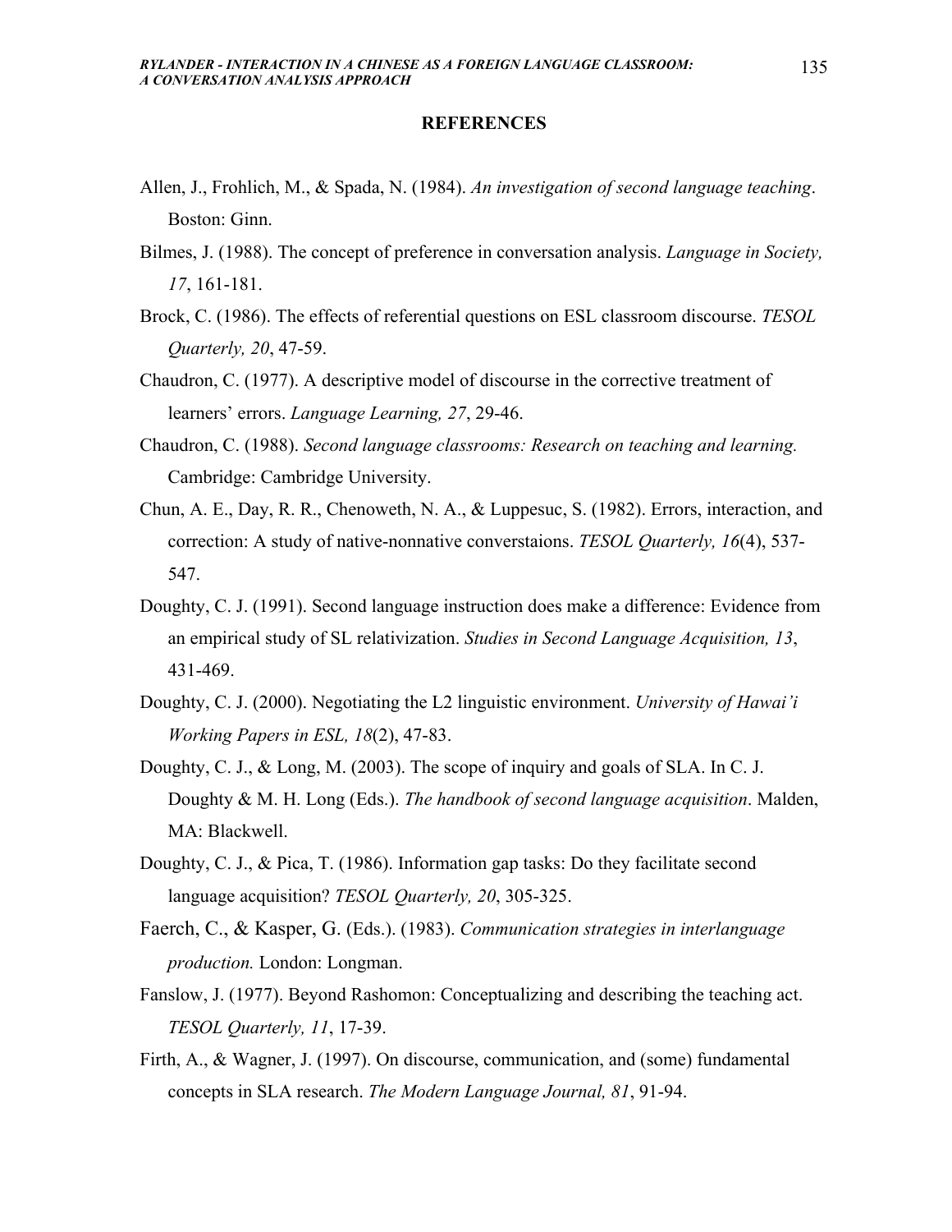## REFERENCES

Allen, J., Frohlich, M., & Spada, N. (1984). *An investigation of second language teaching*. Boston: Ginn.

Bilmes, J. (1988). The concept of preference in conversation analysis. *Language in Society, 17*, 161-181.

Brock, C. (1986). The effects of referential questions on ESL classroom discourse. *TESOL Quarterly, 20*, 47-59.

Chaudron, C. (1977). A descriptive model of discourse in the corrective treatment of learners' errors. *Language Learning, 27*, 29-46.

Chaudron, C. (1988). *Second language classrooms: Research on teaching and learning.* Cambridge: Cambridge University.

Chun, A. E., Day, R. R., Chenoweth, N. A., & Luppesuc, S. (1982). Errors, interaction, and correction: A study of native-nonnative converstaions. *TESOL Quarterly, 16*(4), 537-547.

Doughty, C. J. (1991). Second language instruction does make a difference: Evidence from an empirical study of SL relativization. *Studies in Second Language Acquisition, 13*, 431-469.

Doughty, C. J. (2000). Negotiating the L2 linguistic environment. *University of Hawai'i Working Papers in ESL, 18*(2), 47-83.

Doughty, C. J., & Long, M. (2003). The scope of inquiry and goals of SLA. In C. J. Doughty & M. H. Long (Eds.). *The handbook of second language acquisition*. Malden, MA: Blackwell.

Doughty, C. J., & Pica, T. (1986). Information gap tasks: Do they facilitate second language acquisition? *TESOL Quarterly, 20*, 305-325.

Faerch, C., & Kasper, G. (Eds.). (1983). *Communication strategies in interlanguage production.* London: Longman.

Fanslow, J. (1977). Beyond Rashomon: Conceptualizing and describing the teaching act. *TESOL Quarterly, 11*, 17-39.

Firth, A., & Wagner, J. (1997). On discourse, communication, and (some) fundamental concepts in SLA research. *The Modern Language Journal, 81*, 91-94.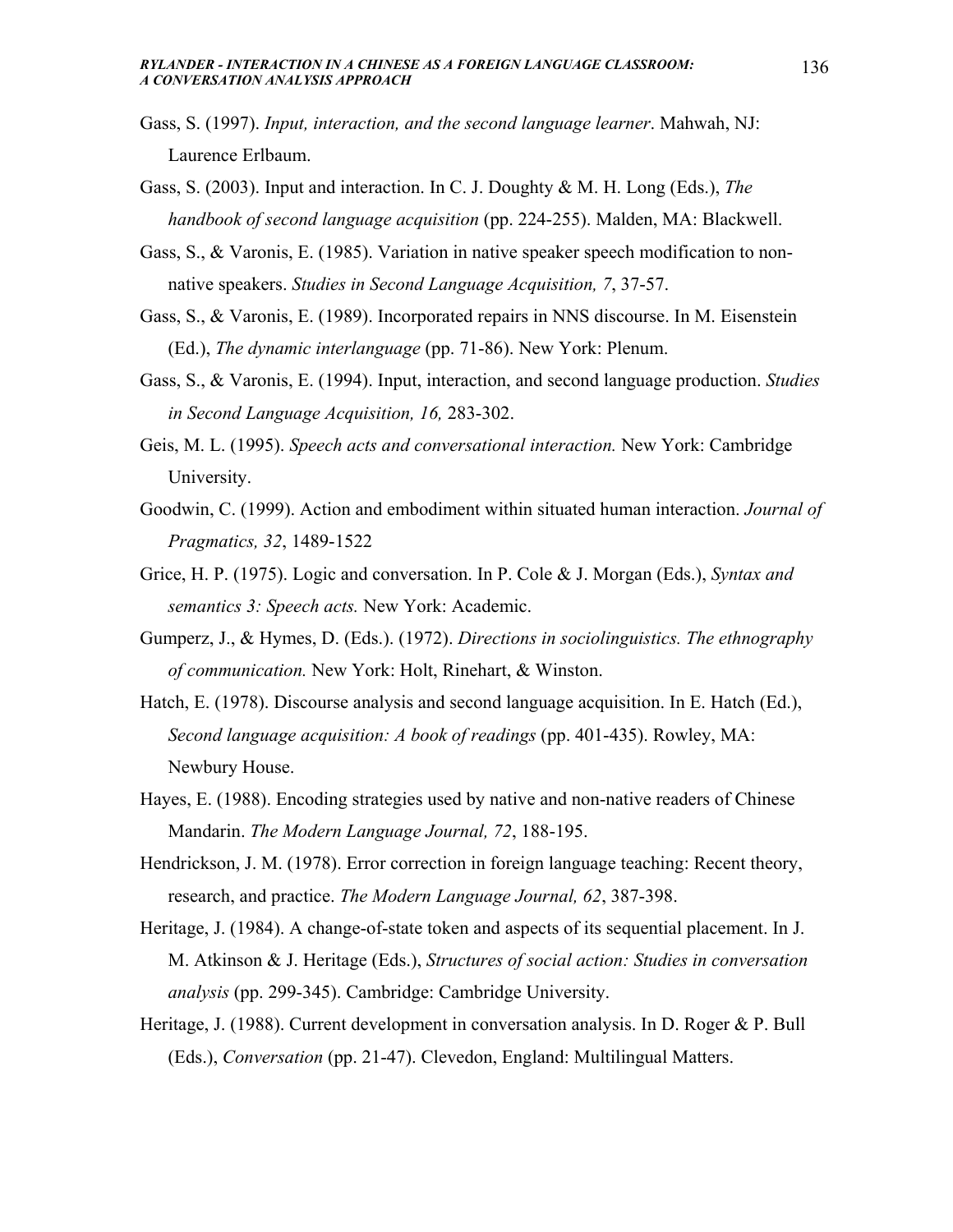Gass, S. (1997). *Input, interaction, and the second language learner*. Mahwah, NJ: Laurence Erlbaum.

Gass, S. (2003). Input and interaction. In C. J. Doughty & M. H. Long (Eds.), *The handbook of second language acquisition* (pp. 224-255). Malden, MA: Blackwell.

Gass, S., & Varonis, E. (1985). Variation in native speaker speech modification to non-native speakers. *Studies in Second Language Acquisition, 7*, 37-57.

Gass, S., & Varonis, E. (1989). Incorporated repairs in NNS discourse. In M. Eisenstein (Ed.), *The dynamic interlanguage* (pp. 71-86). New York: Plenum.

Gass, S., & Varonis, E. (1994). Input, interaction, and second language production. *Studies in Second Language Acquisition, 16,* 283-302.

Geis, M. L. (1995). *Speech acts and conversational interaction.* New York: Cambridge University.

Goodwin, C. (1999). Action and embodiment within situated human interaction. *Journal of Pragmatics, 32*, 1489-1522

Grice, H. P. (1975). Logic and conversation. In P. Cole & J. Morgan (Eds.), *Syntax and semantics 3: Speech acts.* New York: Academic.

Gumperz, J., & Hymes, D. (Eds.). (1972). *Directions in sociolinguistics. The ethnography of communication.* New York: Holt, Rinehart, & Winston.

Hatch, E. (1978). Discourse analysis and second language acquisition. In E. Hatch (Ed.), *Second language acquisition: A book of readings* (pp. 401-435). Rowley, MA: Newbury House.

Hayes, E. (1988). Encoding strategies used by native and non-native readers of Chinese Mandarin. *The Modern Language Journal, 72*, 188-195.

Hendrickson, J. M. (1978). Error correction in foreign language teaching: Recent theory, research, and practice. *The Modern Language Journal, 62*, 387-398.

Heritage, J. (1984). A change-of-state token and aspects of its sequential placement. In J. M. Atkinson & J. Heritage (Eds.), *Structures of social action: Studies in conversation analysis* (pp. 299-345). Cambridge: Cambridge University.

Heritage, J. (1988). Current development in conversation analysis. In D. Roger & P. Bull (Eds.), *Conversation* (pp. 21-47). Clevedon, England: Multilingual Matters.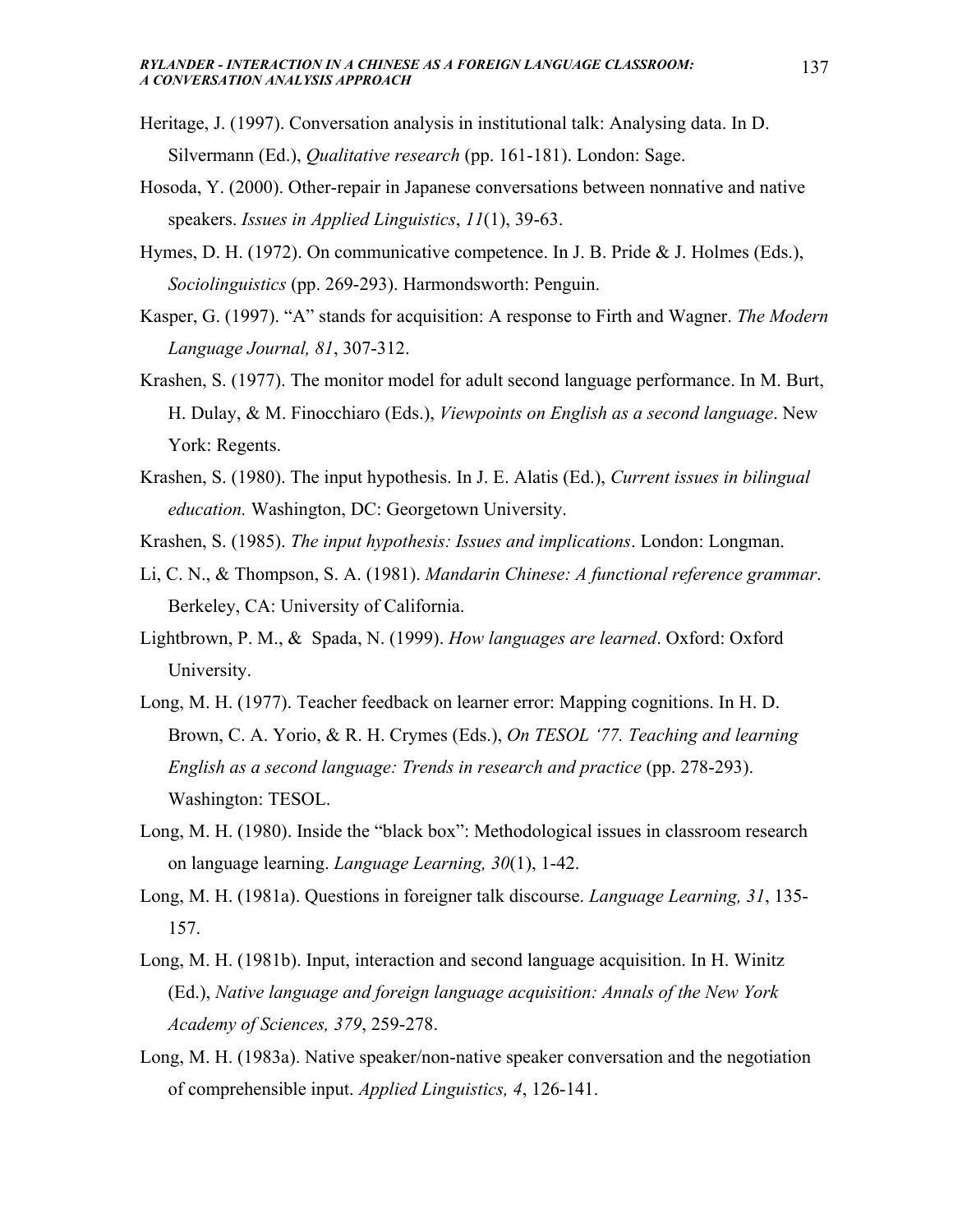Heritage, J. (1997). Conversation analysis in institutional talk: Analysing data. In D. Silvermann (Ed.), *Qualitative research* (pp. 161-181). London: Sage.

Hosoda, Y. (2000). Other-repair in Japanese conversations between nonnative and native speakers. *Issues in Applied Linguistics*, *11*(1), 39-63.

Hymes, D. H. (1972). On communicative competence. In J. B. Pride & J. Holmes (Eds.), *Sociolinguistics* (pp. 269-293). Harmondsworth: Penguin.

Kasper, G. (1997). "A" stands for acquisition: A response to Firth and Wagner. *The Modern Language Journal, 81*, 307-312.

Krashen, S. (1977). The monitor model for adult second language performance. In M. Burt, H. Dulay, & M. Finocchiaro (Eds.), *Viewpoints on English as a second language*. New York: Regents.

Krashen, S. (1980). The input hypothesis. In J. E. Alatis (Ed.), *Current issues in bilingual education.* Washington, DC: Georgetown University.

Krashen, S. (1985). *The input hypothesis: Issues and implications*. London: Longman.

Li, C. N., & Thompson, S. A. (1981). *Mandarin Chinese: A functional reference grammar*. Berkeley, CA: University of California.

Lightbrown, P. M., & Spada, N. (1999). *How languages are learned*. Oxford: Oxford University.

Long, M. H. (1977). Teacher feedback on learner error: Mapping cognitions. In H. D. Brown, C. A. Yorio, & R. H. Crymes (Eds.), *On TESOL '77. Teaching and learning English as a second language: Trends in research and practice* (pp. 278-293). Washington: TESOL.

Long, M. H. (1980). Inside the "black box": Methodological issues in classroom research on language learning. *Language Learning, 30*(1), 1-42.

Long, M. H. (1981a). Questions in foreigner talk discourse. *Language Learning, 31*, 135-157.

Long, M. H. (1981b). Input, interaction and second language acquisition. In H. Winitz (Ed.), *Native language and foreign language acquisition: Annals of the New York Academy of Sciences, 379*, 259-278.

Long, M. H. (1983a). Native speaker/non-native speaker conversation and the negotiation of comprehensible input. *Applied Linguistics, 4*, 126-141.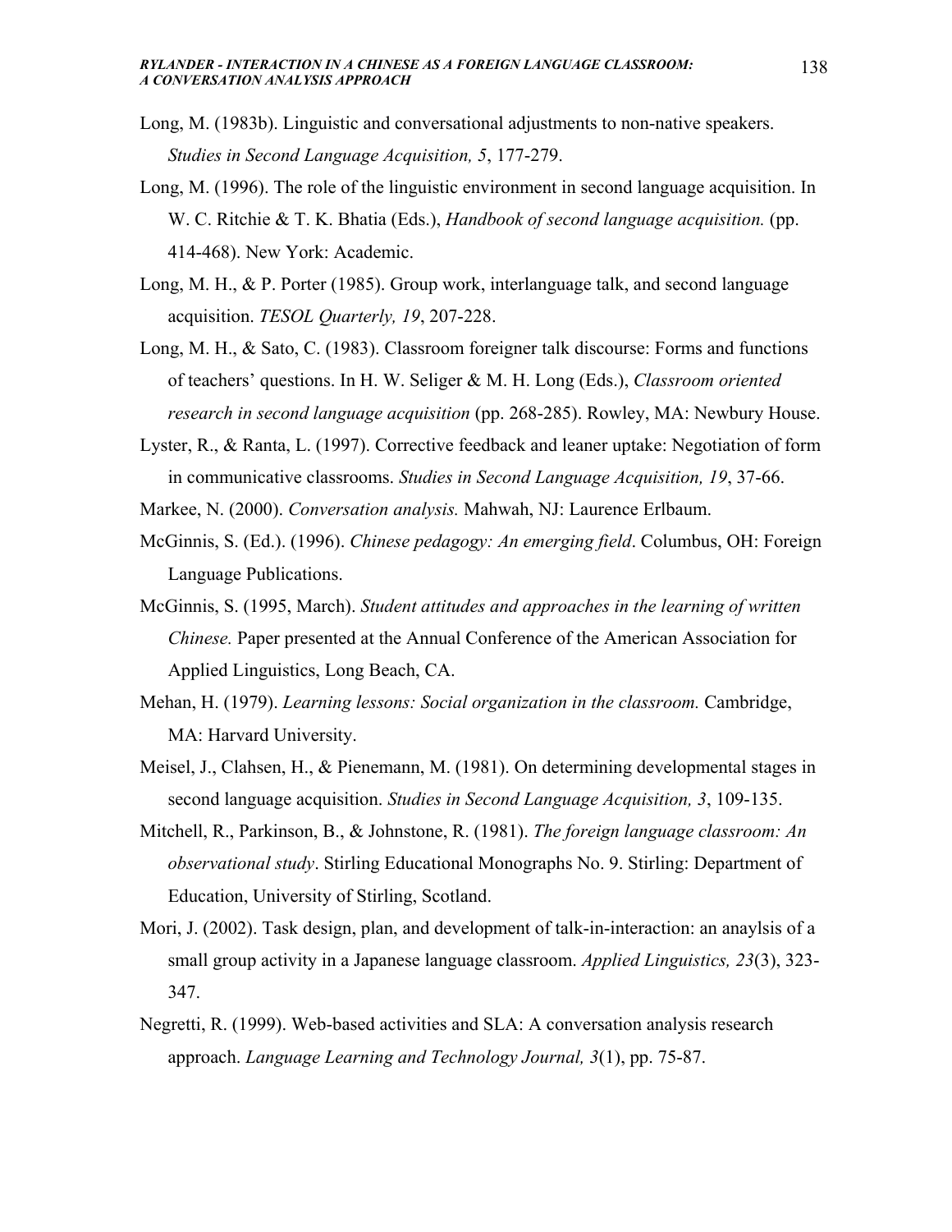Long, M. (1983b). Linguistic and conversational adjustments to non-native speakers. *Studies in Second Language Acquisition, 5*, 177-279.

Long, M. (1996). The role of the linguistic environment in second language acquisition. In W. C. Ritchie & T. K. Bhatia (Eds.), *Handbook of second language acquisition.* (pp. 414-468). New York: Academic.

Long, M. H., & P. Porter (1985). Group work, interlanguage talk, and second language acquisition. *TESOL Quarterly, 19*, 207-228.

Long, M. H., & Sato, C. (1983). Classroom foreigner talk discourse: Forms and functions of teachers' questions. In H. W. Seliger & M. H. Long (Eds.), *Classroom oriented research in second language acquisition* (pp. 268-285). Rowley, MA: Newbury House.

Lyster, R., & Ranta, L. (1997). Corrective feedback and leaner uptake: Negotiation of form in communicative classrooms. *Studies in Second Language Acquisition, 19*, 37-66.

Markee, N. (2000). *Conversation analysis.* Mahwah, NJ: Laurence Erlbaum.

McGinnis, S. (Ed.). (1996). *Chinese pedagogy: An emerging field*. Columbus, OH: Foreign Language Publications.

McGinnis, S. (1995, March). *Student attitudes and approaches in the learning of written Chinese.* Paper presented at the Annual Conference of the American Association for Applied Linguistics, Long Beach, CA.

Mehan, H. (1979). *Learning lessons: Social organization in the classroom.* Cambridge, MA: Harvard University.

Meisel, J., Clahsen, H., & Pienemann, M. (1981). On determining developmental stages in second language acquisition. *Studies in Second Language Acquisition, 3*, 109-135.

Mitchell, R., Parkinson, B., & Johnstone, R. (1981). *The foreign language classroom: An observational study*. Stirling Educational Monographs No. 9. Stirling: Department of Education, University of Stirling, Scotland.

Mori, J. (2002). Task design, plan, and development of talk-in-interaction: an anaylsis of a small group activity in a Japanese language classroom. *Applied Linguistics, 23*(3), 323-347.

Negretti, R. (1999). Web-based activities and SLA: A conversation analysis research approach. *Language Learning and Technology Journal, 3*(1), pp. 75-87.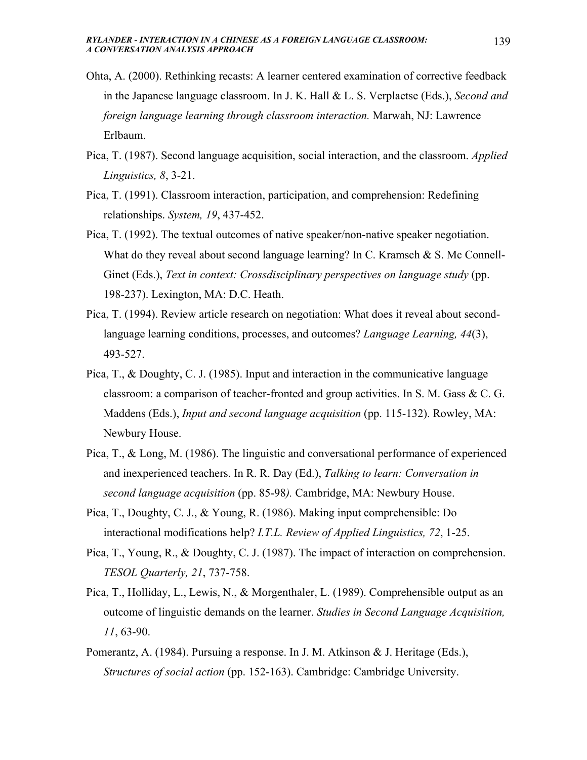Ohta, A. (2000). Rethinking recasts: A learner centered examination of corrective feedback in the Japanese language classroom. In J. K. Hall & L. S. Verplaetse (Eds.), *Second and foreign language learning through classroom interaction.* Marwah, NJ: Lawrence Erlbaum.

Pica, T. (1987). Second language acquisition, social interaction, and the classroom. *Applied Linguistics, 8*, 3-21.

Pica, T. (1991). Classroom interaction, participation, and comprehension: Redefining relationships. *System, 19*, 437-452.

Pica, T. (1992). The textual outcomes of native speaker/non-native speaker negotiation. What do they reveal about second language learning? In C. Kramsch & S. Mc Connell-Ginet (Eds.), *Text in context: Crossdisciplinary perspectives on language study* (pp. 198-237). Lexington, MA: D.C. Heath.

Pica, T. (1994). Review article research on negotiation: What does it reveal about second-language learning conditions, processes, and outcomes? *Language Learning, 44*(3), 493-527.

Pica, T., & Doughty, C. J. (1985). Input and interaction in the communicative language classroom: a comparison of teacher-fronted and group activities. In S. M. Gass & C. G. Maddens (Eds.), *Input and second language acquisition* (pp. 115-132). Rowley, MA: Newbury House.

Pica, T., & Long, M. (1986). The linguistic and conversational performance of experienced and inexperienced teachers. In R. R. Day (Ed.), *Talking to learn: Conversation in second language acquisition* (pp. 85-98*).* Cambridge, MA: Newbury House.

Pica, T., Doughty, C. J., & Young, R. (1986). Making input comprehensible: Do interactional modifications help? *I.T.L. Review of Applied Linguistics, 72*, 1-25.

Pica, T., Young, R., & Doughty, C. J. (1987). The impact of interaction on comprehension. *TESOL Quarterly, 21*, 737-758.

Pica, T., Holliday, L., Lewis, N., & Morgenthaler, L. (1989). Comprehensible output as an outcome of linguistic demands on the learner. *Studies in Second Language Acquisition, 11*, 63-90.

Pomerantz, A. (1984). Pursuing a response. In J. M. Atkinson & J. Heritage (Eds.), *Structures of social action* (pp. 152-163). Cambridge: Cambridge University.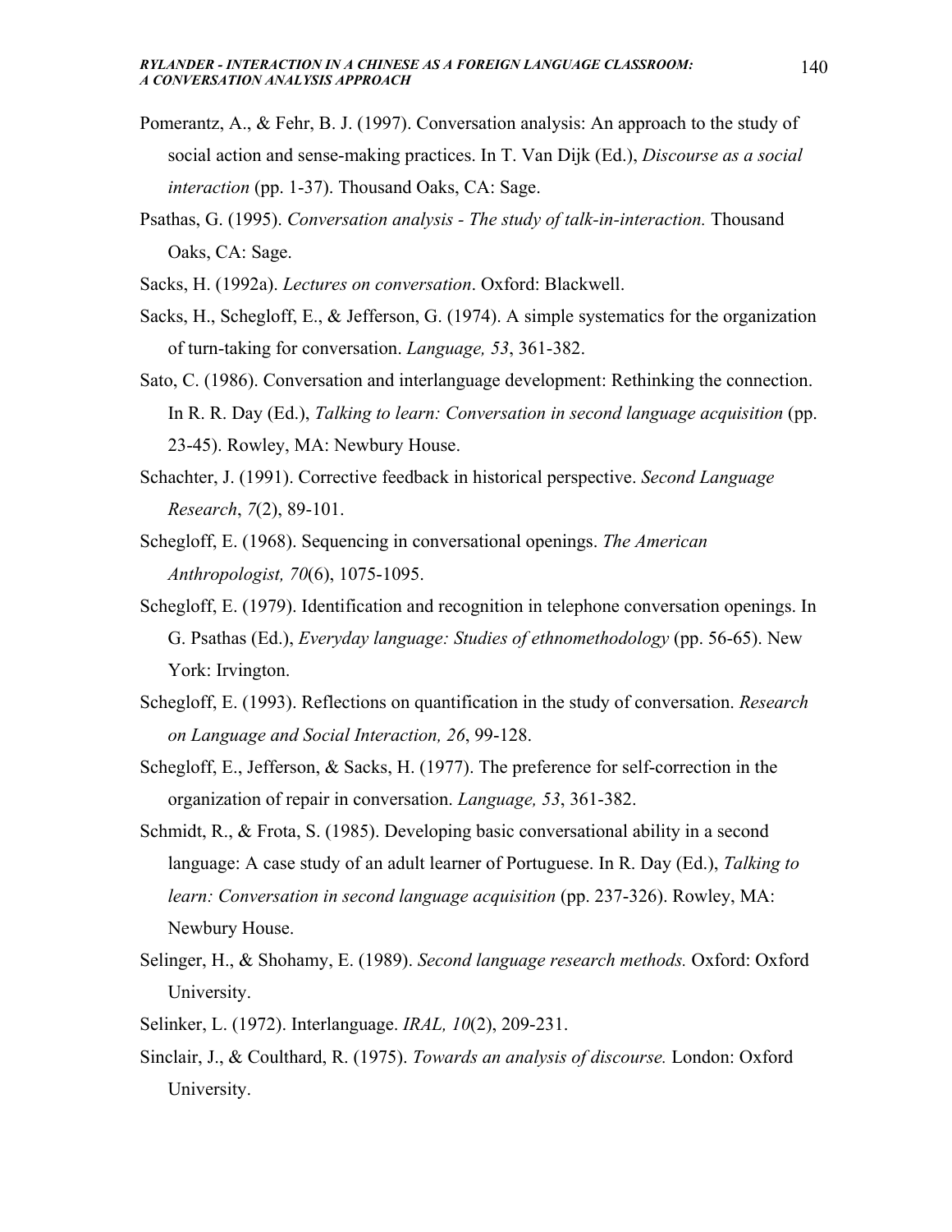Pomerantz, A., & Fehr, B. J. (1997). Conversation analysis: An approach to the study of social action and sense-making practices. In T. Van Dijk (Ed.), *Discourse as a social interaction* (pp. 1-37). Thousand Oaks, CA: Sage.

Psathas, G. (1995). *Conversation analysis - The study of talk-in-interaction.* Thousand Oaks, CA: Sage.

Sacks, H. (1992a). *Lectures on conversation*. Oxford: Blackwell.

Sacks, H., Schegloff, E., & Jefferson, G. (1974). A simple systematics for the organization of turn-taking for conversation. *Language, 53*, 361-382.

Sato, C. (1986). Conversation and interlanguage development: Rethinking the connection. In R. R. Day (Ed.), *Talking to learn: Conversation in second language acquisition* (pp. 23-45). Rowley, MA: Newbury House.

Schachter, J. (1991). Corrective feedback in historical perspective. *Second Language Research*, *7*(2), 89-101.

Schegloff, E. (1968). Sequencing in conversational openings. *The American Anthropologist, 70*(6), 1075-1095.

Schegloff, E. (1979). Identification and recognition in telephone conversation openings. In G. Psathas (Ed.), *Everyday language: Studies of ethnomethodology* (pp. 56-65). New York: Irvington.

Schegloff, E. (1993). Reflections on quantification in the study of conversation. *Research on Language and Social Interaction, 26*, 99-128.

Schegloff, E., Jefferson, & Sacks, H. (1977). The preference for self-correction in the organization of repair in conversation. *Language, 53*, 361-382.

Schmidt, R., & Frota, S. (1985). Developing basic conversational ability in a second language: A case study of an adult learner of Portuguese. In R. Day (Ed.), *Talking to learn: Conversation in second language acquisition* (pp. 237-326). Rowley, MA: Newbury House.

Selinger, H., & Shohamy, E. (1989). *Second language research methods.* Oxford: Oxford University.

Selinker, L. (1972). Interlanguage. *IRAL, 10*(2), 209-231.

Sinclair, J., & Coulthard, R. (1975). *Towards an analysis of discourse.* London: Oxford University.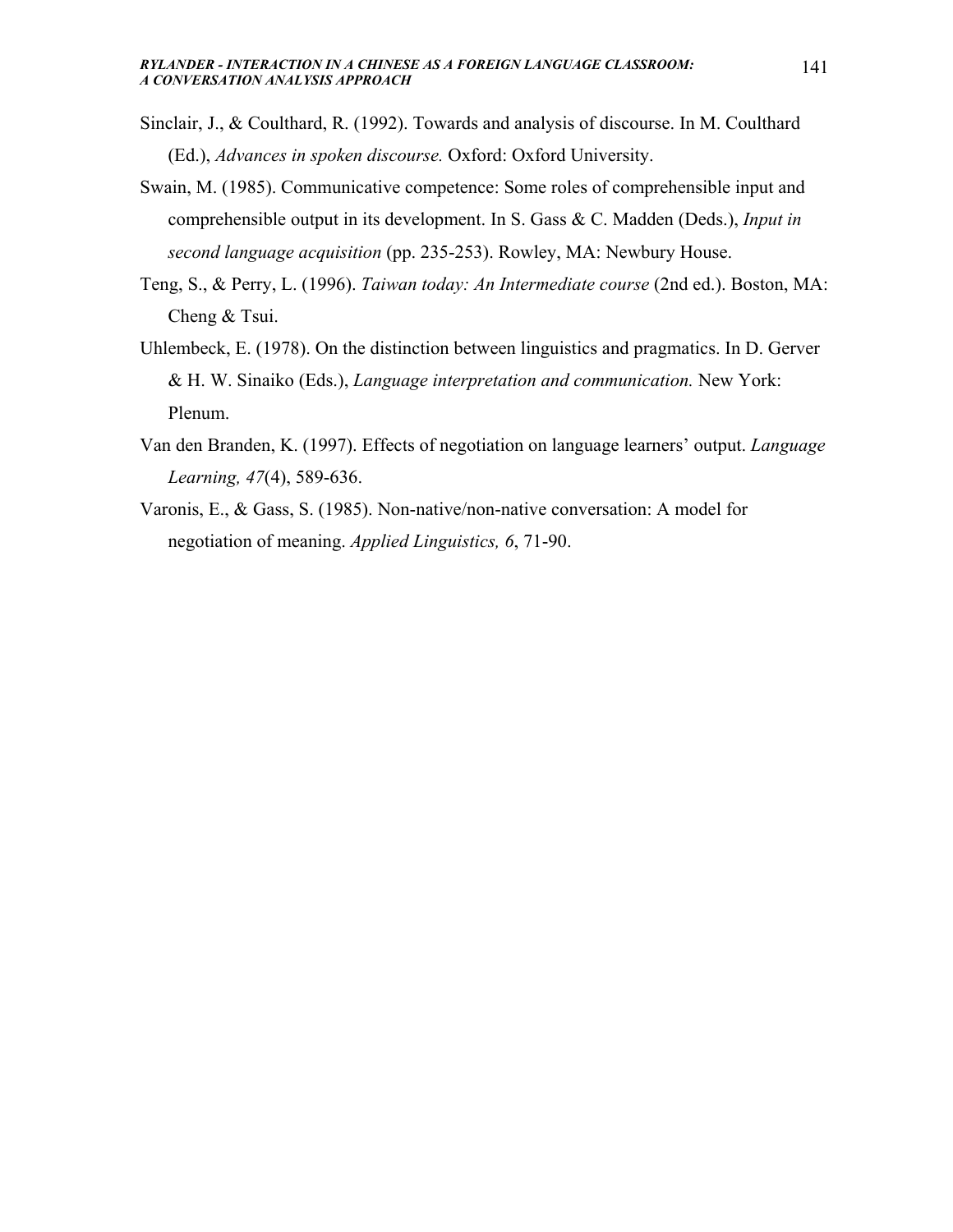Sinclair, J., & Coulthard, R. (1992). Towards and analysis of discourse. In M. Coulthard (Ed.), *Advances in spoken discourse.* Oxford: Oxford University.

Swain, M. (1985). Communicative competence: Some roles of comprehensible input and comprehensible output in its development. In S. Gass & C. Madden (Deds.), *Input in second language acquisition* (pp. 235-253). Rowley, MA: Newbury House.

Teng, S., & Perry, L. (1996). *Taiwan today: An Intermediate course* (2nd ed.). Boston, MA: Cheng & Tsui.

Uhlembeck, E. (1978). On the distinction between linguistics and pragmatics. In D. Gerver & H. W. Sinaiko (Eds.), *Language interpretation and communication.* New York: Plenum.

Van den Branden, K. (1997). Effects of negotiation on language learners' output. *Language Learning, 47*(4), 589-636.

Varonis, E., & Gass, S. (1985). Non-native/non-native conversation: A model for negotiation of meaning. *Applied Linguistics, 6*, 71-90.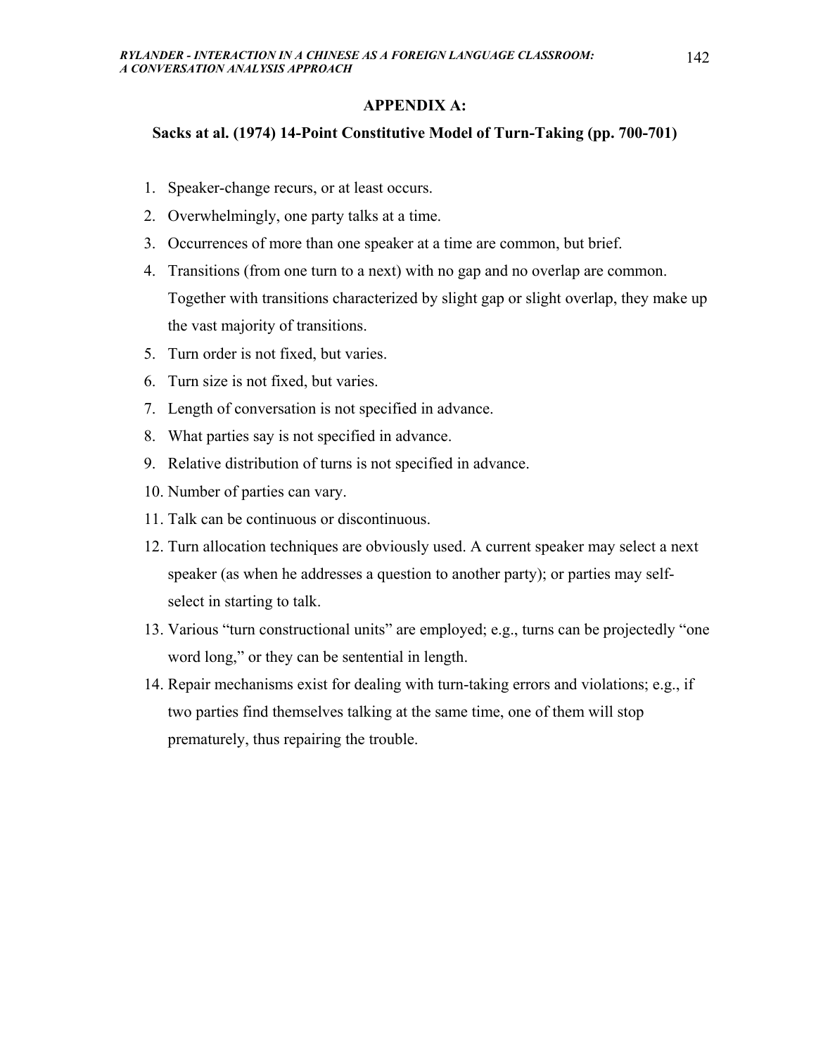## APPENDIX A:

### Sacks at al. (1974) 14-Point Constitutive Model of Turn-Taking (pp. 700-701)

1. Speaker-change recurs, or at least occurs.
2. Overwhelmingly, one party talks at a time.
3. Occurrences of more than one speaker at a time are common, but brief.
4. Transitions (from one turn to a next) with no gap and no overlap are common. Together with transitions characterized by slight gap or slight overlap, they make up the vast majority of transitions.
5. Turn order is not fixed, but varies.
6. Turn size is not fixed, but varies.
7. Length of conversation is not specified in advance.
8. What parties say is not specified in advance.
9. Relative distribution of turns is not specified in advance.
10. Number of parties can vary.
11. Talk can be continuous or discontinuous.
12. Turn allocation techniques are obviously used. A current speaker may select a next speaker (as when he addresses a question to another party); or parties may self-select in starting to talk.
13. Various "turn constructional units" are employed; e.g., turns can be projectedly "one word long," or they can be sentential in length.
14. Repair mechanisms exist for dealing with turn-taking errors and violations; e.g., if two parties find themselves talking at the same time, one of them will stop prematurely, thus repairing the trouble.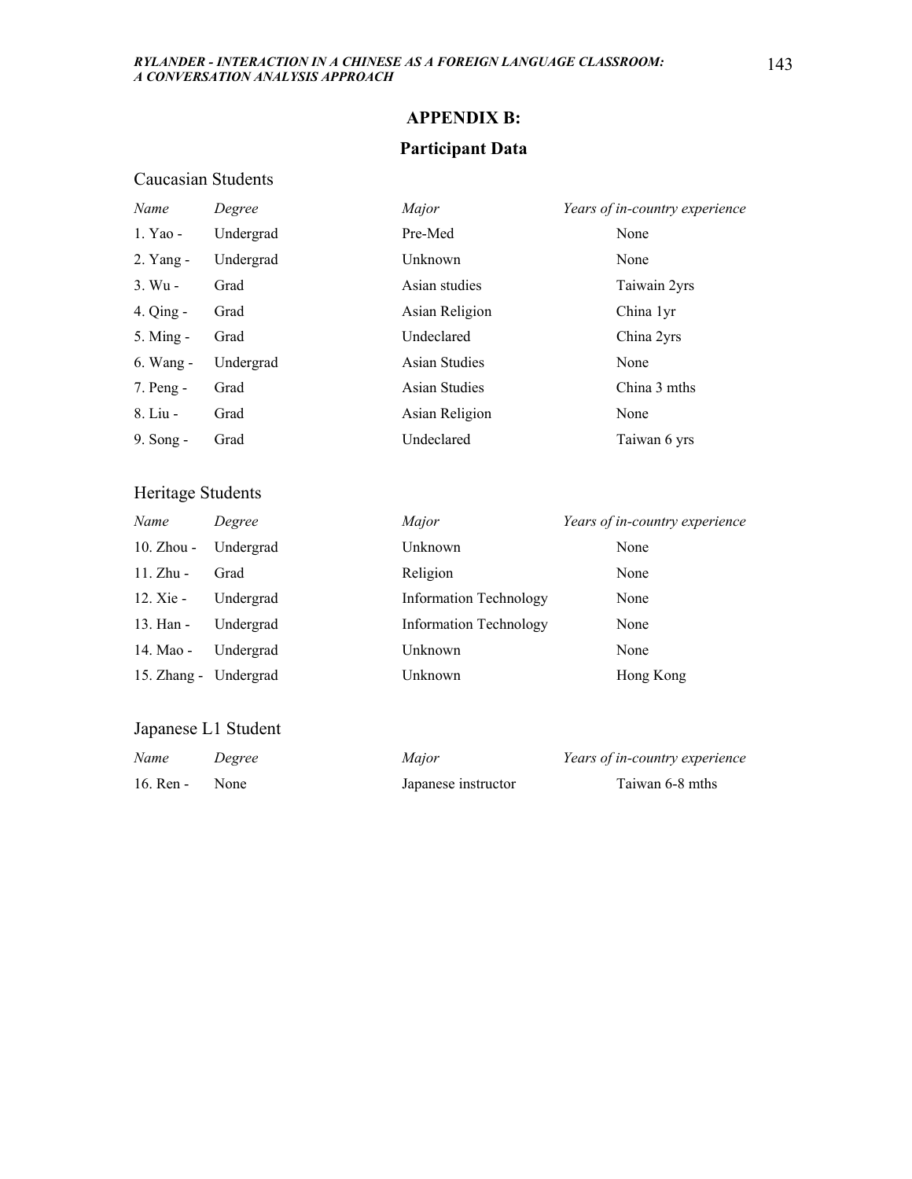# APPENDIX B:

## Participant Data

### Caucasian Students

| *Name* | *Degree* | *Major* | *Years of in-country experience* |
|---|---|---|---|
| 1. Yao - | Undergrad | Pre-Med | None |
| 2. Yang - | Undergrad | Unknown | None |
| 3. Wu - | Grad | Asian studies | Taiwain 2yrs |
| 4. Qing - | Grad | Asian Religion | China 1yr |
| 5. Ming - | Grad | Undeclared | China 2yrs |
| 6. Wang - | Undergrad | Asian Studies | None |
| 7. Peng - | Grad | Asian Studies | China 3 mths |
| 8. Liu - | Grad | Asian Religion | None |
| 9. Song - | Grad | Undeclared | Taiwan 6 yrs |

### Heritage Students

| *Name* | *Degree* | *Major* | *Years of in-country experience* |
|---|---|---|---|
| 10. Zhou - | Undergrad | Unknown | None |
| 11. Zhu - | Grad | Religion | None |
| 12. Xie - | Undergrad | Information Technology | None |
| 13. Han - | Undergrad | Information Technology | None |
| 14. Mao - | Undergrad | Unknown | None |
| 15. Zhang - | Undergrad | Unknown | Hong Kong |

### Japanese L1 Student

| *Name* | *Degree* | *Major* | *Years of in-country experience* |
|---|---|---|---|
| 16. Ren - | None | Japanese instructor | Taiwan 6-8 mths |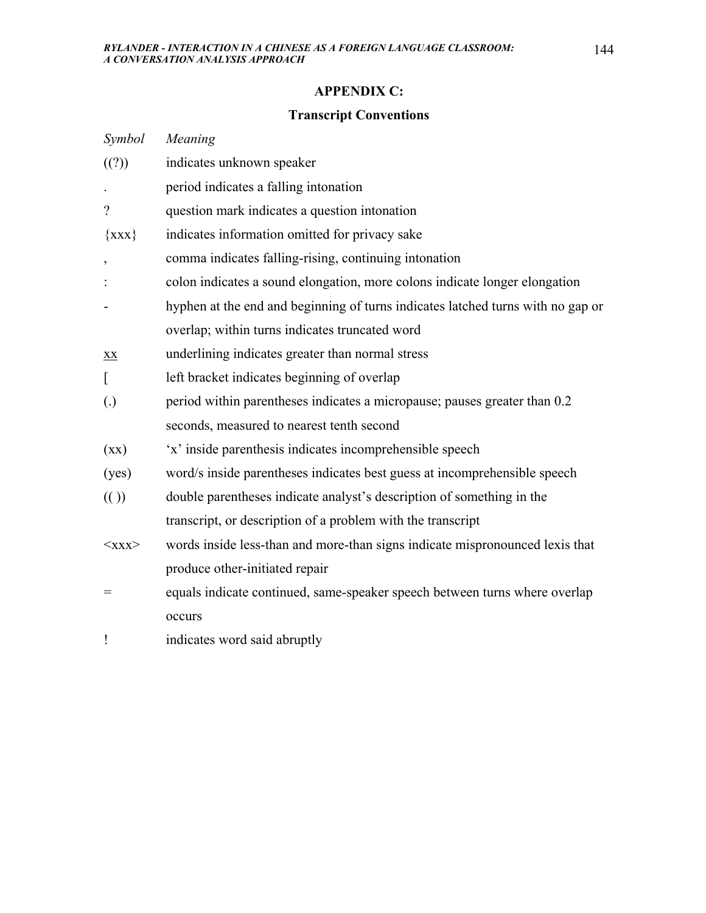## APPENDIX C:

## Transcript Conventions

| *Symbol* | *Meaning* |
| --- | --- |
| ((?)) | indicates unknown speaker |
| . | period indicates a falling intonation |
| ? | question mark indicates a question intonation |
| {xxx} | indicates information omitted for privacy sake |
| , | comma indicates falling-rising, continuing intonation |
| : | colon indicates a sound elongation, more colons indicate longer elongation |
| - | hyphen at the end and beginning of turns indicates latched turns with no gap or overlap; within turns indicates truncated word |
| <u>xx</u> | underlining indicates greater than normal stress |
| [ | left bracket indicates beginning of overlap |
| (.) | period within parentheses indicates a micropause; pauses greater than 0.2 seconds, measured to nearest tenth second |
| (xx) | 'x' inside parenthesis indicates incomprehensible speech |
| (yes) | word/s inside parentheses indicates best guess at incomprehensible speech |
| (( )) | double parentheses indicate analyst's description of something in the transcript, or description of a problem with the transcript |
| <xxx> | words inside less-than and more-than signs indicate mispronounced lexis that produce other-initiated repair |
| = | equals indicate continued, same-speaker speech between turns where overlap occurs |
| ! | indicates word said abruptly |